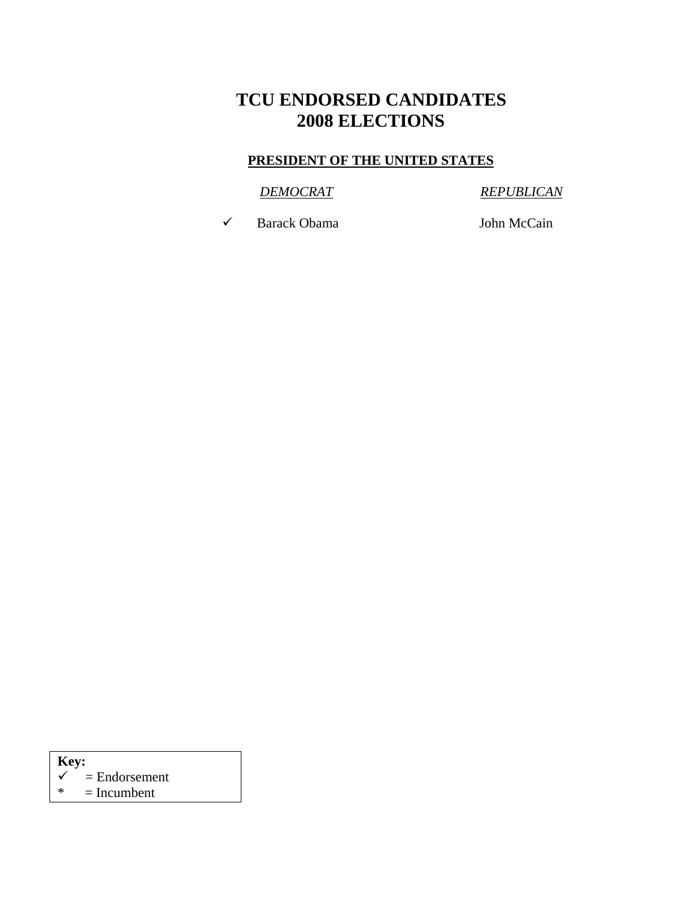# TCU ENDORSED CANDIDATES
# 2008 ELECTIONS

## PRESIDENT OF THE UNITED STATES

| | *DEMOCRAT* | *REPUBLICAN* |
|---|---|---|
| ✓ | Barack Obama | John McCain |

**Key:**
✓ = Endorsement
* = Incumbent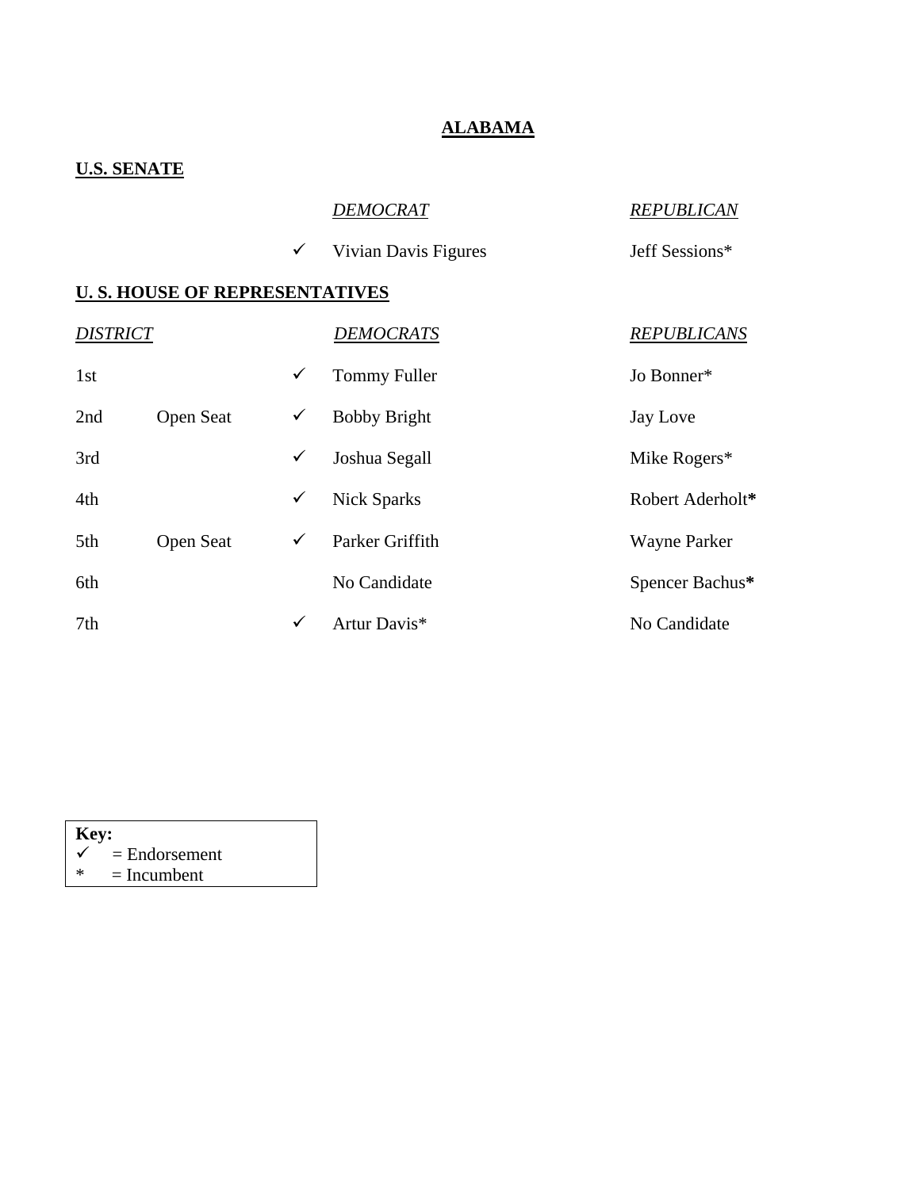# ALABAMA

## U.S. SENATE

| | DEMOCRAT | REPUBLICAN |
|---|---|---|
| ✓ | Vivian Davis Figures | Jeff Sessions* |

## U. S. HOUSE OF REPRESENTATIVES

| DISTRICT | | | DEMOCRATS | REPUBLICANS |
|---|---|---|---|---|
| 1st | | ✓ | Tommy Fuller | Jo Bonner* |
| 2nd | Open Seat | ✓ | Bobby Bright | Jay Love |
| 3rd | | ✓ | Joshua Segall | Mike Rogers* |
| 4th | | ✓ | Nick Sparks | Robert Aderholt* |
| 5th | Open Seat | ✓ | Parker Griffith | Wayne Parker |
| 6th | | | No Candidate | Spencer Bachus* |
| 7th | | ✓ | Artur Davis* | No Candidate |

**Key:**
✓ = Endorsement
* = Incumbent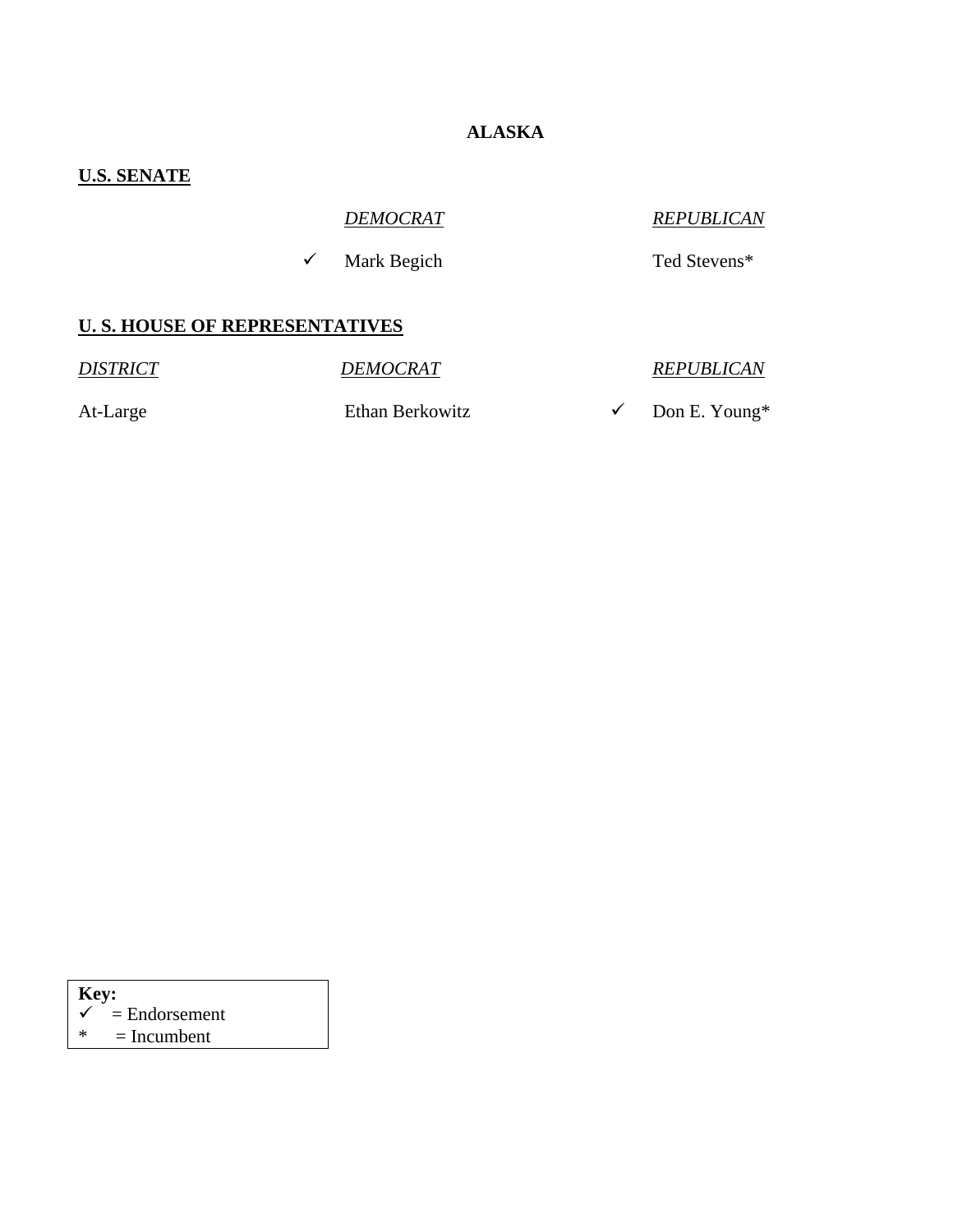# ALASKA

## U.S. SENATE

| | DEMOCRAT | REPUBLICAN |
|---|---|---|
| | ✓ Mark Begich | Ted Stevens* |

## U. S. HOUSE OF REPRESENTATIVES

| DISTRICT | DEMOCRAT | REPUBLICAN |
|---|---|---|
| At-Large | Ethan Berkowitz | ✓ Don E. Young* |

**Key:**
✓ = Endorsement
* = Incumbent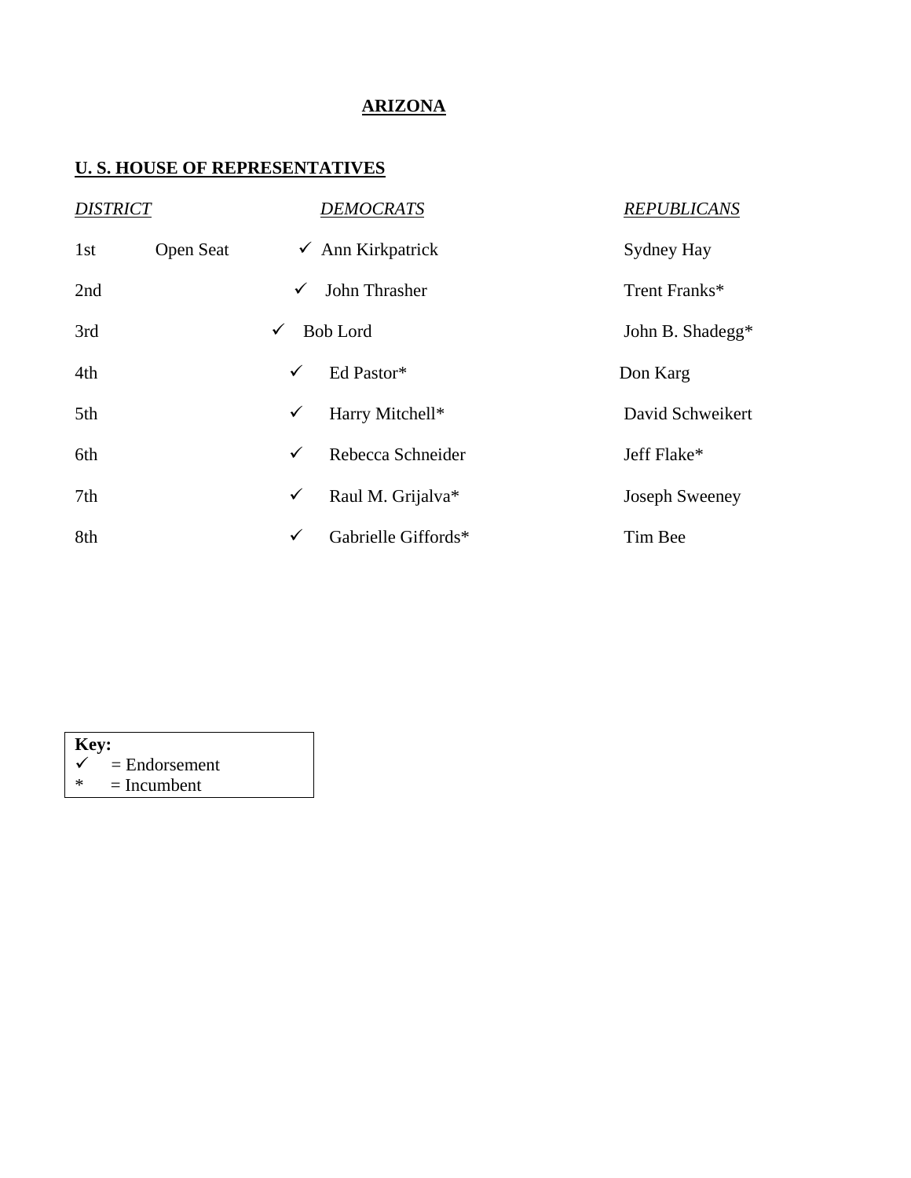# ARIZONA

## U. S. HOUSE OF REPRESENTATIVES

| *DISTRICT* | | *DEMOCRATS* | *REPUBLICANS* |
|---|---|---|---|
| 1st | Open Seat | ✓ Ann Kirkpatrick | Sydney Hay |
| 2nd | | ✓ John Thrasher | Trent Franks* |
| 3rd | | ✓ Bob Lord | John B. Shadegg* |
| 4th | | ✓ Ed Pastor* | Don Karg |
| 5th | | ✓ Harry Mitchell* | David Schweikert |
| 6th | | ✓ Rebecca Schneider | Jeff Flake* |
| 7th | | ✓ Raul M. Grijalva* | Joseph Sweeney |
| 8th | | ✓ Gabrielle Giffords* | Tim Bee |

**Key:**
✓ = Endorsement
* = Incumbent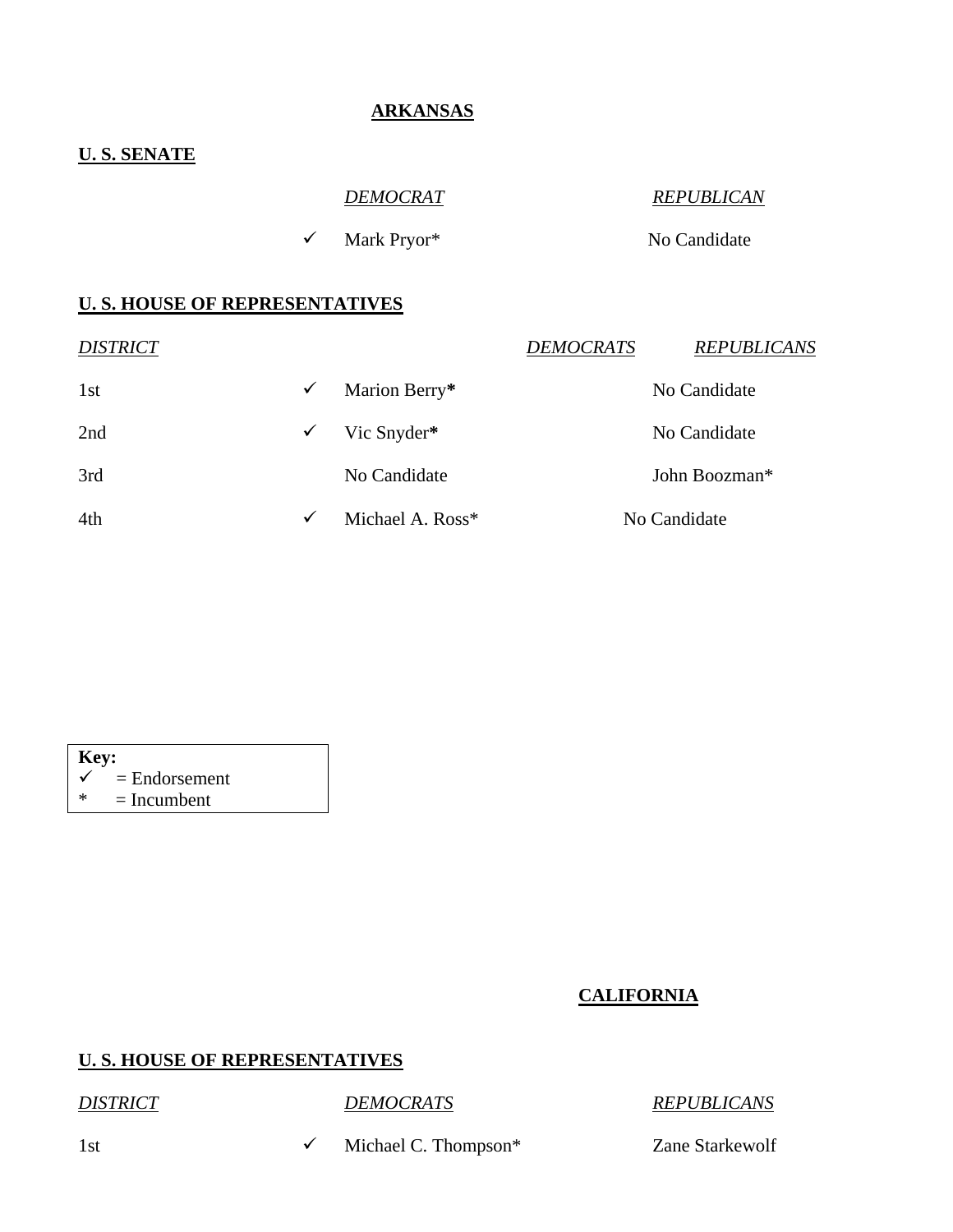# ARKANSAS

## U. S. SENATE

| | DEMOCRAT | REPUBLICAN |
|---|---|---|
| ✓ | Mark Pryor* | No Candidate |

## U. S. HOUSE OF REPRESENTATIVES

| DISTRICT | | DEMOCRATS | REPUBLICANS |
|---|---|---|---|
| 1st | ✓ | Marion Berry* | No Candidate |
| 2nd | ✓ | Vic Snyder* | No Candidate |
| 3rd | | No Candidate | John Boozman* |
| 4th | ✓ | Michael A. Ross* | No Candidate |

**Key:**
✓ = Endorsement
* = Incumbent

# CALIFORNIA

## U. S. HOUSE OF REPRESENTATIVES

| DISTRICT | | DEMOCRATS | REPUBLICANS |
|---|---|---|---|
| 1st | ✓ | Michael C. Thompson* | Zane Starkewolf |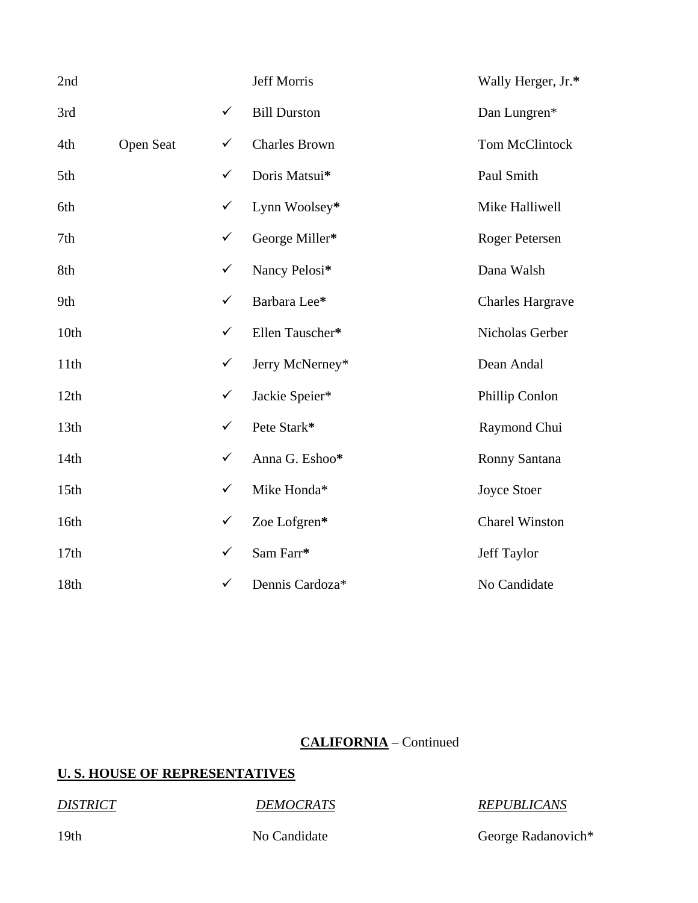| | | | | |
|---|---|---|---|---|
| 2nd | | | Jeff Morris | Wally Herger, Jr.* |
| 3rd | | ✓ | Bill Durston | Dan Lungren* |
| 4th | Open Seat | ✓ | Charles Brown | Tom McClintock |
| 5th | | ✓ | Doris Matsui* | Paul Smith |
| 6th | | ✓ | Lynn Woolsey* | Mike Halliwell |
| 7th | | ✓ | George Miller* | Roger Petersen |
| 8th | | ✓ | Nancy Pelosi* | Dana Walsh |
| 9th | | ✓ | Barbara Lee* | Charles Hargrave |
| 10th | | ✓ | Ellen Tauscher* | Nicholas Gerber |
| 11th | | ✓ | Jerry McNerney* | Dean Andal |
| 12th | | ✓ | Jackie Speier* | Phillip Conlon |
| 13th | | ✓ | Pete Stark* | Raymond Chui |
| 14th | | ✓ | Anna G. Eshoo* | Ronny Santana |
| 15th | | ✓ | Mike Honda* | Joyce Stoer |
| 16th | | ✓ | Zoe Lofgren* | Charel Winston |
| 17th | | ✓ | Sam Farr* | Jeff Taylor |
| 18th | | ✓ | Dennis Cardoza* | No Candidate |

**CALIFORNIA** – Continued

**U. S. HOUSE OF REPRESENTATIVES**

| *DISTRICT* | *DEMOCRATS* | *REPUBLICANS* |
|---|---|---|
| 19th | No Candidate | George Radanovich* |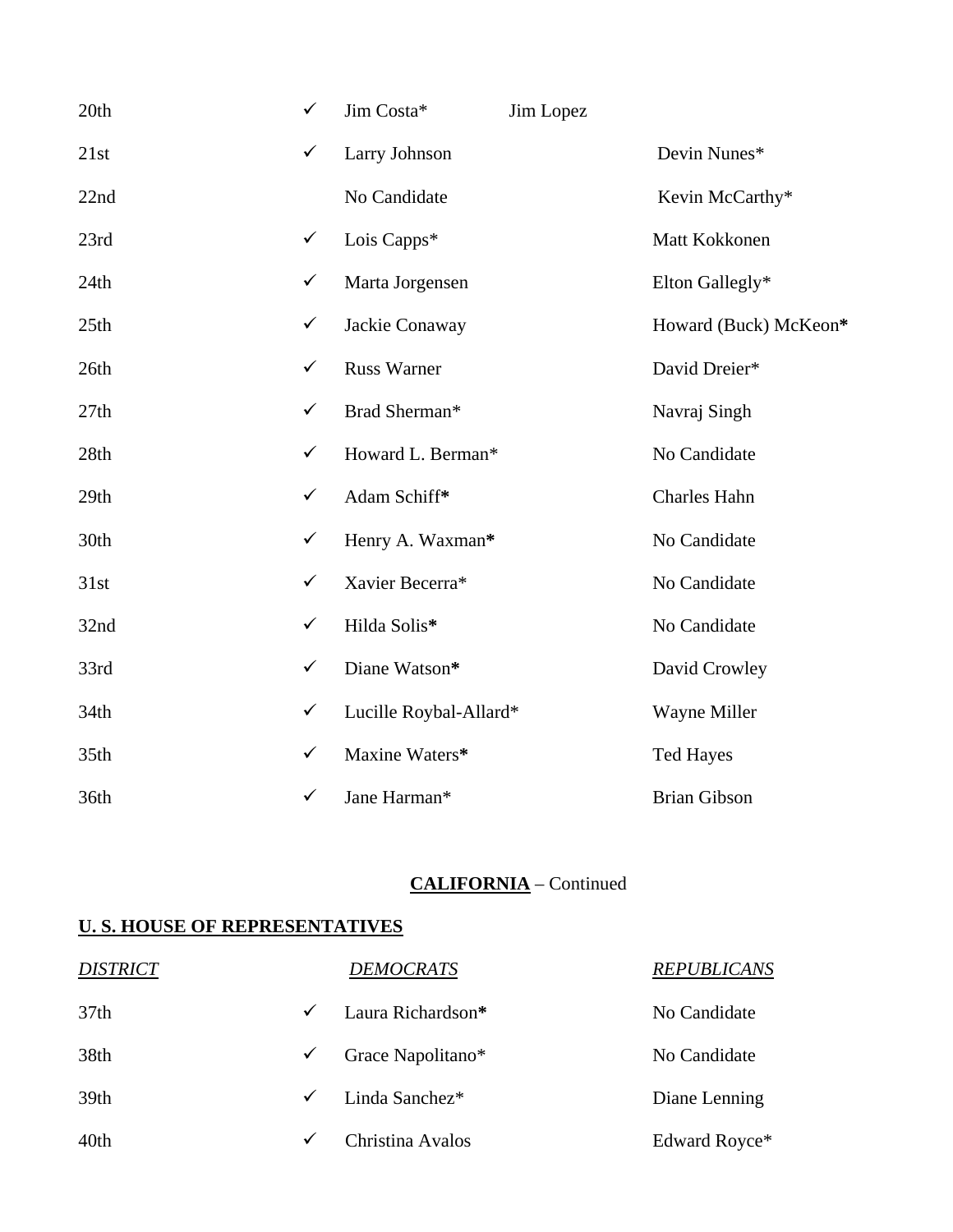| | | | |
|---|---|---|---|
| 20th | ✓ | Jim Costa* | Jim Lopez |
| 21st | ✓ | Larry Johnson | Devin Nunes* |
| 22nd | | No Candidate | Kevin McCarthy* |
| 23rd | ✓ | Lois Capps* | Matt Kokkonen |
| 24th | ✓ | Marta Jorgensen | Elton Gallegly* |
| 25th | ✓ | Jackie Conaway | Howard (Buck) McKeon**\*** |
| 26th | ✓ | Russ Warner | David Dreier* |
| 27th | ✓ | Brad Sherman* | Navraj Singh |
| 28th | ✓ | Howard L. Berman* | No Candidate |
| 29th | ✓ | Adam Schiff**\*** | Charles Hahn |
| 30th | ✓ | Henry A. Waxman**\*** | No Candidate |
| 31st | ✓ | Xavier Becerra* | No Candidate |
| 32nd | ✓ | Hilda Solis**\*** | No Candidate |
| 33rd | ✓ | Diane Watson**\*** | David Crowley |
| 34th | ✓ | Lucille Roybal-Allard* | Wayne Miller |
| 35th | ✓ | Maxine Waters**\*** | Ted Hayes |
| 36th | ✓ | Jane Harman* | Brian Gibson |

**CALIFORNIA** – Continued

**U. S. HOUSE OF REPRESENTATIVES**

| *DISTRICT* | | *DEMOCRATS* | *REPUBLICANS* |
|---|---|---|---|
| 37th | ✓ | Laura Richardson**\*** | No Candidate |
| 38th | ✓ | Grace Napolitano* | No Candidate |
| 39th | ✓ | Linda Sanchez* | Diane Lenning |
| 40th | ✓ | Christina Avalos | Edward Royce* |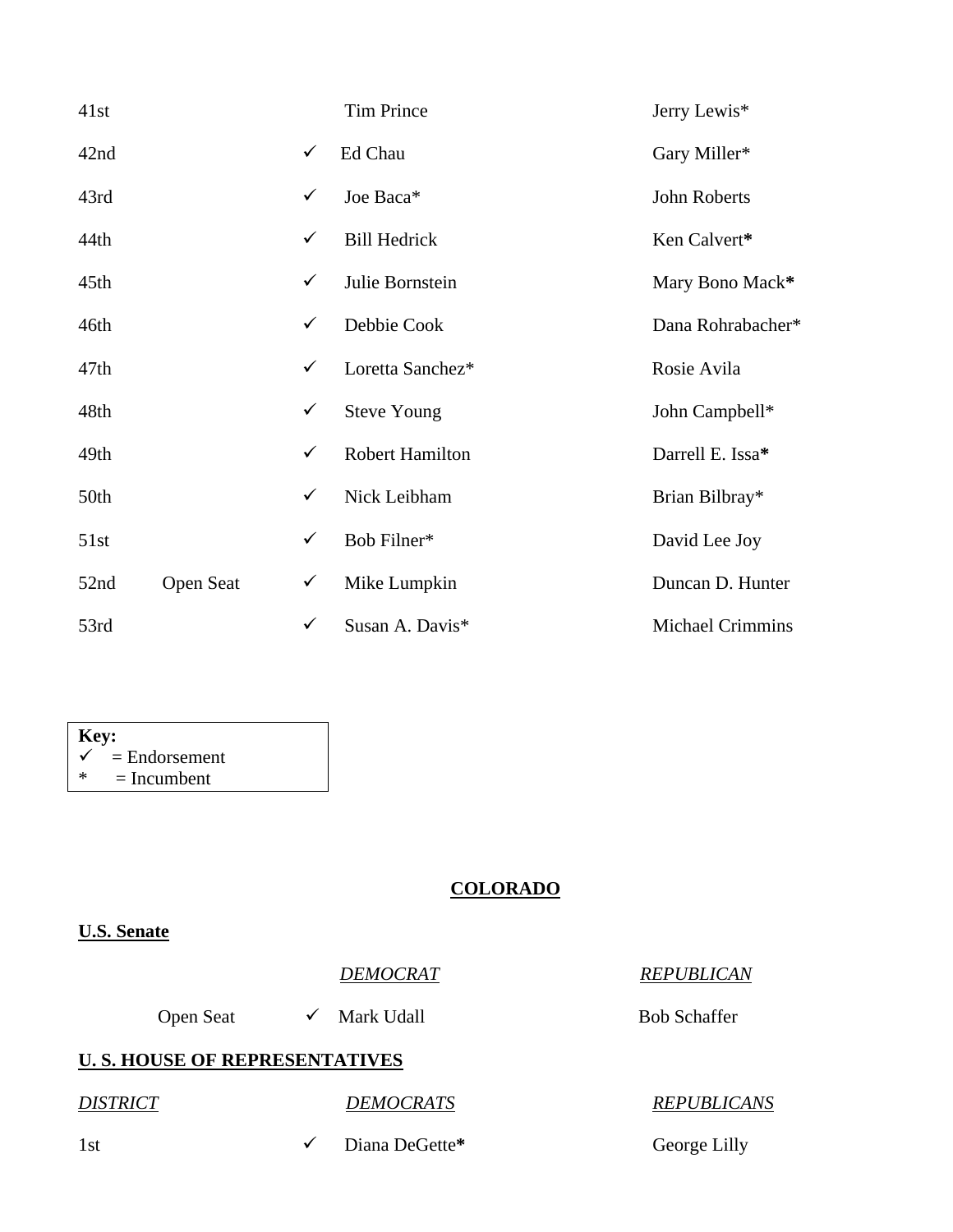| | | | | |
|---|---|---|---|---|
| 41st | | | Tim Prince | Jerry Lewis* |
| 42nd | | ✓ | Ed Chau | Gary Miller* |
| 43rd | | ✓ | Joe Baca* | John Roberts |
| 44th | | ✓ | Bill Hedrick | Ken Calvert* |
| 45th | | ✓ | Julie Bornstein | Mary Bono Mack* |
| 46th | | ✓ | Debbie Cook | Dana Rohrabacher* |
| 47th | | ✓ | Loretta Sanchez* | Rosie Avila |
| 48th | | ✓ | Steve Young | John Campbell* |
| 49th | | ✓ | Robert Hamilton | Darrell E. Issa* |
| 50th | | ✓ | Nick Leibham | Brian Bilbray* |
| 51st | | ✓ | Bob Filner* | David Lee Joy |
| 52nd | Open Seat | ✓ | Mike Lumpkin | Duncan D. Hunter |
| 53rd | | ✓ | Susan A. Davis* | Michael Crimmins |

**Key:**
✓ = Endorsement
\* = Incumbent

## COLORADO

### U.S. Senate

| | | *DEMOCRAT* | *REPUBLICAN* |
|---|---|---|---|
| Open Seat | ✓ | Mark Udall | Bob Schaffer |

### U. S. HOUSE OF REPRESENTATIVES

| *DISTRICT* | | *DEMOCRATS* | *REPUBLICANS* |
|---|---|---|---|
| 1st | ✓ | Diana DeGette* | George Lilly |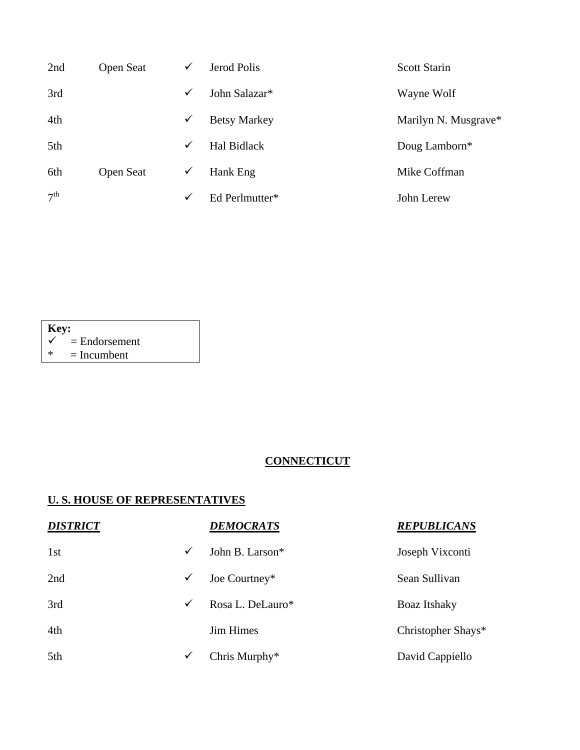| | | | | |
|---|---|---|---|---|
| 2nd | Open Seat | ✓ | Jerod Polis | Scott Starin |
| 3rd | | ✓ | John Salazar* | Wayne Wolf |
| 4th | | ✓ | Betsy Markey | Marilyn N. Musgrave* |
| 5th | | ✓ | Hal Bidlack | Doug Lamborn* |
| 6th | Open Seat | ✓ | Hank Eng | Mike Coffman |
| 7th | | ✓ | Ed Perlmutter* | John Lerew |

**Key:**
✓ = Endorsement
\* = Incumbent

## CONNECTICUT

### U. S. HOUSE OF REPRESENTATIVES

| ***DISTRICT*** | | ***DEMOCRATS*** | ***REPUBLICANS*** |
|---|---|---|---|
| 1st | ✓ | John B. Larson* | Joseph Vixconti |
| 2nd | ✓ | Joe Courtney* | Sean Sullivan |
| 3rd | ✓ | Rosa L. DeLauro* | Boaz Itshaky |
| 4th | | Jim Himes | Christopher Shays* |
| 5th | ✓ | Chris Murphy* | David Cappiello |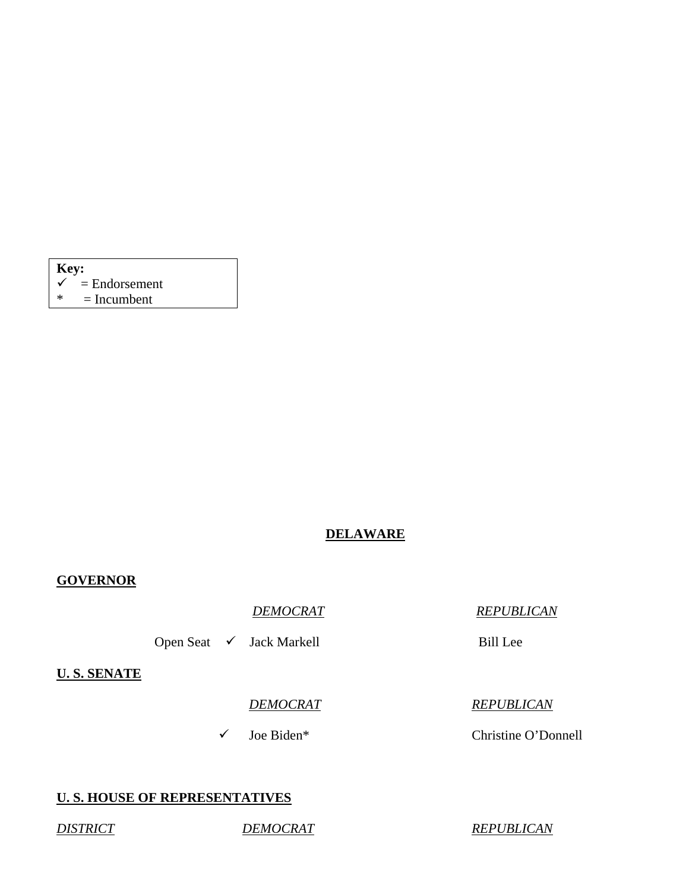**Key:**
✓ = Endorsement
* = Incumbent

## DELAWARE

### GOVERNOR

| | | *DEMOCRAT* | *REPUBLICAN* |
|---|---|---|---|
| Open Seat | ✓ | Jack Markell | Bill Lee |

### U. S. SENATE

| | *DEMOCRAT* | *REPUBLICAN* |
|---|---|---|
| ✓ | Joe Biden* | Christine O'Donnell |

### U. S. HOUSE OF REPRESENTATIVES

| *DISTRICT* | *DEMOCRAT* | *REPUBLICAN* |
|---|---|---|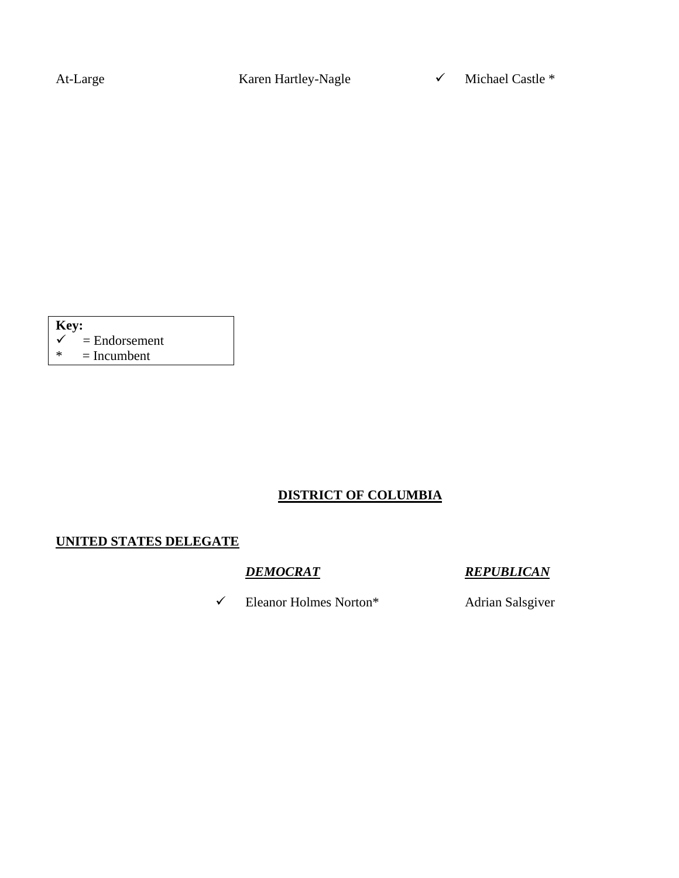| At-Large | Karen Hartley-Nagle | ✓ Michael Castle * |
| --- | --- | --- |

**Key:**
✓ = Endorsement
* = Incumbent

## DISTRICT OF COLUMBIA

### UNITED STATES DELEGATE

| | ***DEMOCRAT*** | ***REPUBLICAN*** |
| --- | --- | --- |
| | ✓ Eleanor Holmes Norton* | Adrian Salsgiver |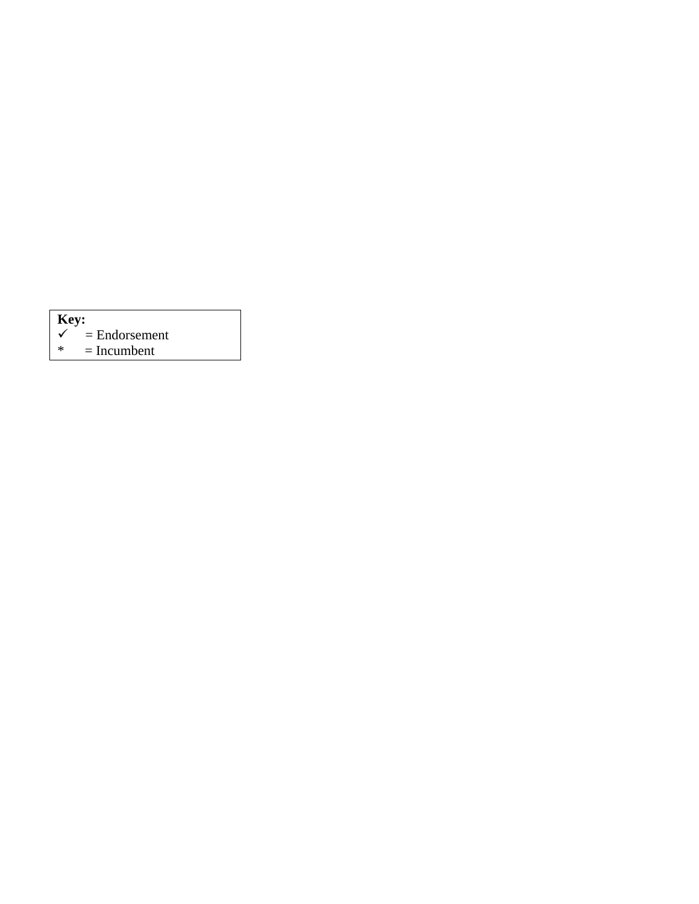| **Key:** | |
| --- | --- |
| ✓ | = Endorsement |
| * | = Incumbent |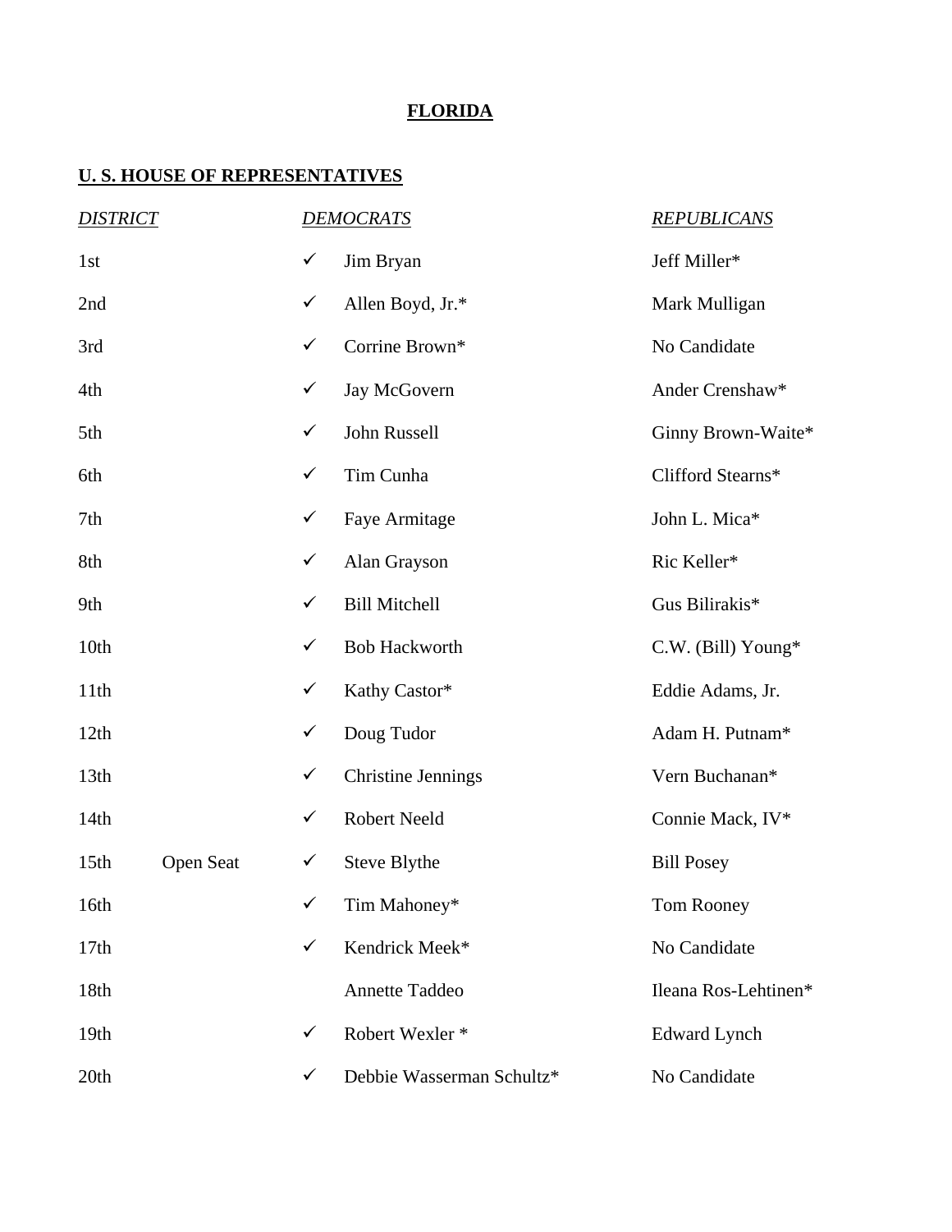# FLORIDA

## U. S. HOUSE OF REPRESENTATIVES

| *DISTRICT* | | | *DEMOCRATS* | *REPUBLICANS* |
|---|---|---|---|---|
| 1st | | ✓ | Jim Bryan | Jeff Miller* |
| 2nd | | ✓ | Allen Boyd, Jr.* | Mark Mulligan |
| 3rd | | ✓ | Corrine Brown* | No Candidate |
| 4th | | ✓ | Jay McGovern | Ander Crenshaw* |
| 5th | | ✓ | John Russell | Ginny Brown-Waite* |
| 6th | | ✓ | Tim Cunha | Clifford Stearns* |
| 7th | | ✓ | Faye Armitage | John L. Mica* |
| 8th | | ✓ | Alan Grayson | Ric Keller* |
| 9th | | ✓ | Bill Mitchell | Gus Bilirakis* |
| 10th | | ✓ | Bob Hackworth | C.W. (Bill) Young* |
| 11th | | ✓ | Kathy Castor* | Eddie Adams, Jr. |
| 12th | | ✓ | Doug Tudor | Adam H. Putnam* |
| 13th | | ✓ | Christine Jennings | Vern Buchanan* |
| 14th | | ✓ | Robert Neeld | Connie Mack, IV* |
| 15th | Open Seat | ✓ | Steve Blythe | Bill Posey |
| 16th | | ✓ | Tim Mahoney* | Tom Rooney |
| 17th | | ✓ | Kendrick Meek* | No Candidate |
| 18th | | | Annette Taddeo | Ileana Ros-Lehtinen* |
| 19th | | ✓ | Robert Wexler * | Edward Lynch |
| 20th | | ✓ | Debbie Wasserman Schultz* | No Candidate |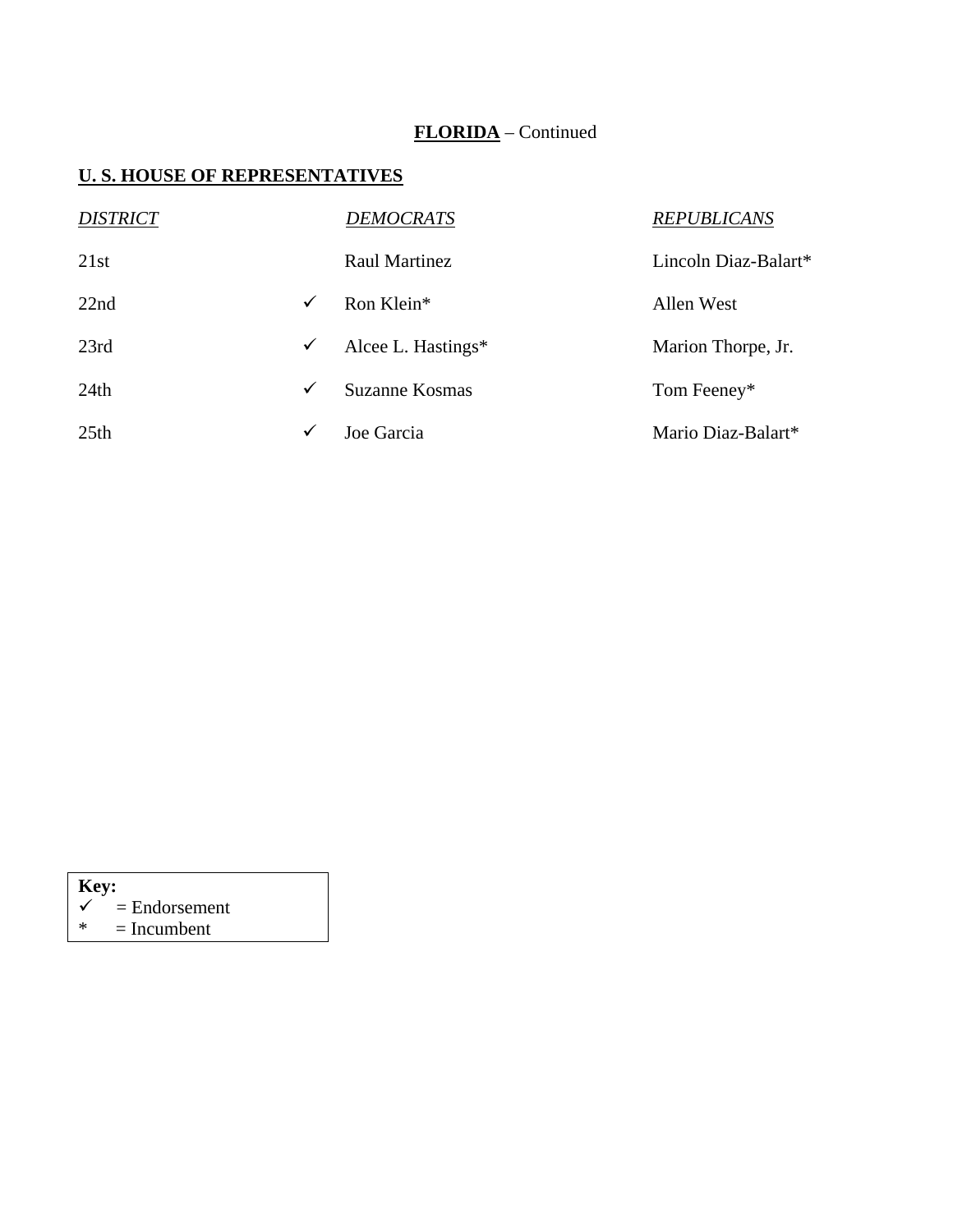**FLORIDA** – Continued

## U. S. HOUSE OF REPRESENTATIVES

| *DISTRICT* | | *DEMOCRATS* | *REPUBLICANS* |
|---|---|---|---|
| 21st | | Raul Martinez | Lincoln Diaz-Balart* |
| 22nd | ✓ | Ron Klein* | Allen West |
| 23rd | ✓ | Alcee L. Hastings* | Marion Thorpe, Jr. |
| 24th | ✓ | Suzanne Kosmas | Tom Feeney* |
| 25th | ✓ | Joe Garcia | Mario Diaz-Balart* |

**Key:**
✓ = Endorsement
* = Incumbent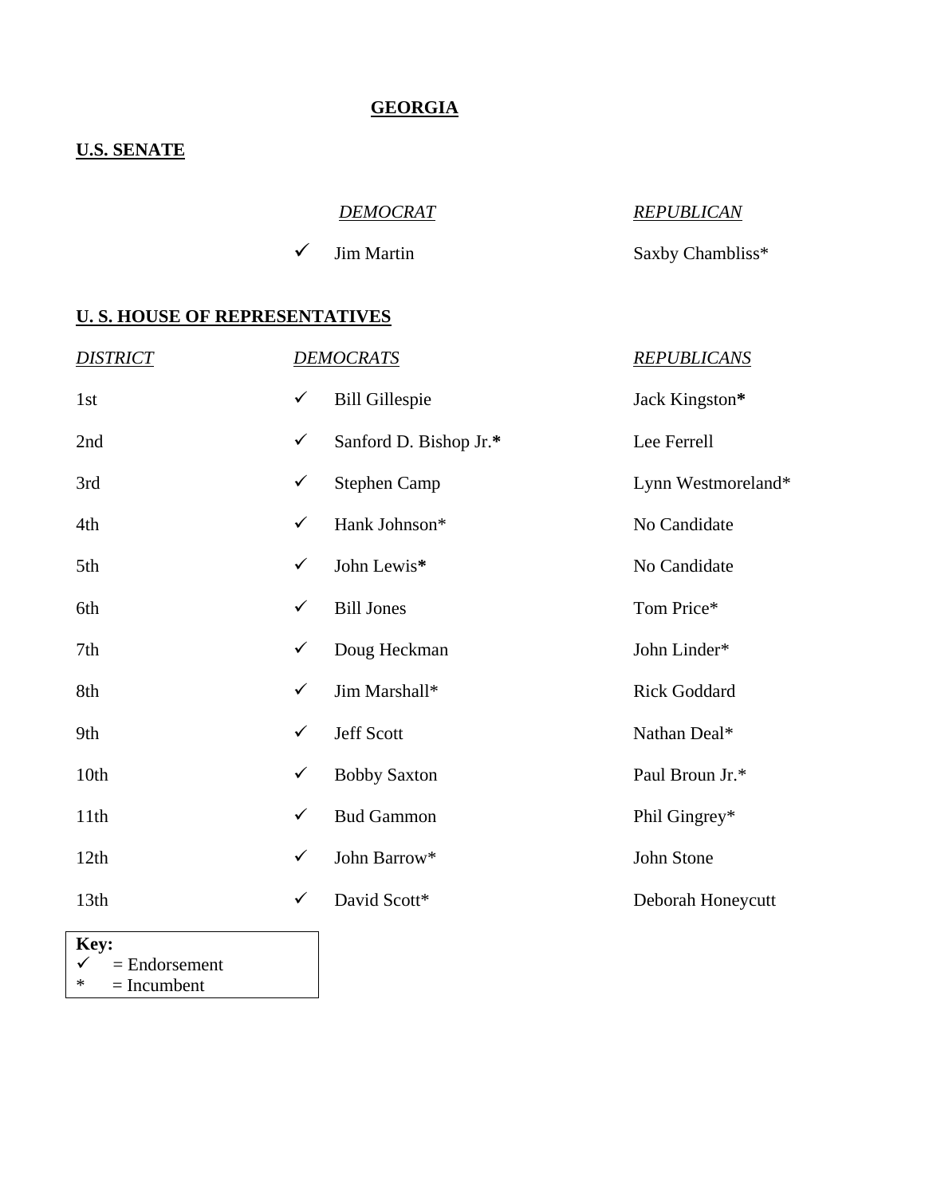# GEORGIA

## U.S. SENATE

| | DEMOCRAT | REPUBLICAN |
|---|---|---|
| ✓ | Jim Martin | Saxby Chambliss* |

## U. S. HOUSE OF REPRESENTATIVES

| DISTRICT | | DEMOCRATS | REPUBLICANS |
|---|---|---|---|
| 1st | ✓ | Bill Gillespie | Jack Kingston* |
| 2nd | ✓ | Sanford D. Bishop Jr.* | Lee Ferrell |
| 3rd | ✓ | Stephen Camp | Lynn Westmoreland* |
| 4th | ✓ | Hank Johnson* | No Candidate |
| 5th | ✓ | John Lewis* | No Candidate |
| 6th | ✓ | Bill Jones | Tom Price* |
| 7th | ✓ | Doug Heckman | John Linder* |
| 8th | ✓ | Jim Marshall* | Rick Goddard |
| 9th | ✓ | Jeff Scott | Nathan Deal* |
| 10th | ✓ | Bobby Saxton | Paul Broun Jr.* |
| 11th | ✓ | Bud Gammon | Phil Gingrey* |
| 12th | ✓ | John Barrow* | John Stone |
| 13th | ✓ | David Scott* | Deborah Honeycutt |

**Key:**
✓ = Endorsement
* = Incumbent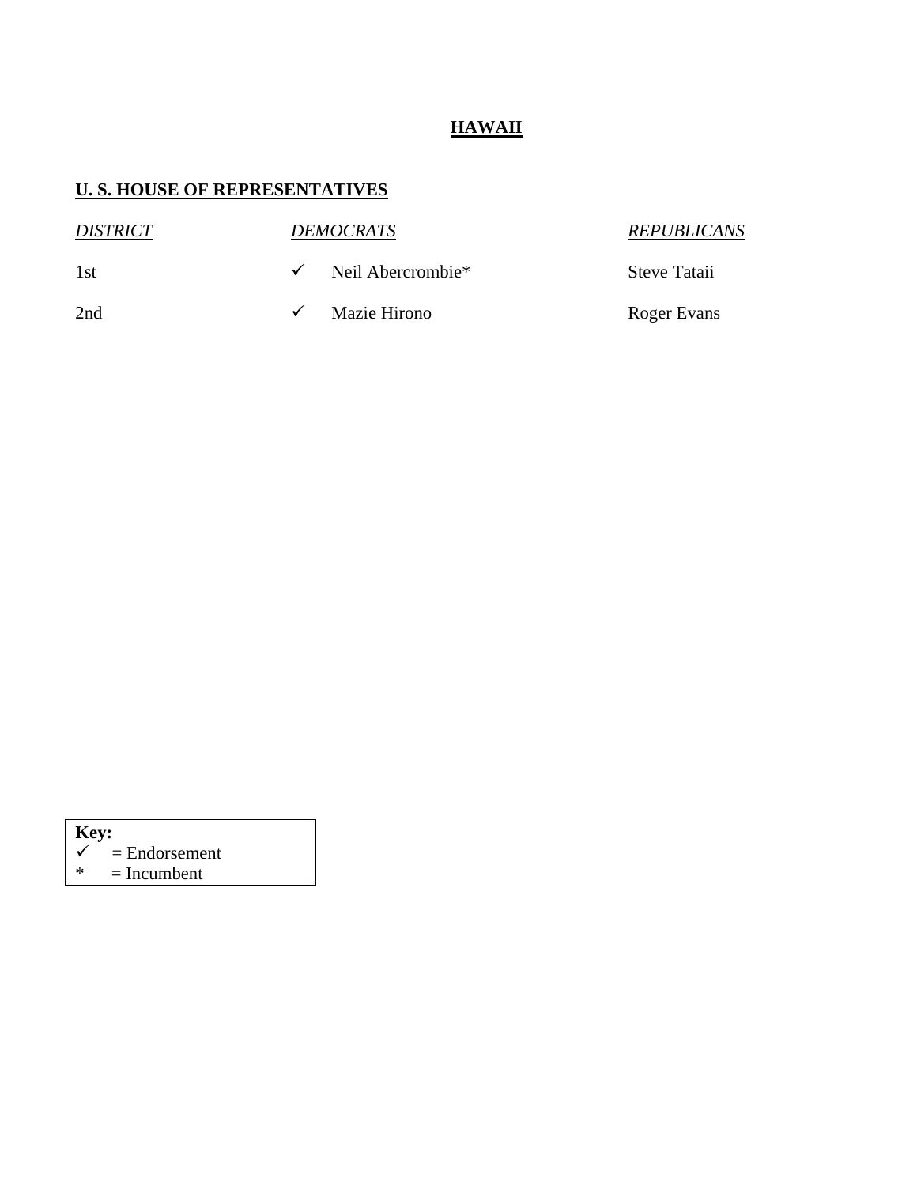# HAWAII

## U. S. HOUSE OF REPRESENTATIVES

| *DISTRICT* | *DEMOCRATS* | *REPUBLICANS* |
|---|---|---|
| 1st | ✓ Neil Abercrombie* | Steve Tataii |
| 2nd | ✓ Mazie Hirono | Roger Evans |

**Key:**
✓ = Endorsement
* = Incumbent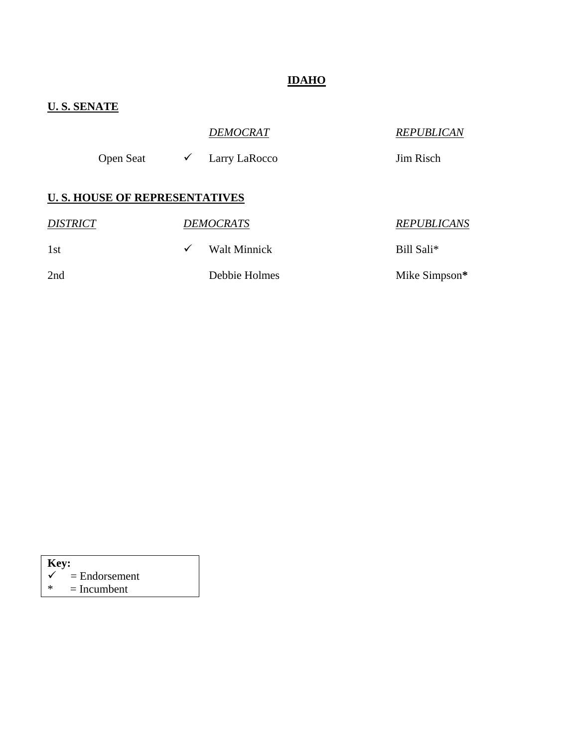# IDAHO

## U. S. SENATE

| | | *DEMOCRAT* | *REPUBLICAN* |
|---|---|---|---|
| Open Seat | ✓ | Larry LaRocco | Jim Risch |

## U. S. HOUSE OF REPRESENTATIVES

| *DISTRICT* | | *DEMOCRATS* | *REPUBLICANS* |
|---|---|---|---|
| 1st | ✓ | Walt Minnick | Bill Sali* |
| 2nd | | Debbie Holmes | Mike Simpson* |

**Key:**
✓ = Endorsement
* = Incumbent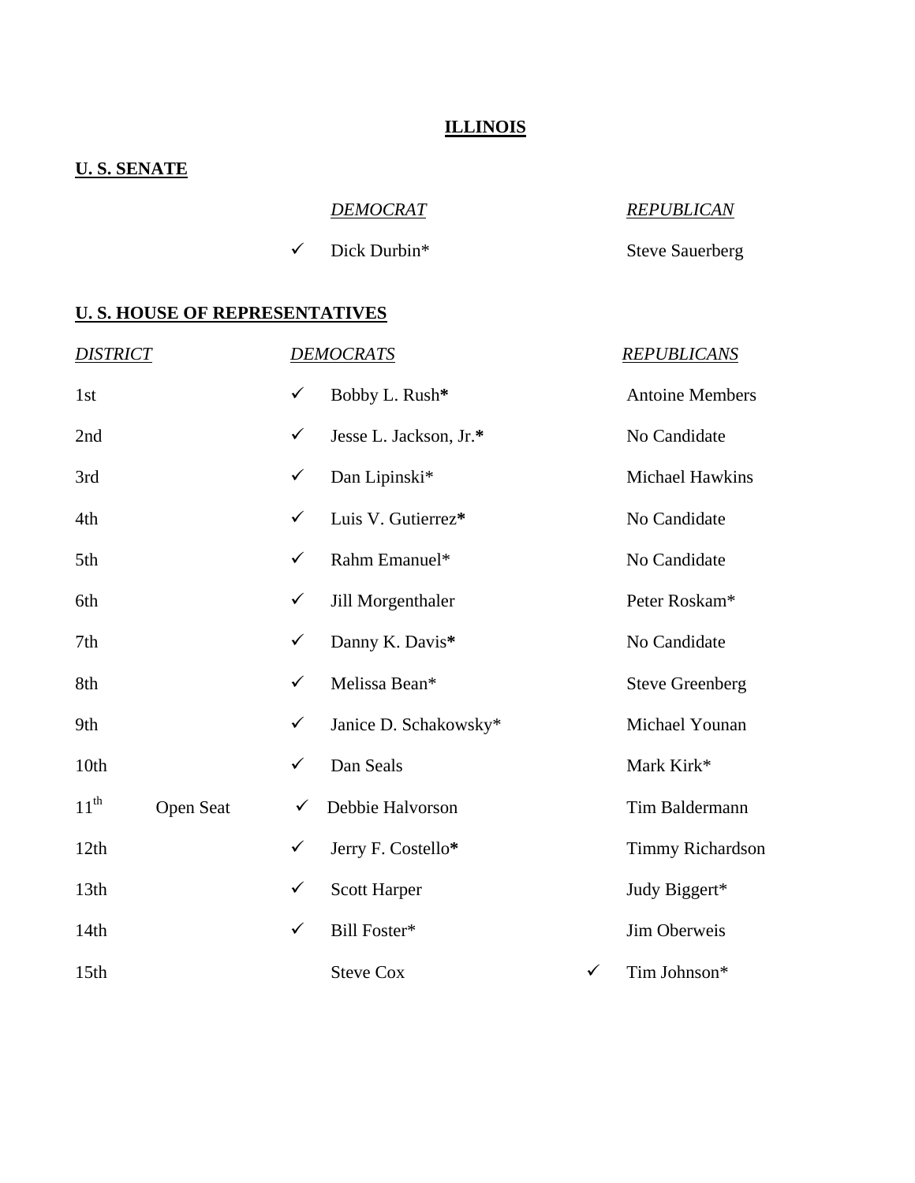# ILLINOIS

## U. S. SENATE

| | *DEMOCRAT* | | *REPUBLICAN* |
|---|---|---|---|
| ✓ | Dick Durbin* | | Steve Sauerberg |

## U. S. HOUSE OF REPRESENTATIVES

| *DISTRICT* | | | *DEMOCRATS* | | *REPUBLICANS* |
|---|---|---|---|---|---|
| 1st | | ✓ | Bobby L. Rush* | | Antoine Members |
| 2nd | | ✓ | Jesse L. Jackson, Jr.* | | No Candidate |
| 3rd | | ✓ | Dan Lipinski* | | Michael Hawkins |
| 4th | | ✓ | Luis V. Gutierrez* | | No Candidate |
| 5th | | ✓ | Rahm Emanuel* | | No Candidate |
| 6th | | ✓ | Jill Morgenthaler | | Peter Roskam* |
| 7th | | ✓ | Danny K. Davis* | | No Candidate |
| 8th | | ✓ | Melissa Bean* | | Steve Greenberg |
| 9th | | ✓ | Janice D. Schakowsky* | | Michael Younan |
| 10th | | ✓ | Dan Seals | | Mark Kirk* |
| 11th | Open Seat | ✓ | Debbie Halvorson | | Tim Baldermann |
| 12th | | ✓ | Jerry F. Costello* | | Timmy Richardson |
| 13th | | ✓ | Scott Harper | | Judy Biggert* |
| 14th | | ✓ | Bill Foster* | | Jim Oberweis |
| 15th | | | Steve Cox | ✓ | Tim Johnson* |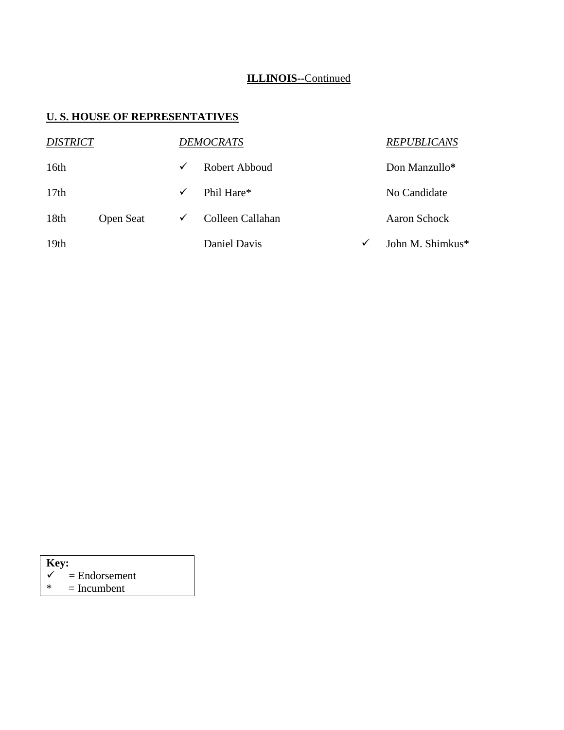**ILLINOIS--Continued**

**U. S. HOUSE OF REPRESENTATIVES**

| *DISTRICT* | | | *DEMOCRATS* | | *REPUBLICANS* |
|---|---|---|---|---|---|
| 16th | | ✓ | Robert Abboud | | Don Manzullo* |
| 17th | | ✓ | Phil Hare* | | No Candidate |
| 18th | Open Seat | ✓ | Colleen Callahan | | Aaron Schock |
| 19th | | | Daniel Davis | ✓ | John M. Shimkus* |

**Key:**
✓ = Endorsement
* = Incumbent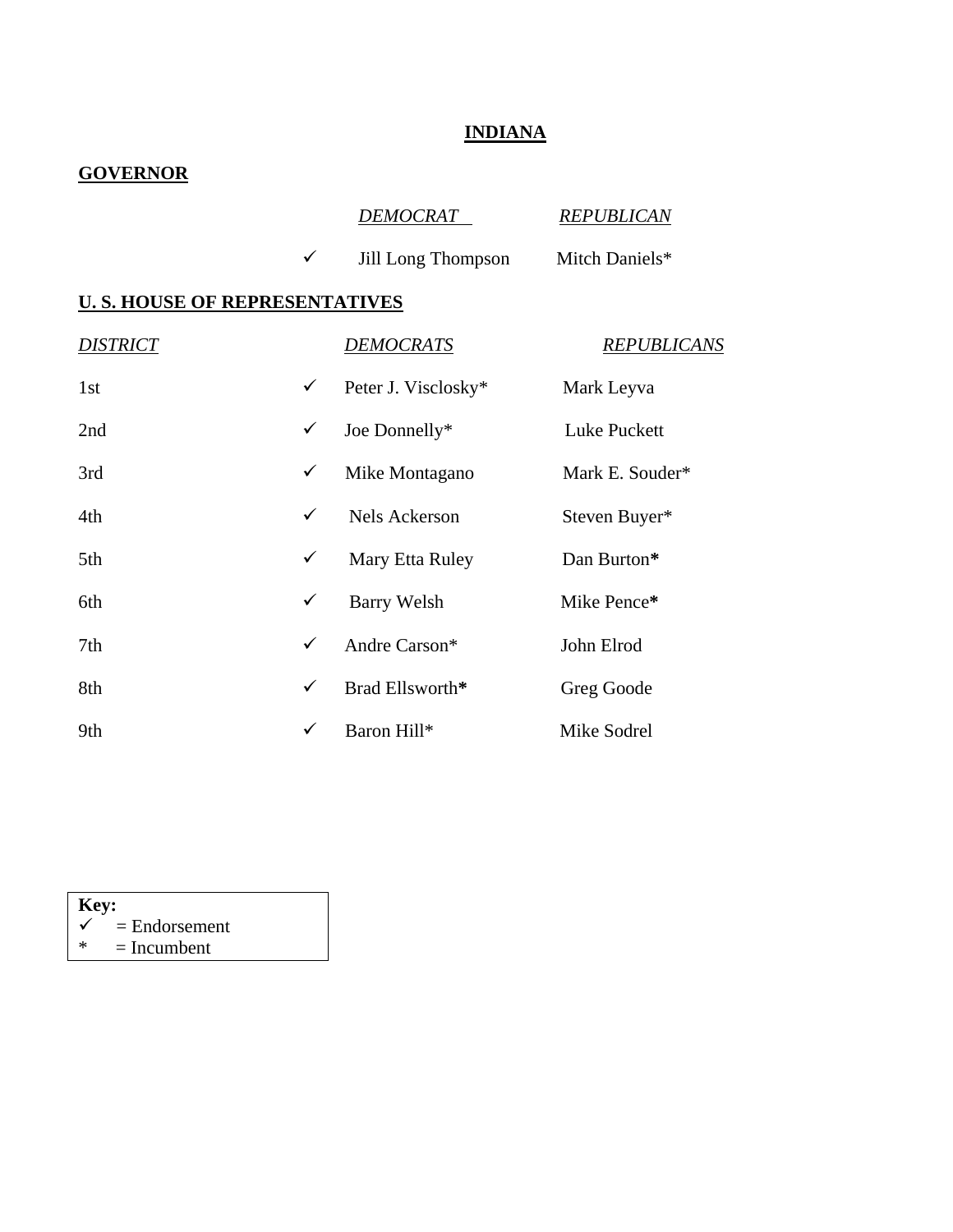# INDIANA

## GOVERNOR

| | DEMOCRAT | REPUBLICAN |
|---|---|---|
| ✓ | Jill Long Thompson | Mitch Daniels* |

## U. S. HOUSE OF REPRESENTATIVES

| DISTRICT | | DEMOCRATS | REPUBLICANS |
|---|---|---|---|
| 1st | ✓ | Peter J. Visclosky* | Mark Leyva |
| 2nd | ✓ | Joe Donnelly* | Luke Puckett |
| 3rd | ✓ | Mike Montagano | Mark E. Souder* |
| 4th | ✓ | Nels Ackerson | Steven Buyer* |
| 5th | ✓ | Mary Etta Ruley | Dan Burton* |
| 6th | ✓ | Barry Welsh | Mike Pence* |
| 7th | ✓ | Andre Carson* | John Elrod |
| 8th | ✓ | Brad Ellsworth* | Greg Goode |
| 9th | ✓ | Baron Hill* | Mike Sodrel |

**Key:**
✓ = Endorsement
* = Incumbent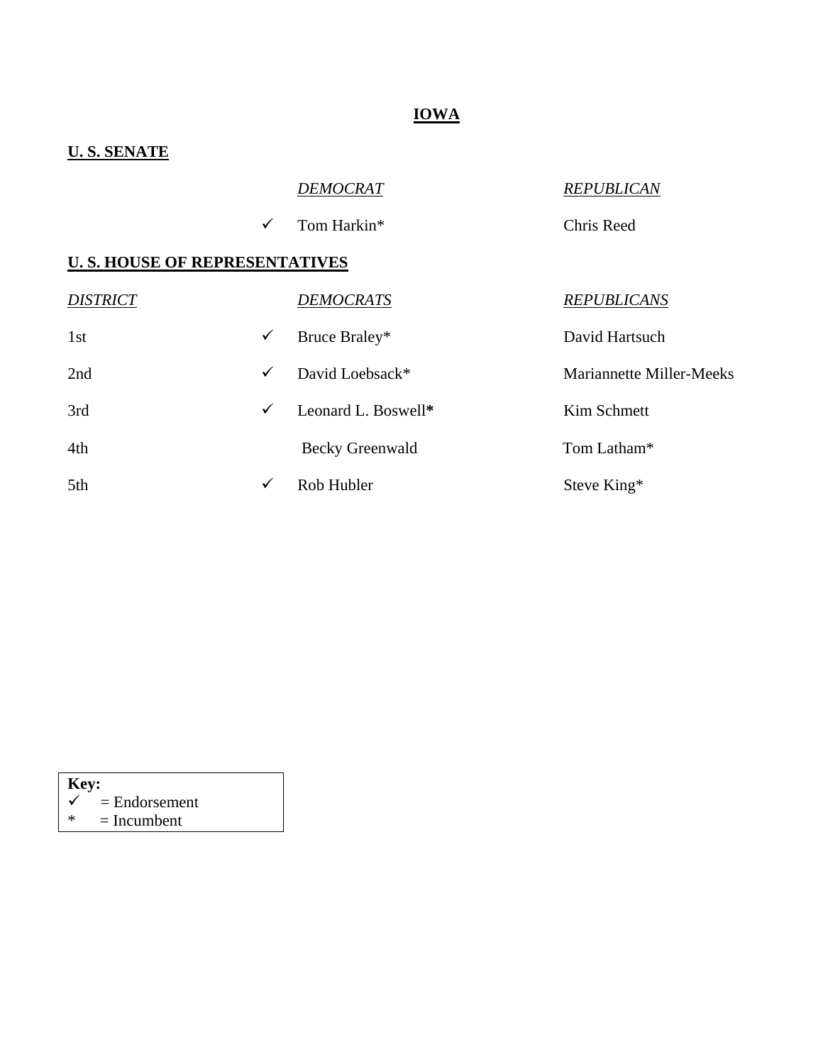# IOWA

## U. S. SENATE

| | *DEMOCRAT* | *REPUBLICAN* |
|---|---|---|
| ✓ | Tom Harkin* | Chris Reed |

## U. S. HOUSE OF REPRESENTATIVES

| *DISTRICT* | | *DEMOCRATS* | *REPUBLICANS* |
|---|---|---|---|
| 1st | ✓ | Bruce Braley* | David Hartsuch |
| 2nd | ✓ | David Loebsack* | Mariannette Miller-Meeks |
| 3rd | ✓ | Leonard L. Boswell* | Kim Schmett |
| 4th | | Becky Greenwald | Tom Latham* |
| 5th | ✓ | Rob Hubler | Steve King* |

**Key:**
✓ = Endorsement
* = Incumbent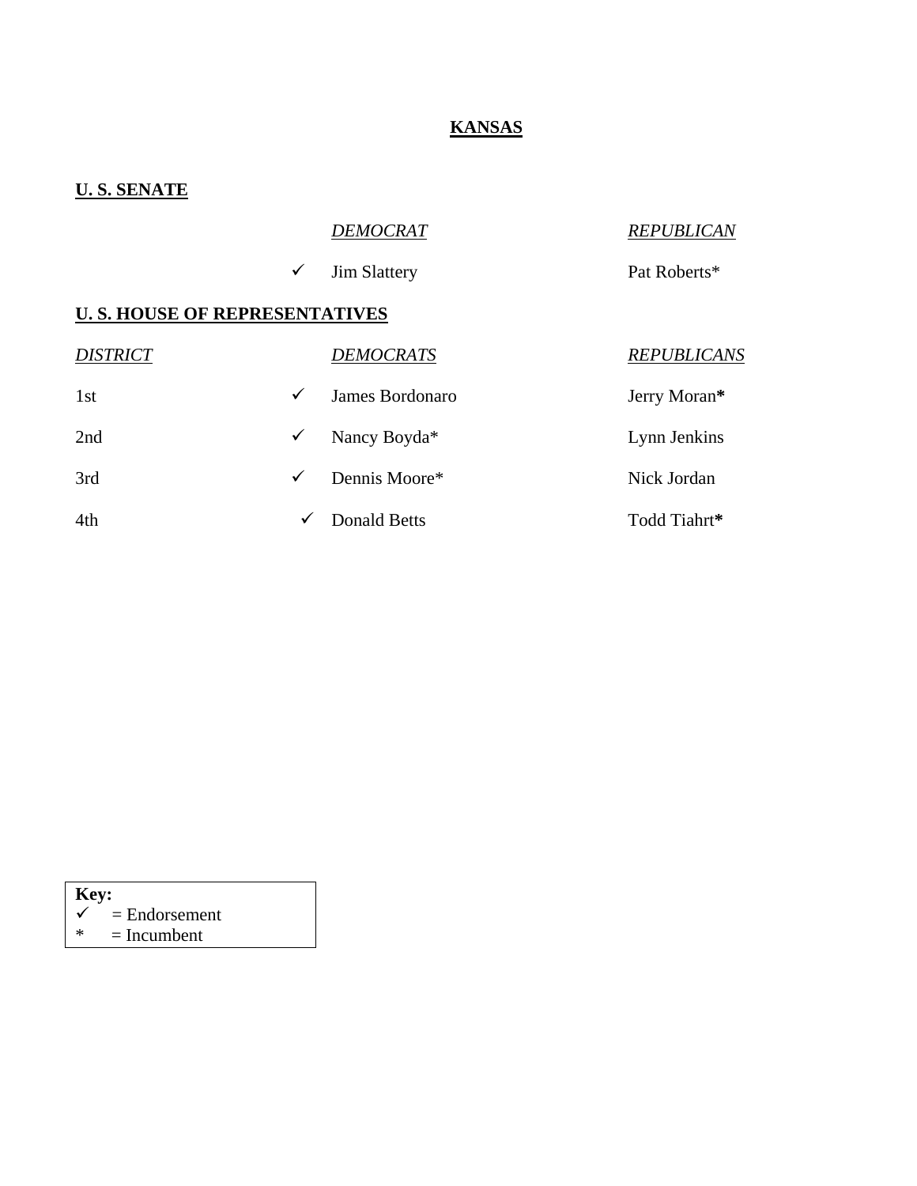# KANSAS

## U. S. SENATE

| | | *DEMOCRAT* | *REPUBLICAN* |
|---|---|---|---|
| | ✓ | Jim Slattery | Pat Roberts* |

## U. S. HOUSE OF REPRESENTATIVES

| *DISTRICT* | | *DEMOCRATS* | *REPUBLICANS* |
|---|---|---|---|
| 1st | ✓ | James Bordonaro | Jerry Moran* |
| 2nd | ✓ | Nancy Boyda* | Lynn Jenkins |
| 3rd | ✓ | Dennis Moore* | Nick Jordan |
| 4th | ✓ | Donald Betts | Todd Tiahrt* |

**Key:**
✓ = Endorsement
* = Incumbent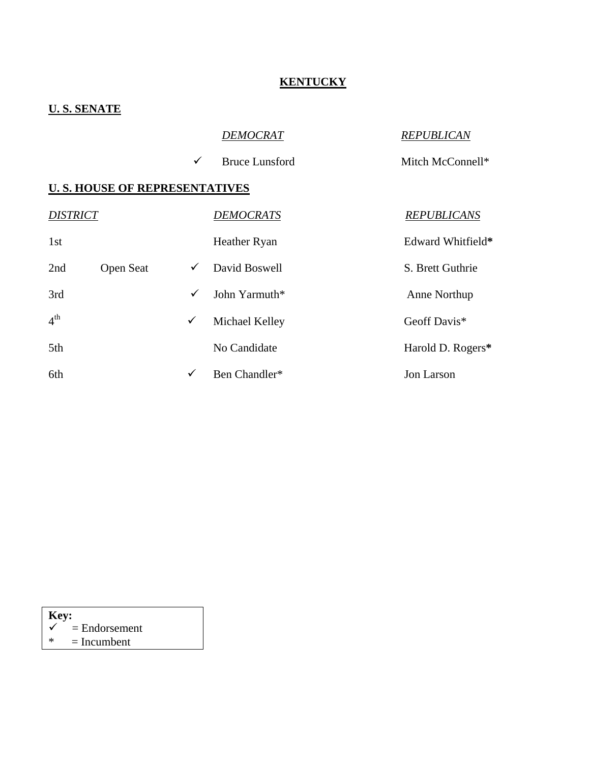# KENTUCKY

## U. S. SENATE

| | DEMOCRAT | REPUBLICAN |
|---|---|---|
| ✓ | Bruce Lunsford | Mitch McConnell* |

## U. S. HOUSE OF REPRESENTATIVES

| DISTRICT | | | DEMOCRATS | REPUBLICANS |
|---|---|---|---|---|
| 1st | | | Heather Ryan | Edward Whitfield* |
| 2nd | Open Seat | ✓ | David Boswell | S. Brett Guthrie |
| 3rd | | ✓ | John Yarmuth* | Anne Northup |
| 4th | | ✓ | Michael Kelley | Geoff Davis* |
| 5th | | | No Candidate | Harold D. Rogers* |
| 6th | | ✓ | Ben Chandler* | Jon Larson |

**Key:**
✓ = Endorsement
* = Incumbent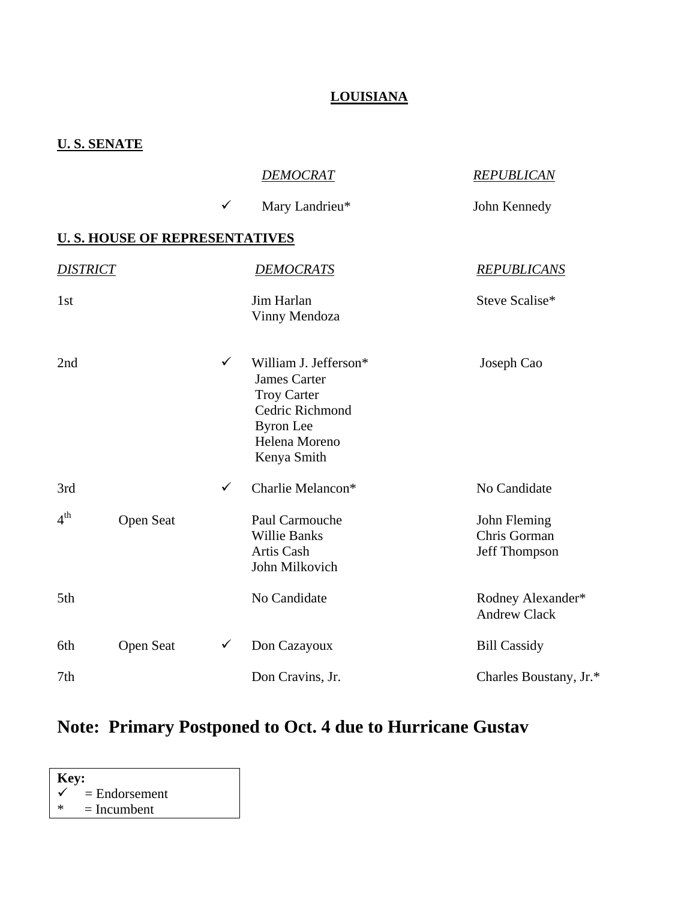# LOUISIANA

## U. S. SENATE

| | DEMOCRAT | REPUBLICAN |
|---|---|---|
| ✓ | Mary Landrieu* | John Kennedy |

## U. S. HOUSE OF REPRESENTATIVES

| DISTRICT | | | DEMOCRATS | REPUBLICANS |
|---|---|---|---|---|
| 1st | | | Jim Harlan<br>Vinny Mendoza | Steve Scalise* |
| 2nd | | ✓ | William J. Jefferson*<br>James Carter<br>Troy Carter<br>Cedric Richmond<br>Byron Lee<br>Helena Moreno<br>Kenya Smith | Joseph Cao |
| 3rd | | ✓ | Charlie Melancon* | No Candidate |
| 4th | Open Seat | | Paul Carmouche<br>Willie Banks<br>Artis Cash<br>John Milkovich | John Fleming<br>Chris Gorman<br>Jeff Thompson |
| 5th | | | No Candidate | Rodney Alexander*<br>Andrew Clack |
| 6th | Open Seat | ✓ | Don Cazayoux | Bill Cassidy |
| 7th | | | Don Cravins, Jr. | Charles Boustany, Jr.* |

## Note: Primary Postponed to Oct. 4 due to Hurricane Gustav

**Key:**
✓ = Endorsement
* = Incumbent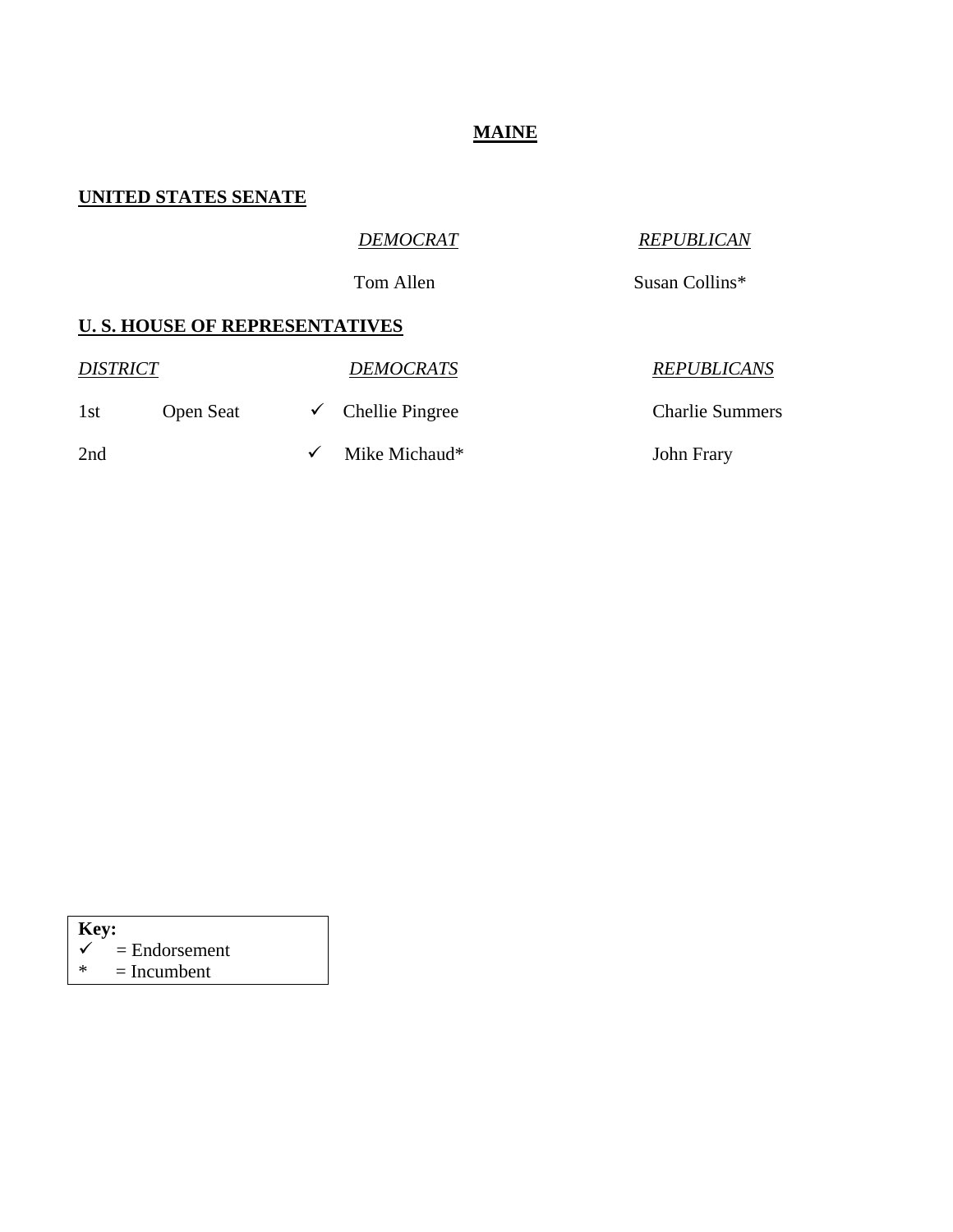# MAINE

## UNITED STATES SENATE

| | *DEMOCRAT* | *REPUBLICAN* |
|---|---|---|
| | Tom Allen | Susan Collins* |

## U. S. HOUSE OF REPRESENTATIVES

| *DISTRICT* | | | *DEMOCRATS* | *REPUBLICANS* |
|---|---|---|---|---|
| 1st | Open Seat | ✓ | Chellie Pingree | Charlie Summers |
| 2nd | | ✓ | Mike Michaud* | John Frary |

**Key:**
✓ = Endorsement
* = Incumbent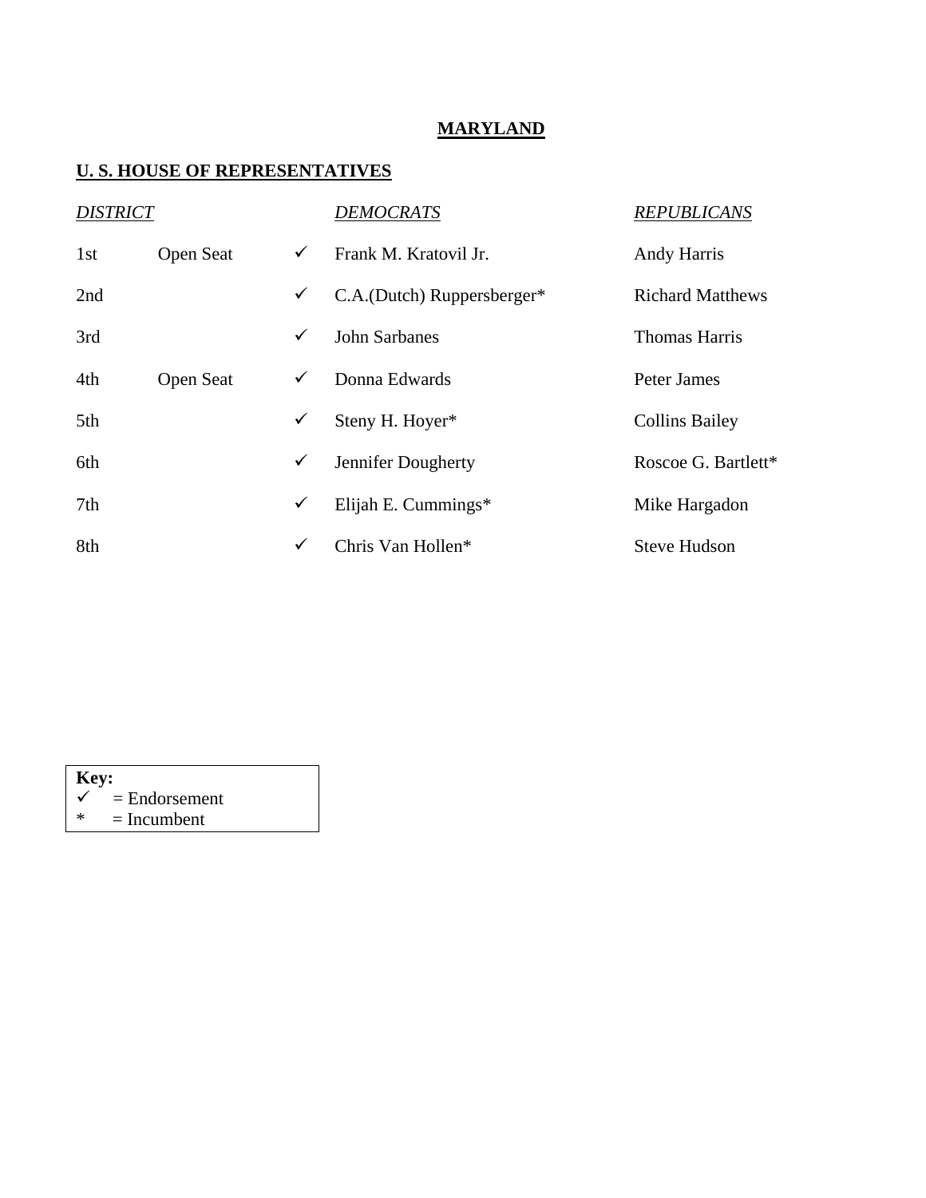# MARYLAND

## U. S. HOUSE OF REPRESENTATIVES

| *DISTRICT* | | | *DEMOCRATS* | *REPUBLICANS* |
|---|---|---|---|---|
| 1st | Open Seat | ✓ | Frank M. Kratovil Jr. | Andy Harris |
| 2nd | | ✓ | C.A.(Dutch) Ruppersberger* | Richard Matthews |
| 3rd | | ✓ | John Sarbanes | Thomas Harris |
| 4th | Open Seat | ✓ | Donna Edwards | Peter James |
| 5th | | ✓ | Steny H. Hoyer* | Collins Bailey |
| 6th | | ✓ | Jennifer Dougherty | Roscoe G. Bartlett* |
| 7th | | ✓ | Elijah E. Cummings* | Mike Hargadon |
| 8th | | ✓ | Chris Van Hollen* | Steve Hudson |

**Key:**
✓ = Endorsement
* = Incumbent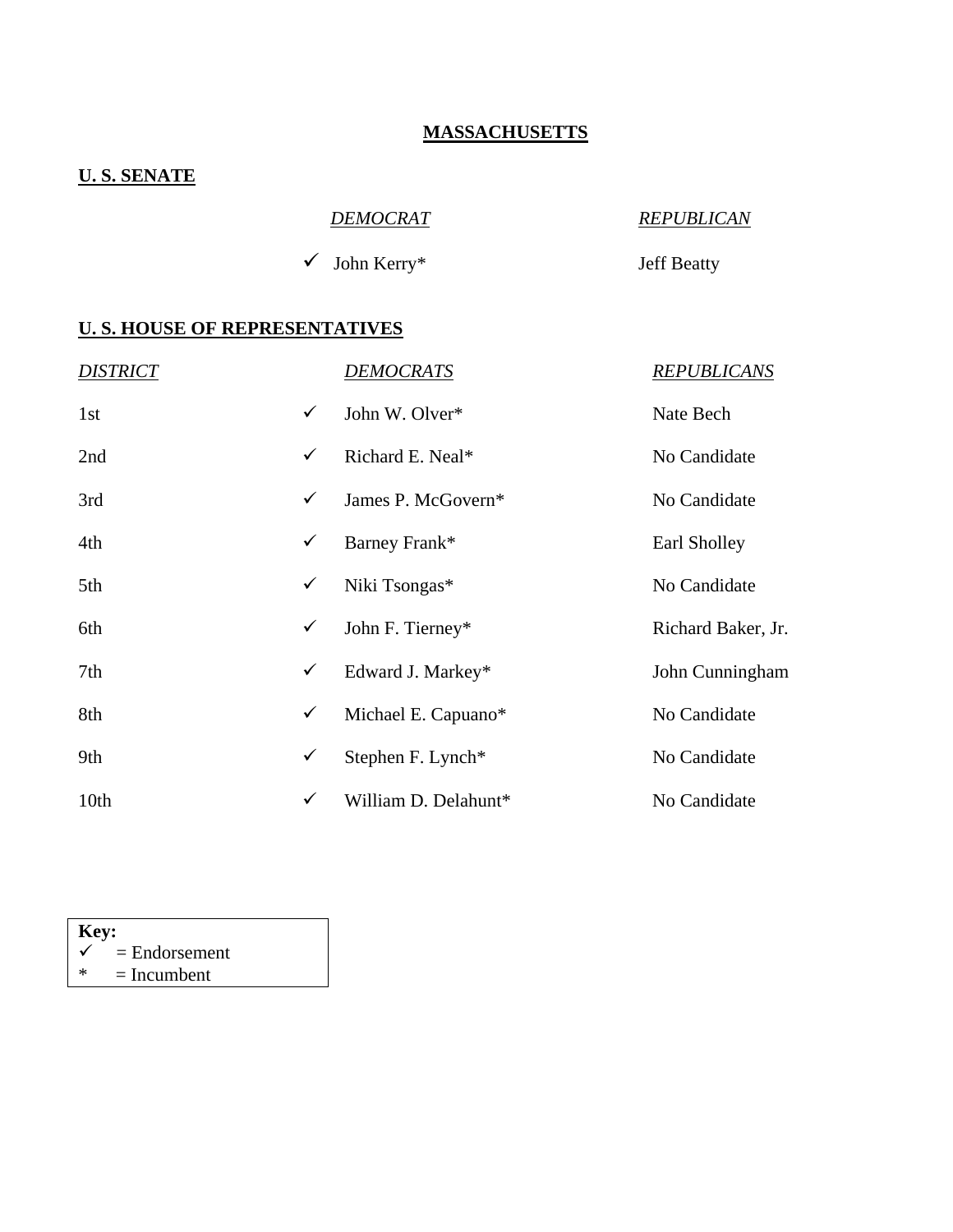# MASSACHUSETTS

## U. S. SENATE

| | *DEMOCRAT* | *REPUBLICAN* |
|---|---|---|
| ✓ | John Kerry* | Jeff Beatty |

## U. S. HOUSE OF REPRESENTATIVES

| *DISTRICT* | | *DEMOCRATS* | *REPUBLICANS* |
|---|---|---|---|
| 1st | ✓ | John W. Olver* | Nate Bech |
| 2nd | ✓ | Richard E. Neal* | No Candidate |
| 3rd | ✓ | James P. McGovern* | No Candidate |
| 4th | ✓ | Barney Frank* | Earl Sholley |
| 5th | ✓ | Niki Tsongas* | No Candidate |
| 6th | ✓ | John F. Tierney* | Richard Baker, Jr. |
| 7th | ✓ | Edward J. Markey* | John Cunningham |
| 8th | ✓ | Michael E. Capuano* | No Candidate |
| 9th | ✓ | Stephen F. Lynch* | No Candidate |
| 10th | ✓ | William D. Delahunt* | No Candidate |

**Key:**
✓ = Endorsement
* = Incumbent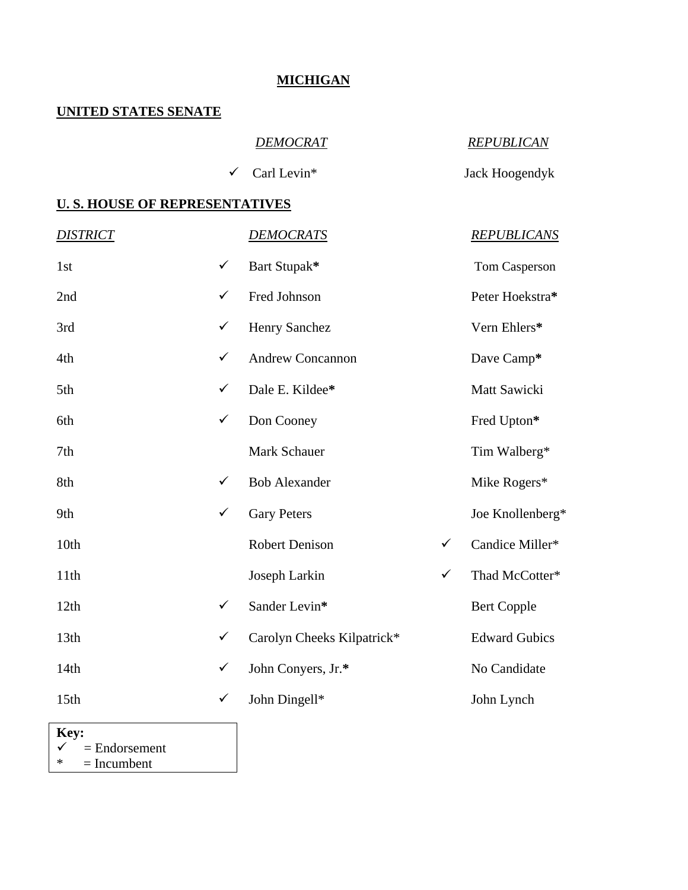# MICHIGAN

## UNITED STATES SENATE

| | DEMOCRAT | | REPUBLICAN |
|---|---|---|---|
| ✓ | Carl Levin* | | Jack Hoogendyk |

## U. S. HOUSE OF REPRESENTATIVES

| *DISTRICT* | | *DEMOCRATS* | | *REPUBLICANS* |
|---|---|---|---|---|
| 1st | ✓ | Bart Stupak* | | Tom Casperson |
| 2nd | ✓ | Fred Johnson | | Peter Hoekstra* |
| 3rd | ✓ | Henry Sanchez | | Vern Ehlers* |
| 4th | ✓ | Andrew Concannon | | Dave Camp* |
| 5th | ✓ | Dale E. Kildee* | | Matt Sawicki |
| 6th | ✓ | Don Cooney | | Fred Upton* |
| 7th | | Mark Schauer | | Tim Walberg* |
| 8th | ✓ | Bob Alexander | | Mike Rogers* |
| 9th | ✓ | Gary Peters | | Joe Knollenberg* |
| 10th | | Robert Denison | ✓ | Candice Miller* |
| 11th | | Joseph Larkin | ✓ | Thad McCotter* |
| 12th | ✓ | Sander Levin* | | Bert Copple |
| 13th | ✓ | Carolyn Cheeks Kilpatrick* | | Edward Gubics |
| 14th | ✓ | John Conyers, Jr.* | | No Candidate |
| 15th | ✓ | John Dingell* | | John Lynch |

**Key:**
✓ = Endorsement
* = Incumbent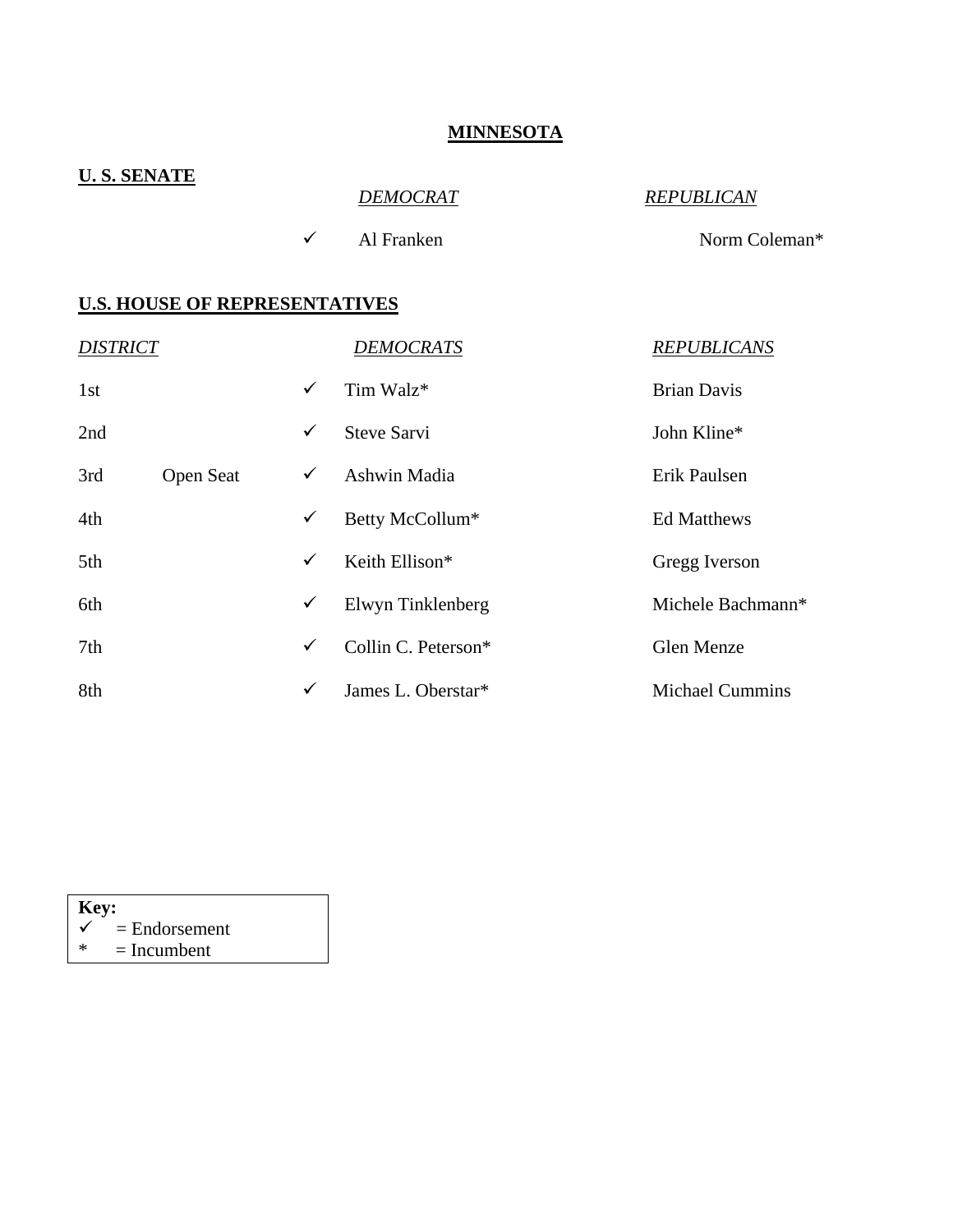# MINNESOTA

## U. S. SENATE

| | DEMOCRAT | REPUBLICAN |
|---|---|---|
| ✓ | Al Franken | Norm Coleman* |

## U.S. HOUSE OF REPRESENTATIVES

| DISTRICT | | | DEMOCRATS | REPUBLICANS |
|---|---|---|---|---|
| 1st | | ✓ | Tim Walz* | Brian Davis |
| 2nd | | ✓ | Steve Sarvi | John Kline* |
| 3rd | Open Seat | ✓ | Ashwin Madia | Erik Paulsen |
| 4th | | ✓ | Betty McCollum* | Ed Matthews |
| 5th | | ✓ | Keith Ellison* | Gregg Iverson |
| 6th | | ✓ | Elwyn Tinklenberg | Michele Bachmann* |
| 7th | | ✓ | Collin C. Peterson* | Glen Menze |
| 8th | | ✓ | James L. Oberstar* | Michael Cummins |

**Key:**
✓ = Endorsement
* = Incumbent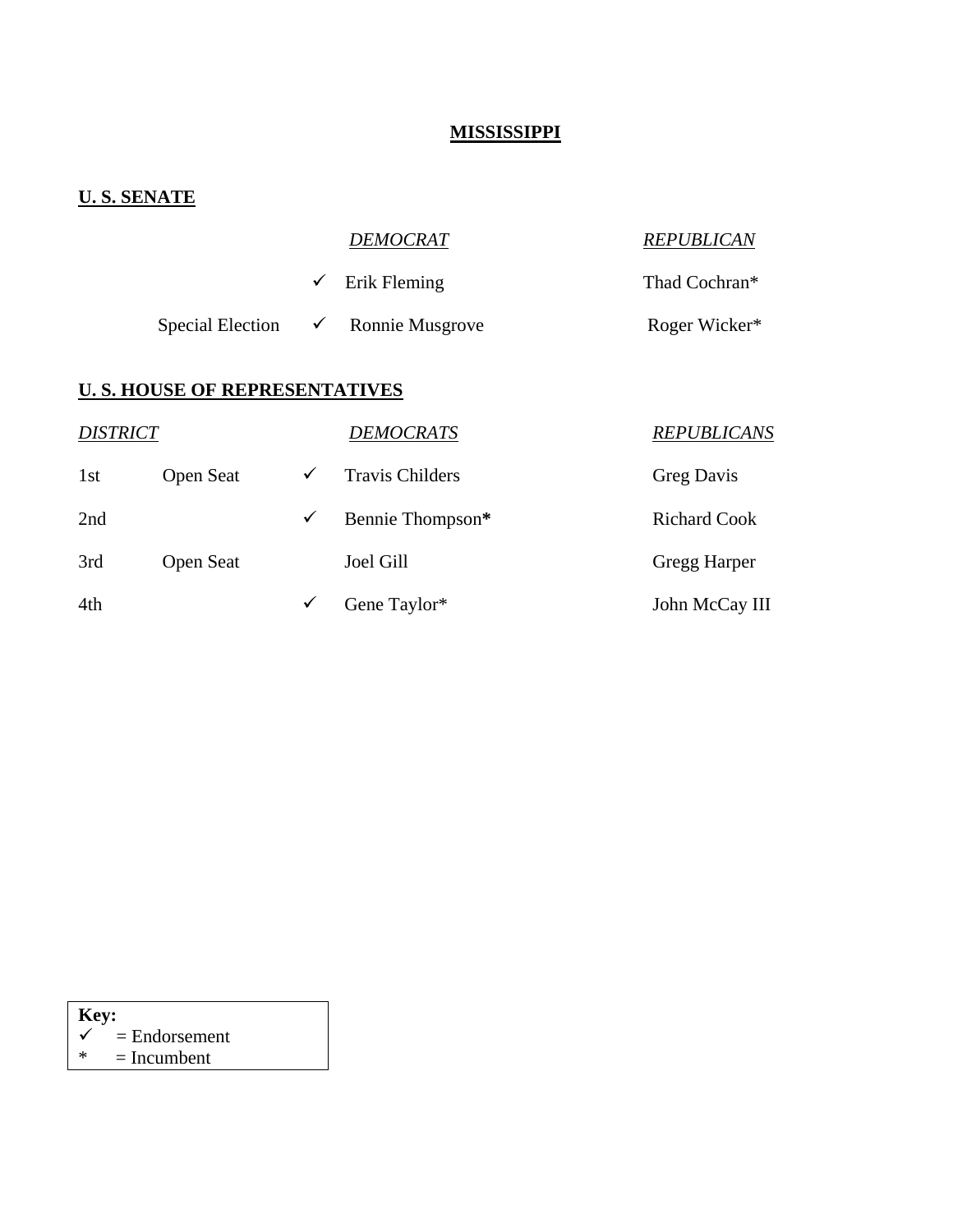# MISSISSIPPI

## U. S. SENATE

| | | *DEMOCRAT* | *REPUBLICAN* |
|---|---|---|---|
| | ✓ | Erik Fleming | Thad Cochran* |
| Special Election | ✓ | Ronnie Musgrove | Roger Wicker* |

## U. S. HOUSE OF REPRESENTATIVES

| *DISTRICT* | | | *DEMOCRATS* | *REPUBLICANS* |
|---|---|---|---|---|
| 1st | Open Seat | ✓ | Travis Childers | Greg Davis |
| 2nd | | ✓ | Bennie Thompson* | Richard Cook |
| 3rd | Open Seat | | Joel Gill | Gregg Harper |
| 4th | | ✓ | Gene Taylor* | John McCay III |

**Key:**
✓ = Endorsement
* = Incumbent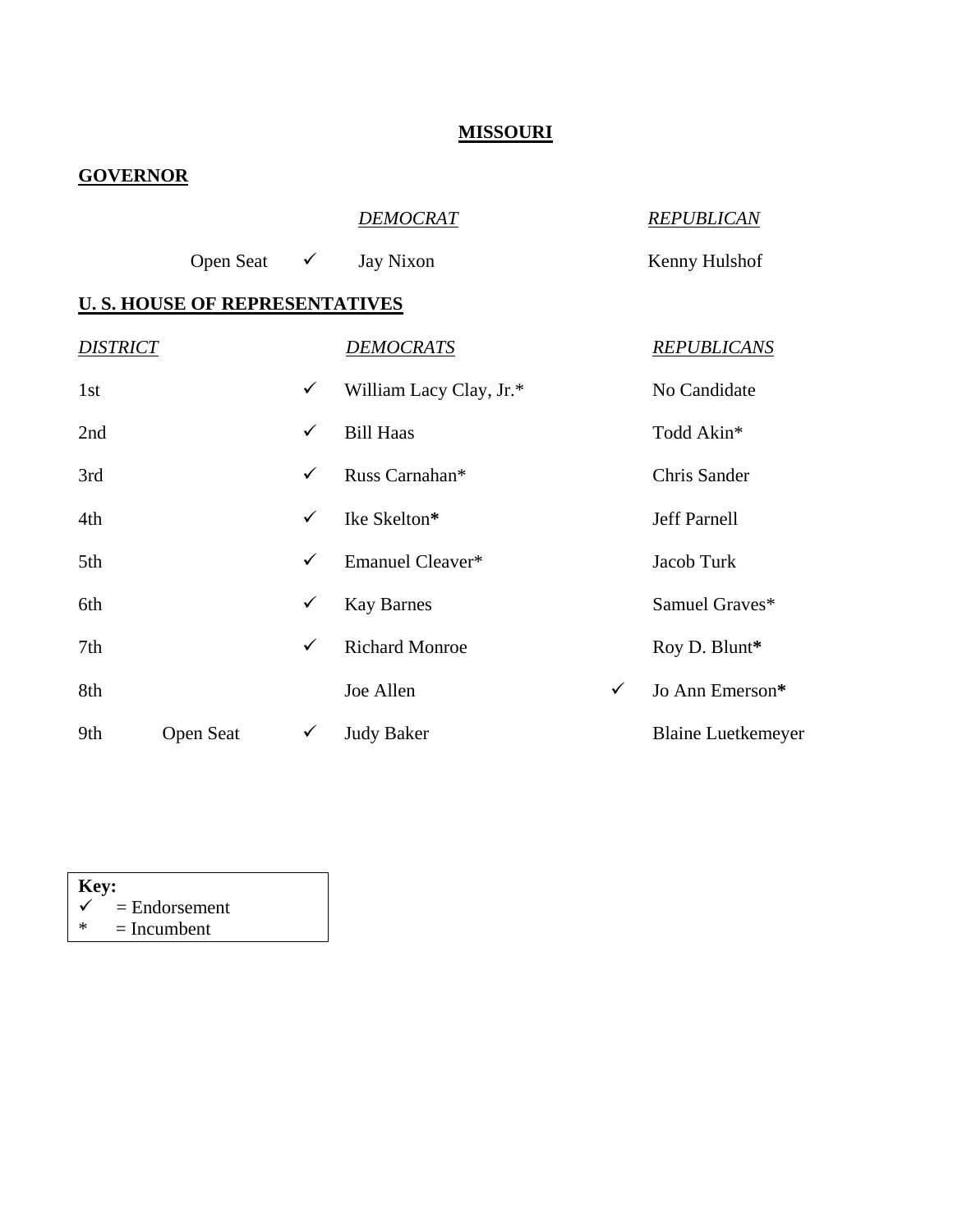# MISSOURI

## GOVERNOR

| | | *DEMOCRAT* | | *REPUBLICAN* |
|---|---|---|---|---|
| Open Seat | ✓ | Jay Nixon | | Kenny Hulshof |

## U. S. HOUSE OF REPRESENTATIVES

| *DISTRICT* | | | *DEMOCRATS* | | *REPUBLICANS* |
|---|---|---|---|---|---|
| 1st | | ✓ | William Lacy Clay, Jr.* | | No Candidate |
| 2nd | | ✓ | Bill Haas | | Todd Akin* |
| 3rd | | ✓ | Russ Carnahan* | | Chris Sander |
| 4th | | ✓ | Ike Skelton* | | Jeff Parnell |
| 5th | | ✓ | Emanuel Cleaver* | | Jacob Turk |
| 6th | | ✓ | Kay Barnes | | Samuel Graves* |
| 7th | | ✓ | Richard Monroe | | Roy D. Blunt* |
| 8th | | | Joe Allen | ✓ | Jo Ann Emerson* |
| 9th | Open Seat | ✓ | Judy Baker | | Blaine Luetkemeyer |

**Key:**
✓ = Endorsement
* = Incumbent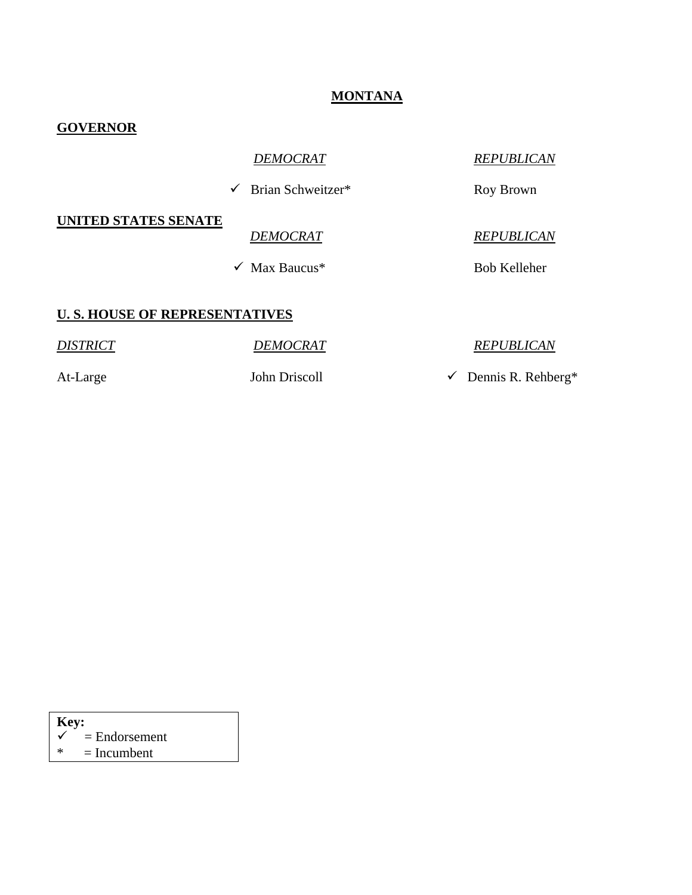# MONTANA

## GOVERNOR

| | *DEMOCRAT* | *REPUBLICAN* |
|---|---|---|
| | ✓ Brian Schweitzer* | Roy Brown |

## UNITED STATES SENATE

| | *DEMOCRAT* | *REPUBLICAN* |
|---|---|---|
| | ✓ Max Baucus* | Bob Kelleher |

## U. S. HOUSE OF REPRESENTATIVES

| *DISTRICT* | *DEMOCRAT* | *REPUBLICAN* |
|---|---|---|
| At-Large | John Driscoll | ✓ Dennis R. Rehberg* |

**Key:**
✓ = Endorsement
* = Incumbent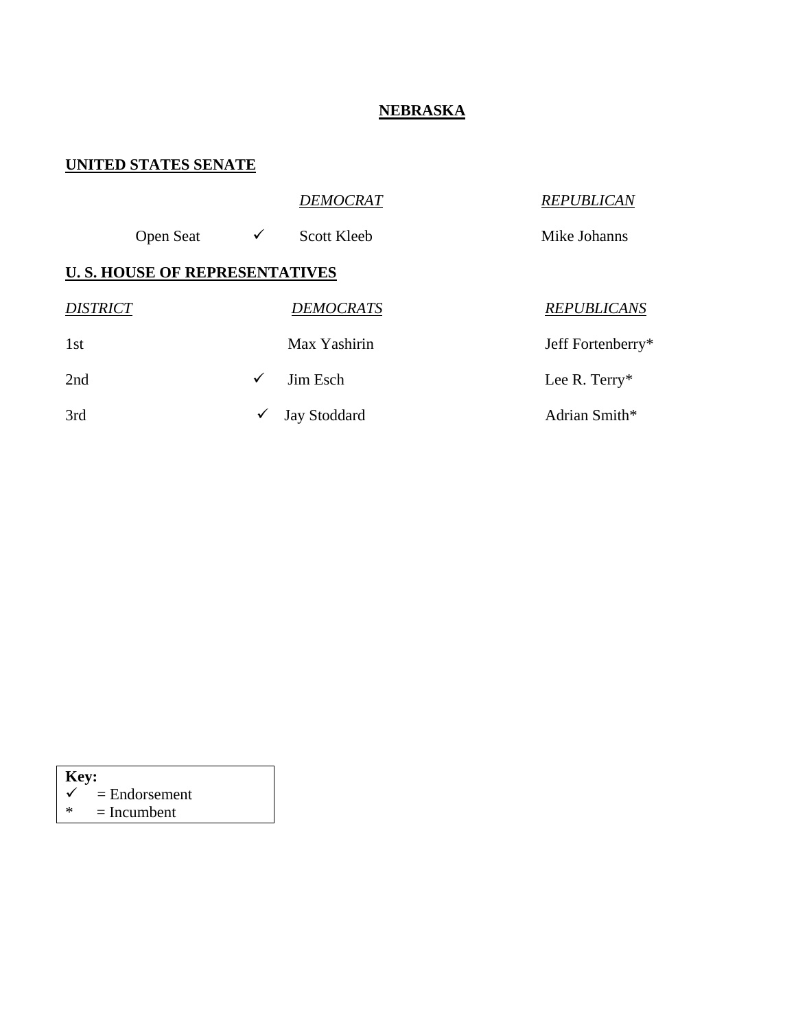# NEBRASKA

## UNITED STATES SENATE

| | | *DEMOCRAT* | *REPUBLICAN* |
|---|---|---|---|
| Open Seat | ✓ | Scott Kleeb | Mike Johanns |

## U. S. HOUSE OF REPRESENTATIVES

| *DISTRICT* | | *DEMOCRATS* | *REPUBLICANS* |
|---|---|---|---|
| 1st | | Max Yashirin | Jeff Fortenberry* |
| 2nd | ✓ | Jim Esch | Lee R. Terry* |
| 3rd | ✓ | Jay Stoddard | Adrian Smith* |

**Key:**
✓ = Endorsement
* = Incumbent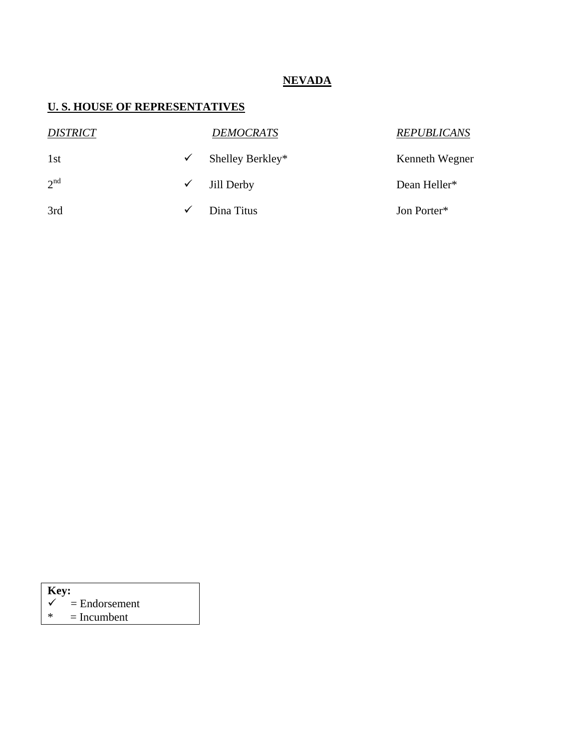## NEVADA

### U. S. HOUSE OF REPRESENTATIVES

| *DISTRICT* | | *DEMOCRATS* | *REPUBLICANS* |
|---|---|---|---|
| 1st | ✓ | Shelley Berkley* | Kenneth Wegner |
| 2nd | ✓ | Jill Derby | Dean Heller* |
| 3rd | ✓ | Dina Titus | Jon Porter* |

**Key:**
✓ = Endorsement
* = Incumbent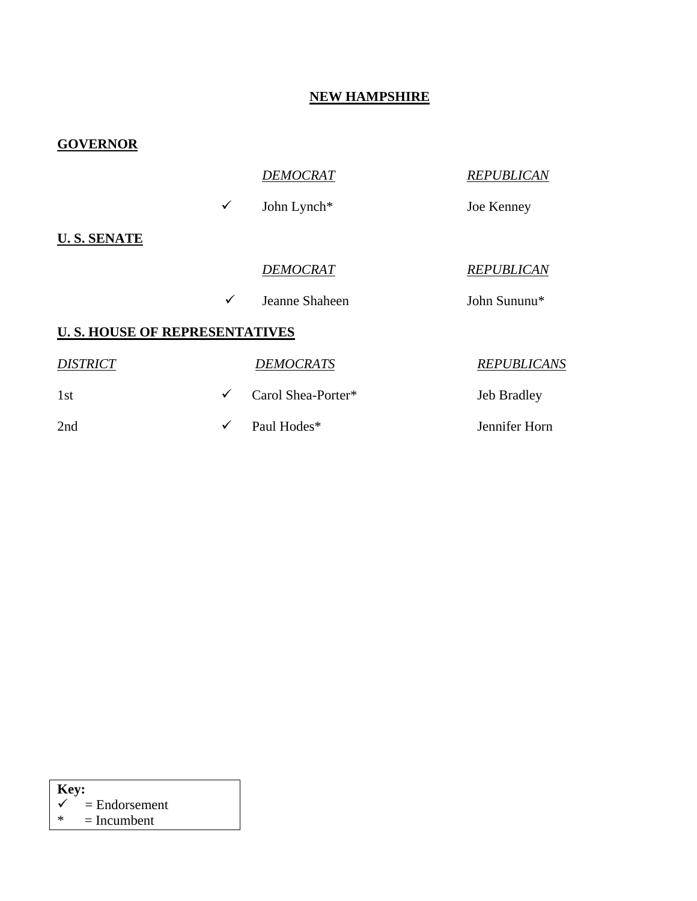# NEW HAMPSHIRE

## GOVERNOR

| | DEMOCRAT | REPUBLICAN |
|---|---|---|
| ✓ | John Lynch* | Joe Kenney |

## U. S. SENATE

| | DEMOCRAT | REPUBLICAN |
|---|---|---|
| ✓ | Jeanne Shaheen | John Sununu* |

## U. S. HOUSE OF REPRESENTATIVES

| DISTRICT | | DEMOCRATS | REPUBLICANS |
|---|---|---|---|
| 1st | ✓ | Carol Shea-Porter* | Jeb Bradley |
| 2nd | ✓ | Paul Hodes* | Jennifer Horn |

**Key:**
✓ = Endorsement
* = Incumbent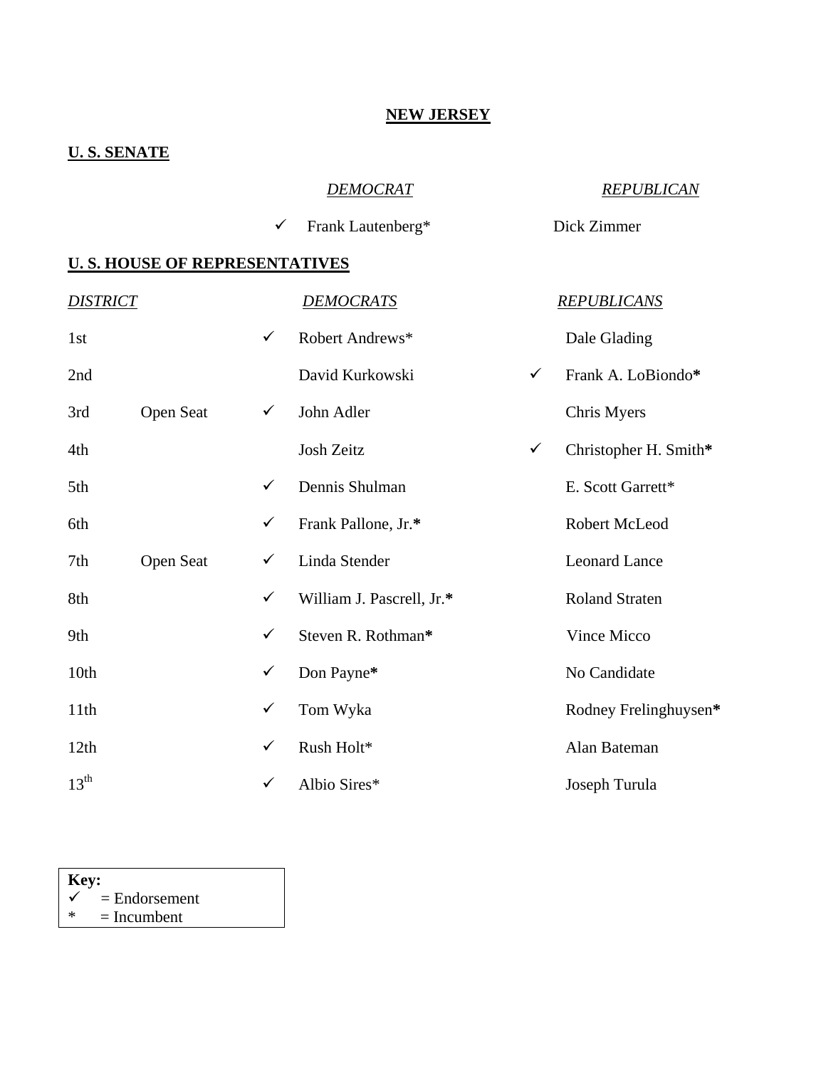# NEW JERSEY

## U. S. SENATE

| | DEMOCRAT | | REPUBLICAN |
|---|---|---|---|
| ✓ | Frank Lautenberg* | | Dick Zimmer |

## U. S. HOUSE OF REPRESENTATIVES

| DISTRICT | | | DEMOCRATS | | REPUBLICANS |
|---|---|---|---|---|---|
| 1st | | ✓ | Robert Andrews* | | Dale Glading |
| 2nd | | | David Kurkowski | ✓ | Frank A. LoBiondo* |
| 3rd | Open Seat | ✓ | John Adler | | Chris Myers |
| 4th | | | Josh Zeitz | ✓ | Christopher H. Smith* |
| 5th | | ✓ | Dennis Shulman | | E. Scott Garrett* |
| 6th | | ✓ | Frank Pallone, Jr.* | | Robert McLeod |
| 7th | Open Seat | ✓ | Linda Stender | | Leonard Lance |
| 8th | | ✓ | William J. Pascrell, Jr.* | | Roland Straten |
| 9th | | ✓ | Steven R. Rothman* | | Vince Micco |
| 10th | | ✓ | Don Payne* | | No Candidate |
| 11th | | ✓ | Tom Wyka | | Rodney Frelinghuysen* |
| 12th | | ✓ | Rush Holt* | | Alan Bateman |
| 13th | | ✓ | Albio Sires* | | Joseph Turula |

**Key:**
✓ = Endorsement
* = Incumbent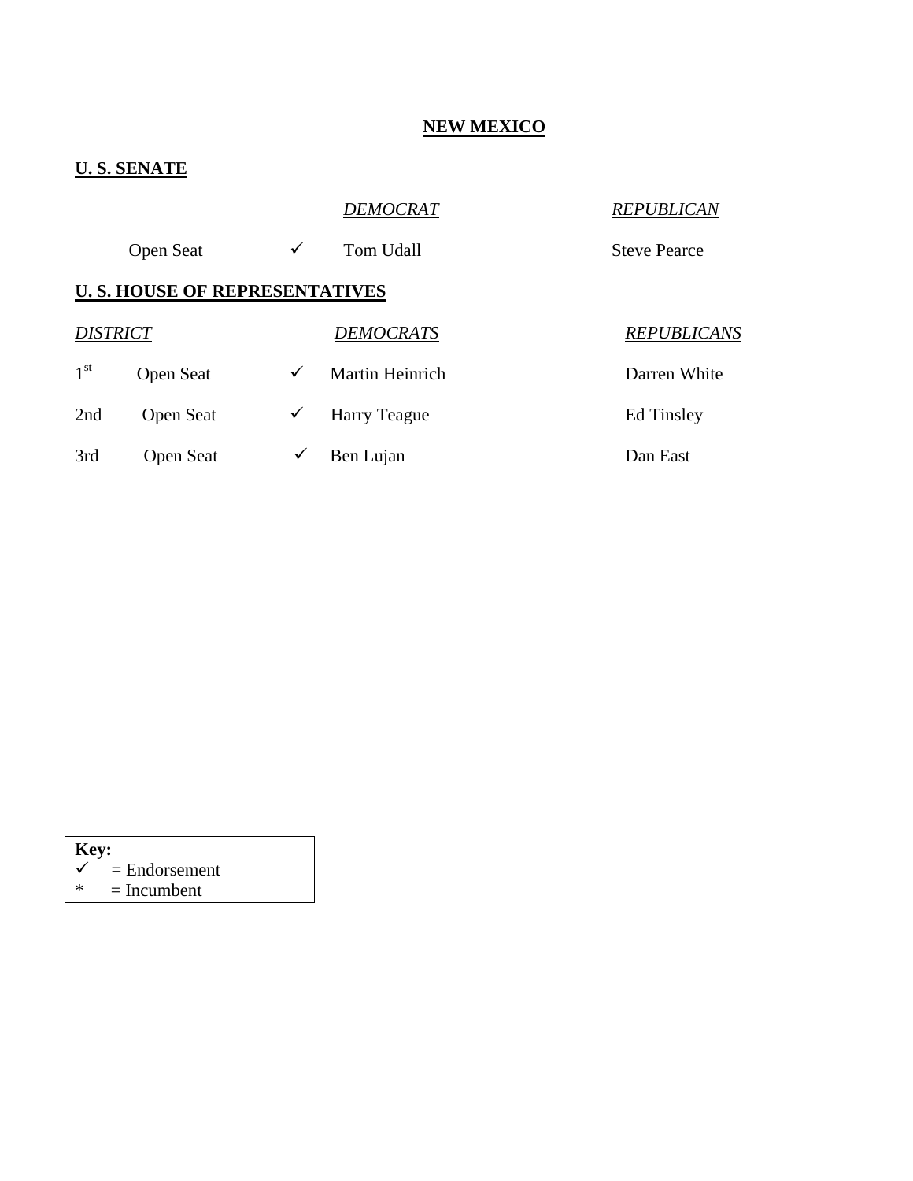# NEW MEXICO

## U. S. SENATE

| | | *DEMOCRAT* | *REPUBLICAN* |
|---|---|---|---|
| Open Seat | ✓ | Tom Udall | Steve Pearce |

## U. S. HOUSE OF REPRESENTATIVES

| *DISTRICT* | | | *DEMOCRATS* | *REPUBLICANS* |
|---|---|---|---|---|
| 1st | Open Seat | ✓ | Martin Heinrich | Darren White |
| 2nd | Open Seat | ✓ | Harry Teague | Ed Tinsley |
| 3rd | Open Seat | ✓ | Ben Lujan | Dan East |

**Key:**
✓ = Endorsement
* = Incumbent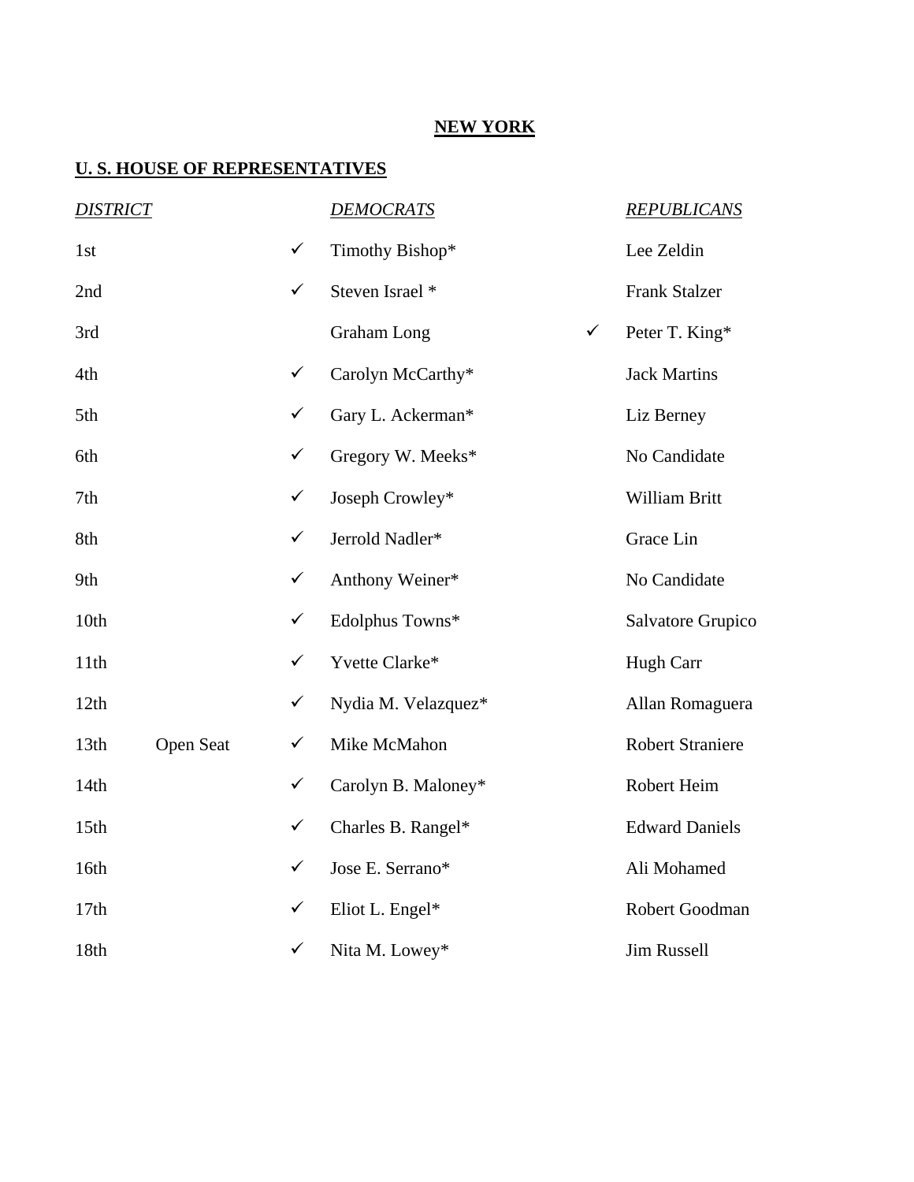# NEW YORK

## U. S. HOUSE OF REPRESENTATIVES

| *DISTRICT* | | | *DEMOCRATS* | | *REPUBLICANS* |
|---|---|---|---|---|---|
| 1st | | ✓ | Timothy Bishop* | | Lee Zeldin |
| 2nd | | ✓ | Steven Israel * | | Frank Stalzer |
| 3rd | | | Graham Long | ✓ | Peter T. King* |
| 4th | | ✓ | Carolyn McCarthy* | | Jack Martins |
| 5th | | ✓ | Gary L. Ackerman* | | Liz Berney |
| 6th | | ✓ | Gregory W. Meeks* | | No Candidate |
| 7th | | ✓ | Joseph Crowley* | | William Britt |
| 8th | | ✓ | Jerrold Nadler* | | Grace Lin |
| 9th | | ✓ | Anthony Weiner* | | No Candidate |
| 10th | | ✓ | Edolphus Towns* | | Salvatore Grupico |
| 11th | | ✓ | Yvette Clarke* | | Hugh Carr |
| 12th | | ✓ | Nydia M. Velazquez* | | Allan Romaguera |
| 13th | Open Seat | ✓ | Mike McMahon | | Robert Straniere |
| 14th | | ✓ | Carolyn B. Maloney* | | Robert Heim |
| 15th | | ✓ | Charles B. Rangel* | | Edward Daniels |
| 16th | | ✓ | Jose E. Serrano* | | Ali Mohamed |
| 17th | | ✓ | Eliot L. Engel* | | Robert Goodman |
| 18th | | ✓ | Nita M. Lowey* | | Jim Russell |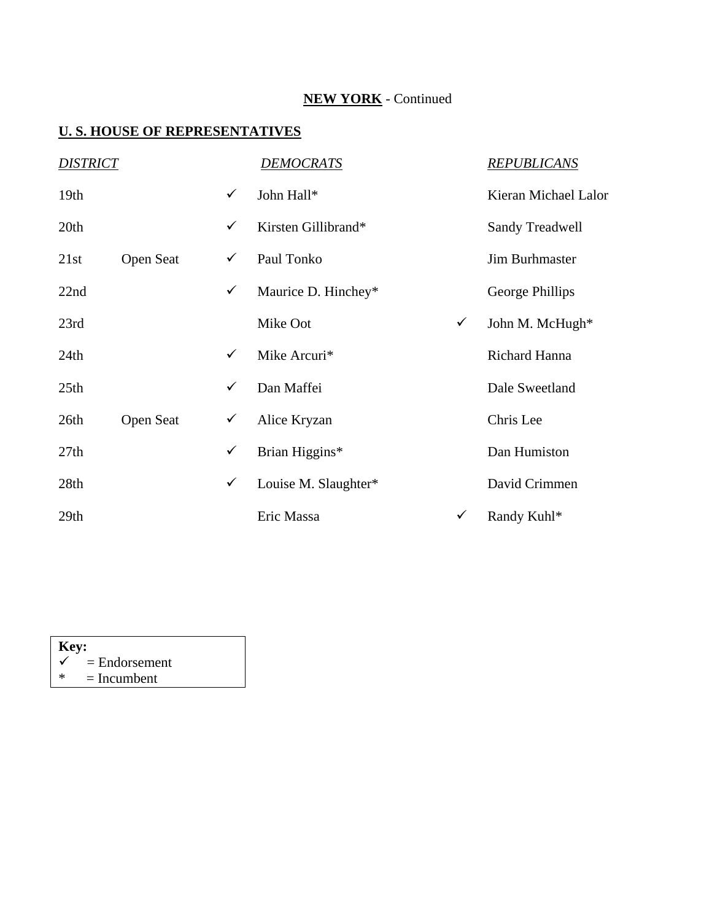**NEW YORK** - Continued

**U. S. HOUSE OF REPRESENTATIVES**

| *DISTRICT* | | | *DEMOCRATS* | | *REPUBLICANS* |
|---|---|---|---|---|---|
| 19th | | ✓ | John Hall* | | Kieran Michael Lalor |
| 20th | | ✓ | Kirsten Gillibrand* | | Sandy Treadwell |
| 21st | Open Seat | ✓ | Paul Tonko | | Jim Burhmaster |
| 22nd | | ✓ | Maurice D. Hinchey* | | George Phillips |
| 23rd | | | Mike Oot | ✓ | John M. McHugh* |
| 24th | | ✓ | Mike Arcuri* | | Richard Hanna |
| 25th | | ✓ | Dan Maffei | | Dale Sweetland |
| 26th | Open Seat | ✓ | Alice Kryzan | | Chris Lee |
| 27th | | ✓ | Brian Higgins* | | Dan Humiston |
| 28th | | ✓ | Louise M. Slaughter* | | David Crimmen |
| 29th | | | Eric Massa | ✓ | Randy Kuhl* |

**Key:**
✓ = Endorsement
* = Incumbent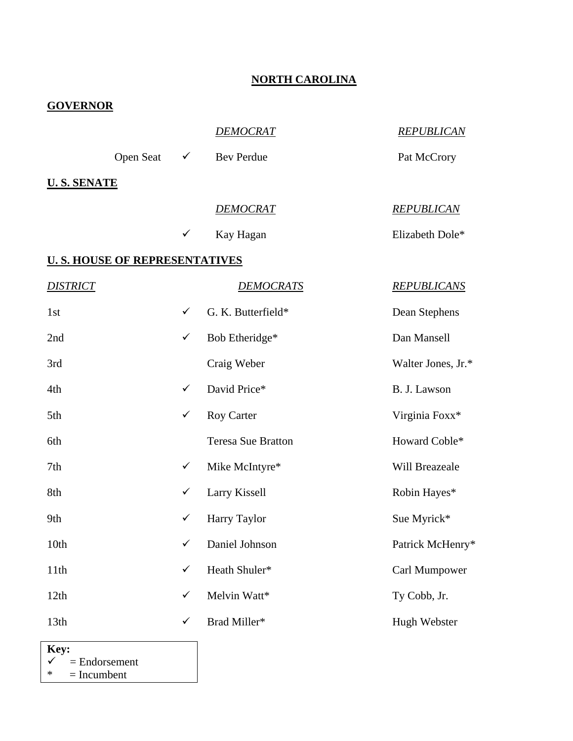# NORTH CAROLINA

## GOVERNOR

| | | *DEMOCRAT* | *REPUBLICAN* |
|---|---|---|---|
| Open Seat | ✓ | Bev Perdue | Pat McCrory |

## U. S. SENATE

| | *DEMOCRAT* | *REPUBLICAN* |
|---|---|---|
| ✓ | Kay Hagan | Elizabeth Dole* |

## U. S. HOUSE OF REPRESENTATIVES

| *DISTRICT* | | *DEMOCRATS* | *REPUBLICANS* |
|---|---|---|---|
| 1st | ✓ | G. K. Butterfield* | Dean Stephens |
| 2nd | ✓ | Bob Etheridge* | Dan Mansell |
| 3rd | | Craig Weber | Walter Jones, Jr.* |
| 4th | ✓ | David Price* | B. J. Lawson |
| 5th | ✓ | Roy Carter | Virginia Foxx* |
| 6th | | Teresa Sue Bratton | Howard Coble* |
| 7th | ✓ | Mike McIntyre* | Will Breazeale |
| 8th | ✓ | Larry Kissell | Robin Hayes* |
| 9th | ✓ | Harry Taylor | Sue Myrick* |
| 10th | ✓ | Daniel Johnson | Patrick McHenry* |
| 11th | ✓ | Heath Shuler* | Carl Mumpower |
| 12th | ✓ | Melvin Watt* | Ty Cobb, Jr. |
| 13th | ✓ | Brad Miller* | Hugh Webster |

**Key:**
✓ = Endorsement
* = Incumbent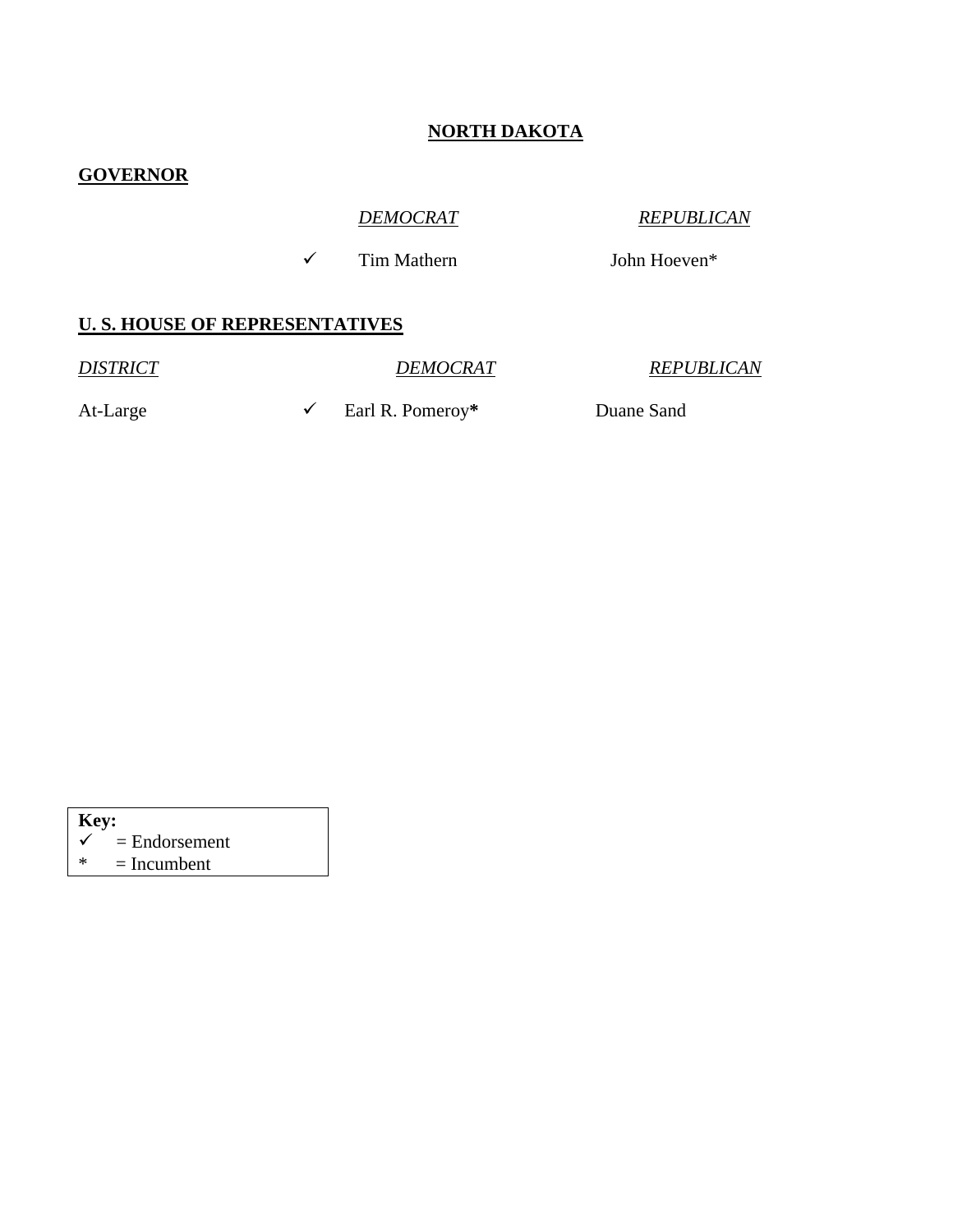# NORTH DAKOTA

## GOVERNOR

| | DEMOCRAT | REPUBLICAN |
|---|---|---|
| ✓ | Tim Mathern | John Hoeven* |

## U. S. HOUSE OF REPRESENTATIVES

| DISTRICT | | DEMOCRAT | REPUBLICAN |
|---|---|---|---|
| At-Large | ✓ | Earl R. Pomeroy* | Duane Sand |

**Key:**
✓ = Endorsement
* = Incumbent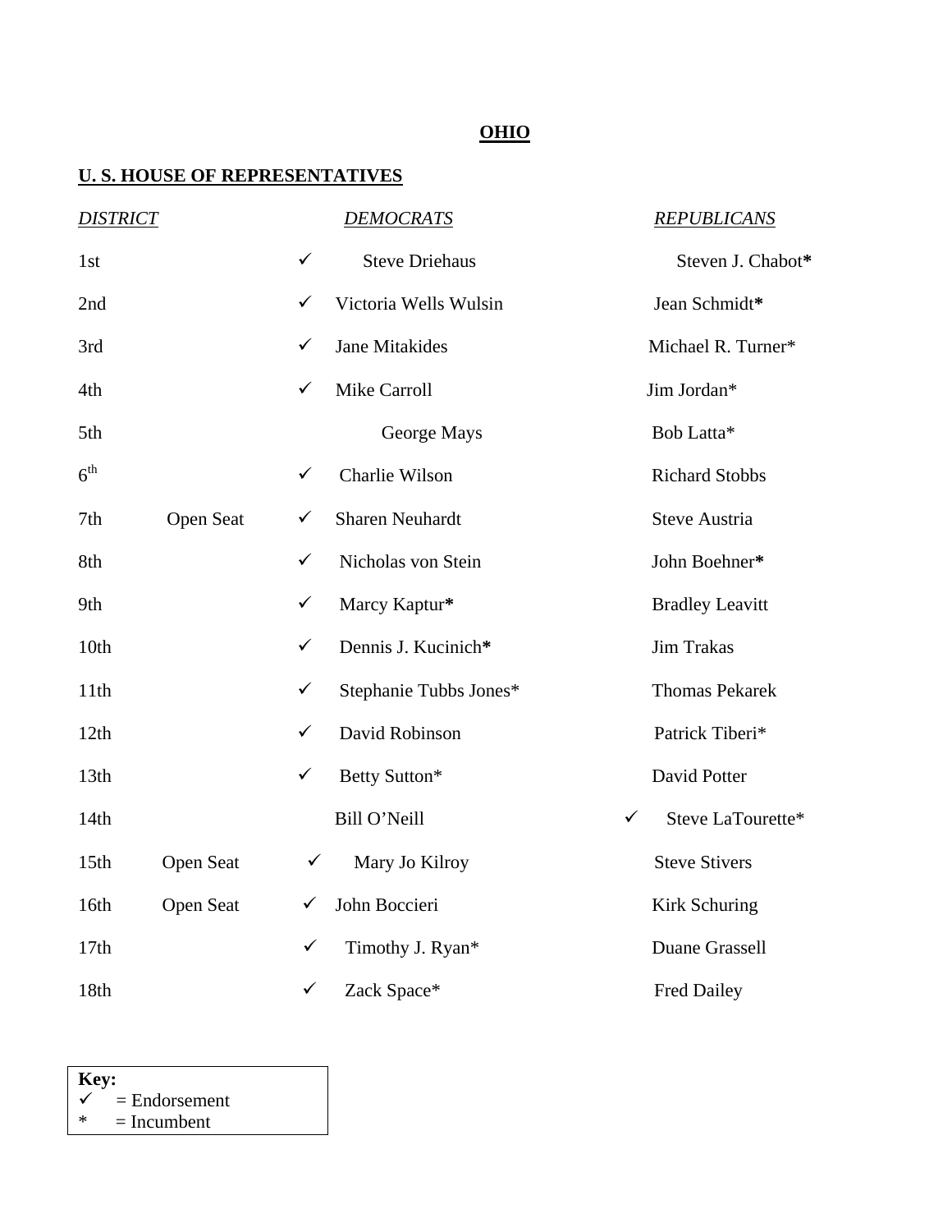# OHIO

## U. S. HOUSE OF REPRESENTATIVES

| *DISTRICT* | | | *DEMOCRATS* | | *REPUBLICANS* |
|---|---|---|---|---|---|
| 1st | | ✓ | Steve Driehaus | | Steven J. Chabot* |
| 2nd | | ✓ | Victoria Wells Wulsin | | Jean Schmidt* |
| 3rd | | ✓ | Jane Mitakides | | Michael R. Turner* |
| 4th | | ✓ | Mike Carroll | | Jim Jordan* |
| 5th | | | George Mays | | Bob Latta* |
| 6th | | ✓ | Charlie Wilson | | Richard Stobbs |
| 7th | Open Seat | ✓ | Sharen Neuhardt | | Steve Austria |
| 8th | | ✓ | Nicholas von Stein | | John Boehner* |
| 9th | | ✓ | Marcy Kaptur* | | Bradley Leavitt |
| 10th | | ✓ | Dennis J. Kucinich* | | Jim Trakas |
| 11th | | ✓ | Stephanie Tubbs Jones* | | Thomas Pekarek |
| 12th | | ✓ | David Robinson | | Patrick Tiberi* |
| 13th | | ✓ | Betty Sutton* | | David Potter |
| 14th | | | Bill O'Neill | ✓ | Steve LaTourette* |
| 15th | Open Seat | ✓ | Mary Jo Kilroy | | Steve Stivers |
| 16th | Open Seat | ✓ | John Boccieri | | Kirk Schuring |
| 17th | | ✓ | Timothy J. Ryan* | | Duane Grassell |
| 18th | | ✓ | Zack Space* | | Fred Dailey |

**Key:**
✓ = Endorsement
* = Incumbent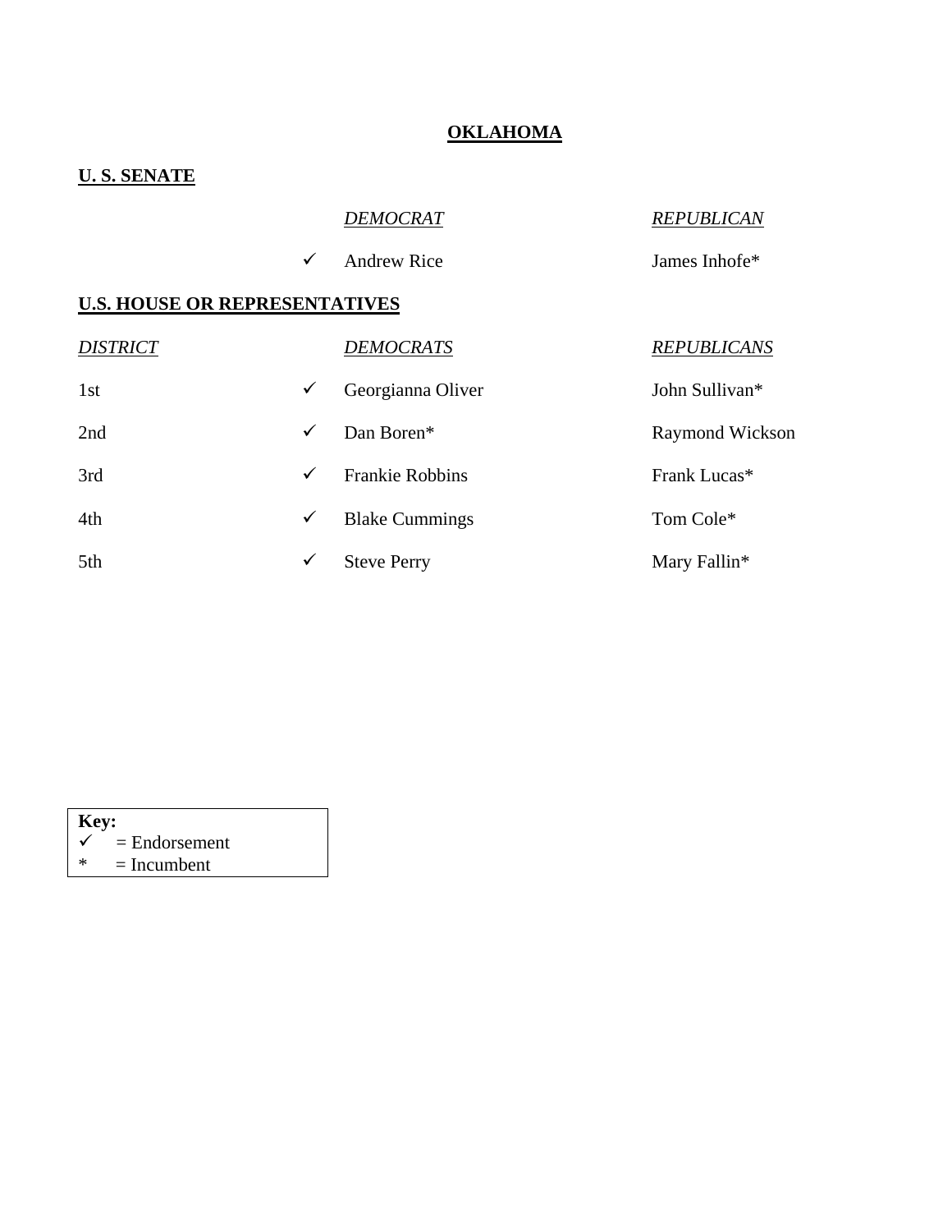# OKLAHOMA

## U. S. SENATE

| | *DEMOCRAT* | *REPUBLICAN* |
|---|---|---|
| ✓ | Andrew Rice | James Inhofe* |

## U.S. HOUSE OR REPRESENTATIVES

| *DISTRICT* | | *DEMOCRATS* | *REPUBLICANS* |
|---|---|---|---|
| 1st | ✓ | Georgianna Oliver | John Sullivan* |
| 2nd | ✓ | Dan Boren* | Raymond Wickson |
| 3rd | ✓ | Frankie Robbins | Frank Lucas* |
| 4th | ✓ | Blake Cummings | Tom Cole* |
| 5th | ✓ | Steve Perry | Mary Fallin* |

**Key:**
✓ = Endorsement
* = Incumbent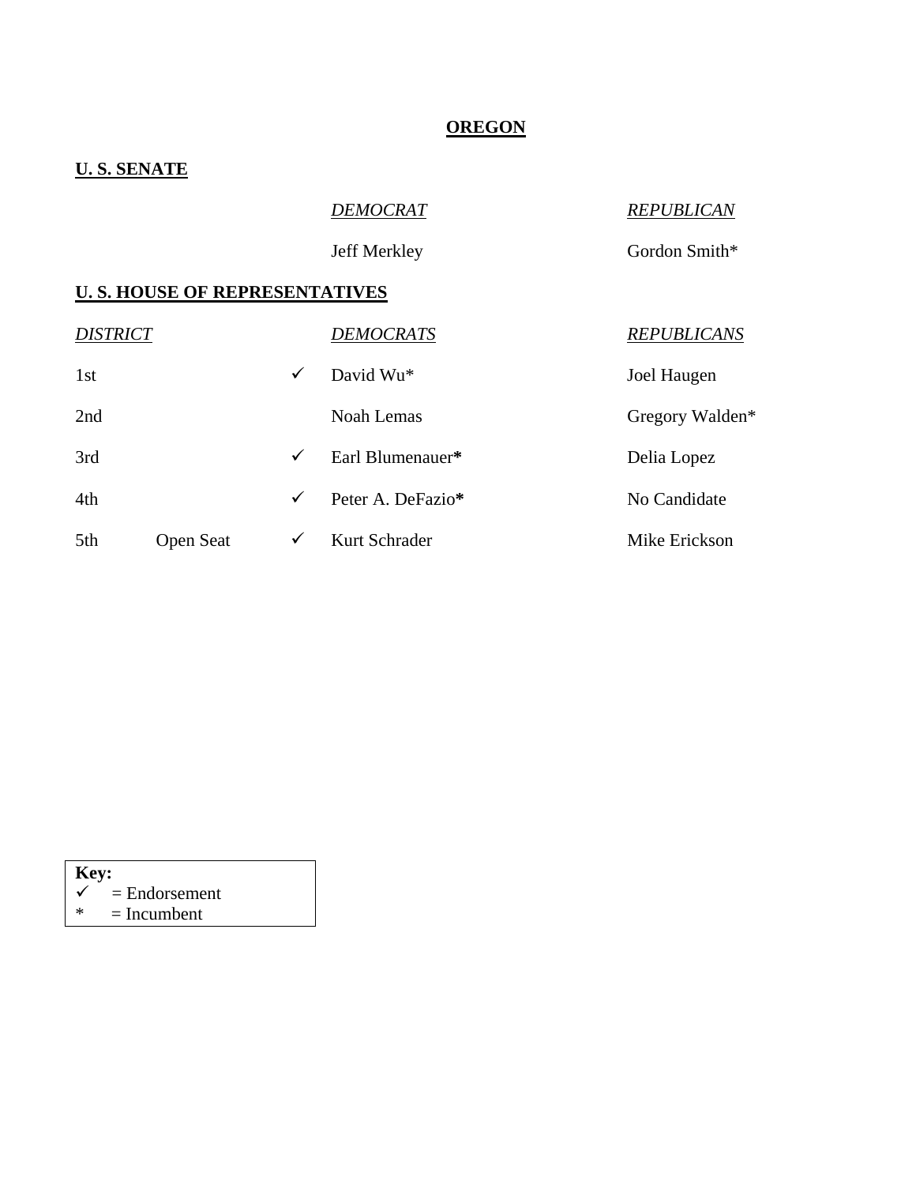# OREGON

## U. S. SENATE

| | *DEMOCRAT* | *REPUBLICAN* |
|---|---|---|
| | Jeff Merkley | Gordon Smith* |

## U. S. HOUSE OF REPRESENTATIVES

| *DISTRICT* | | | *DEMOCRATS* | *REPUBLICANS* |
|---|---|---|---|---|
| 1st | | ✓ | David Wu* | Joel Haugen |
| 2nd | | | Noah Lemas | Gregory Walden* |
| 3rd | | ✓ | Earl Blumenauer* | Delia Lopez |
| 4th | | ✓ | Peter A. DeFazio* | No Candidate |
| 5th | Open Seat | ✓ | Kurt Schrader | Mike Erickson |

**Key:**
✓ = Endorsement
* = Incumbent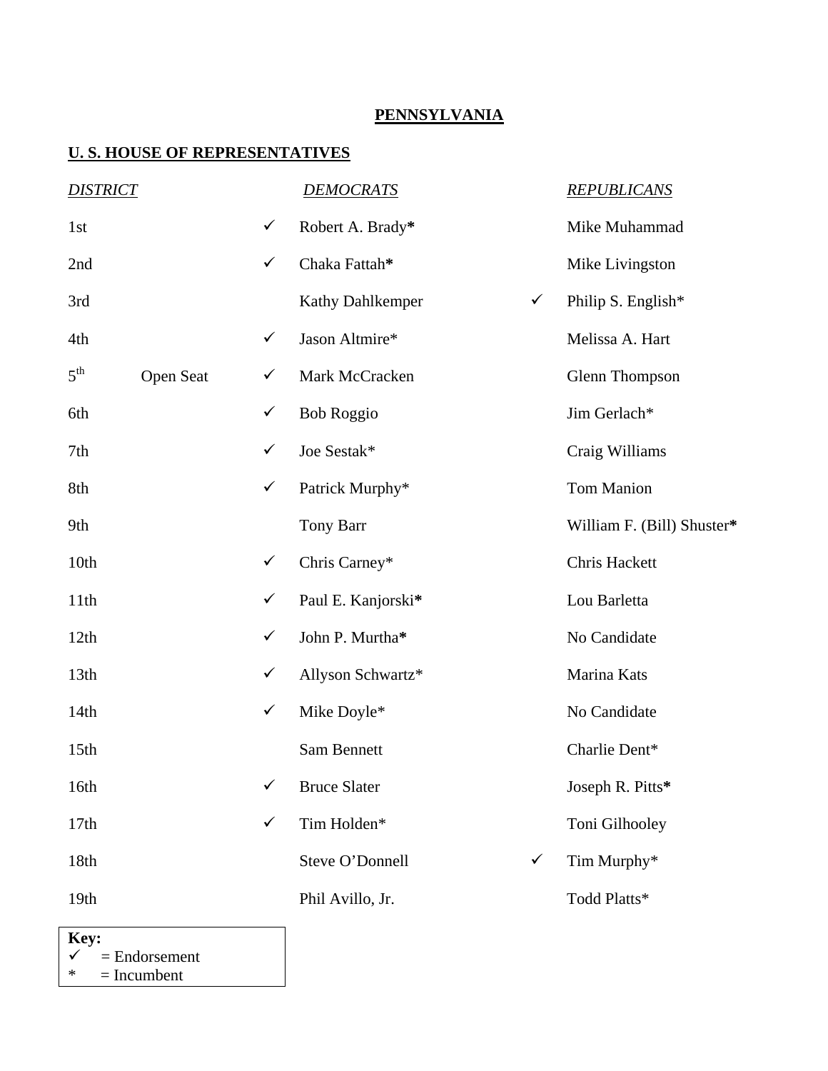## PENNSYLVANIA

### U. S. HOUSE OF REPRESENTATIVES

| *DISTRICT* | | | *DEMOCRATS* | | *REPUBLICANS* |
|---|---|---|---|---|---|
| 1st | | ✓ | Robert A. Brady* | | Mike Muhammad |
| 2nd | | ✓ | Chaka Fattah* | | Mike Livingston |
| 3rd | | | Kathy Dahlkemper | ✓ | Philip S. English* |
| 4th | | ✓ | Jason Altmire* | | Melissa A. Hart |
| 5th | Open Seat | ✓ | Mark McCracken | | Glenn Thompson |
| 6th | | ✓ | Bob Roggio | | Jim Gerlach* |
| 7th | | ✓ | Joe Sestak* | | Craig Williams |
| 8th | | ✓ | Patrick Murphy* | | Tom Manion |
| 9th | | | Tony Barr | | William F. (Bill) Shuster* |
| 10th | | ✓ | Chris Carney* | | Chris Hackett |
| 11th | | ✓ | Paul E. Kanjorski* | | Lou Barletta |
| 12th | | ✓ | John P. Murtha* | | No Candidate |
| 13th | | ✓ | Allyson Schwartz* | | Marina Kats |
| 14th | | ✓ | Mike Doyle* | | No Candidate |
| 15th | | | Sam Bennett | | Charlie Dent* |
| 16th | | ✓ | Bruce Slater | | Joseph R. Pitts* |
| 17th | | ✓ | Tim Holden* | | Toni Gilhooley |
| 18th | | | Steve O'Donnell | ✓ | Tim Murphy* |
| 19th | | | Phil Avillo, Jr. | | Todd Platts* |

**Key:**
✓ = Endorsement
* = Incumbent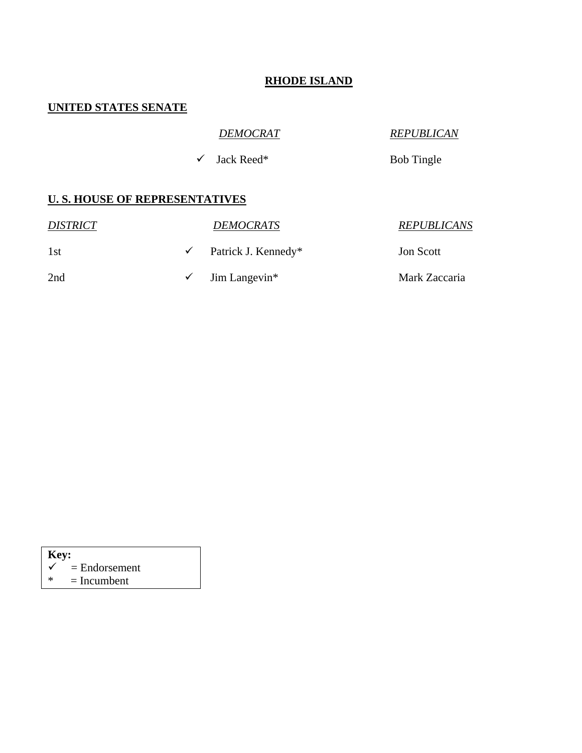# RHODE ISLAND

## UNITED STATES SENATE

| | *DEMOCRAT* | *REPUBLICAN* |
|---|---|---|
| ✓ | Jack Reed* | Bob Tingle |

## U. S. HOUSE OF REPRESENTATIVES

| *DISTRICT* | | *DEMOCRATS* | *REPUBLICANS* |
|---|---|---|---|
| 1st | ✓ | Patrick J. Kennedy* | Jon Scott |
| 2nd | ✓ | Jim Langevin* | Mark Zaccaria |

**Key:**
✓ = Endorsement
* = Incumbent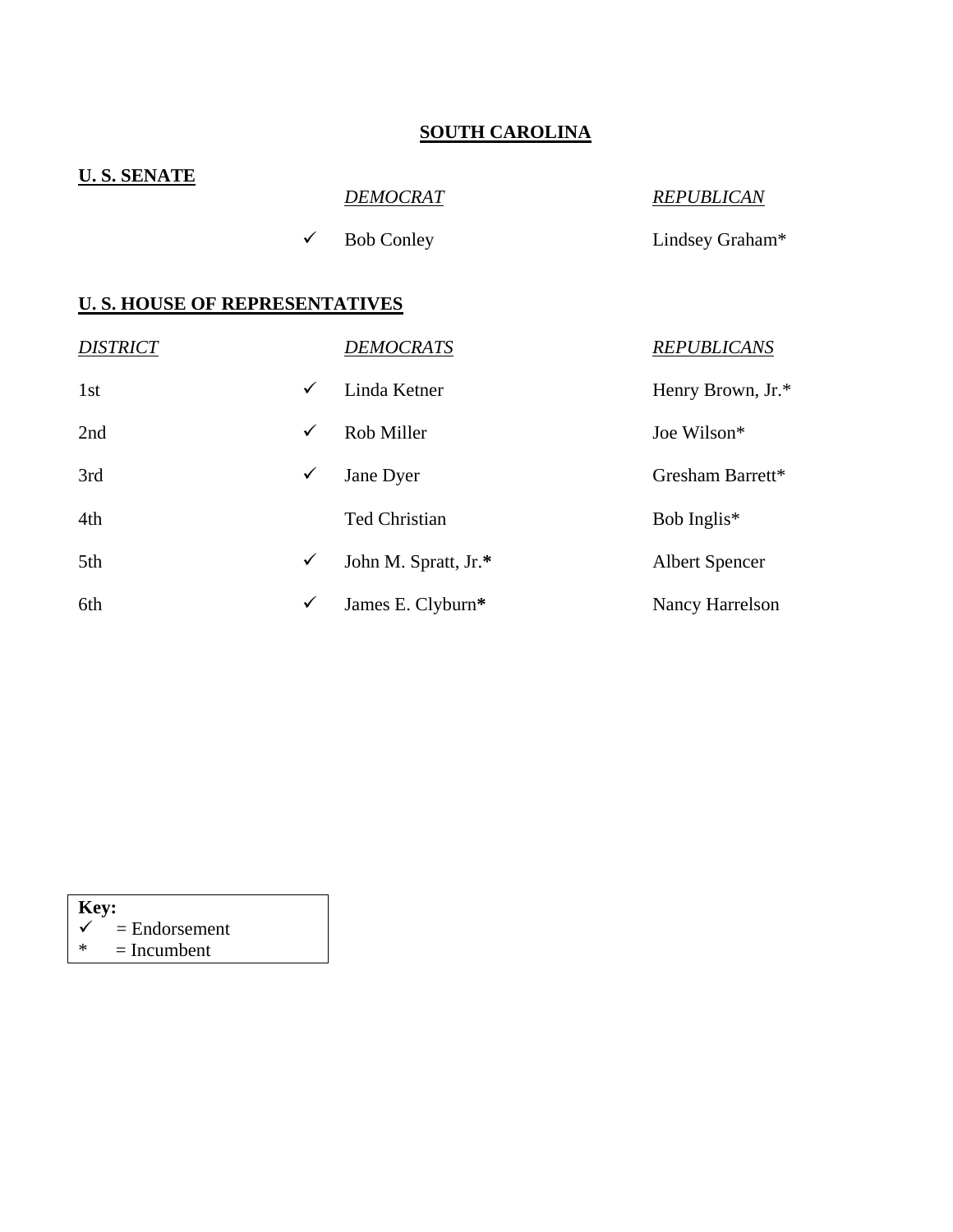# SOUTH CAROLINA

## U. S. SENATE

| | | *DEMOCRAT* | *REPUBLICAN* |
|---|---|---|---|
| | ✓ | Bob Conley | Lindsey Graham* |

## U. S. HOUSE OF REPRESENTATIVES

| *DISTRICT* | | *DEMOCRATS* | *REPUBLICANS* |
|---|---|---|---|
| 1st | ✓ | Linda Ketner | Henry Brown, Jr.* |
| 2nd | ✓ | Rob Miller | Joe Wilson* |
| 3rd | ✓ | Jane Dyer | Gresham Barrett* |
| 4th | | Ted Christian | Bob Inglis* |
| 5th | ✓ | John M. Spratt, Jr.* | Albert Spencer |
| 6th | ✓ | James E. Clyburn* | Nancy Harrelson |

**Key:**
✓ = Endorsement
* = Incumbent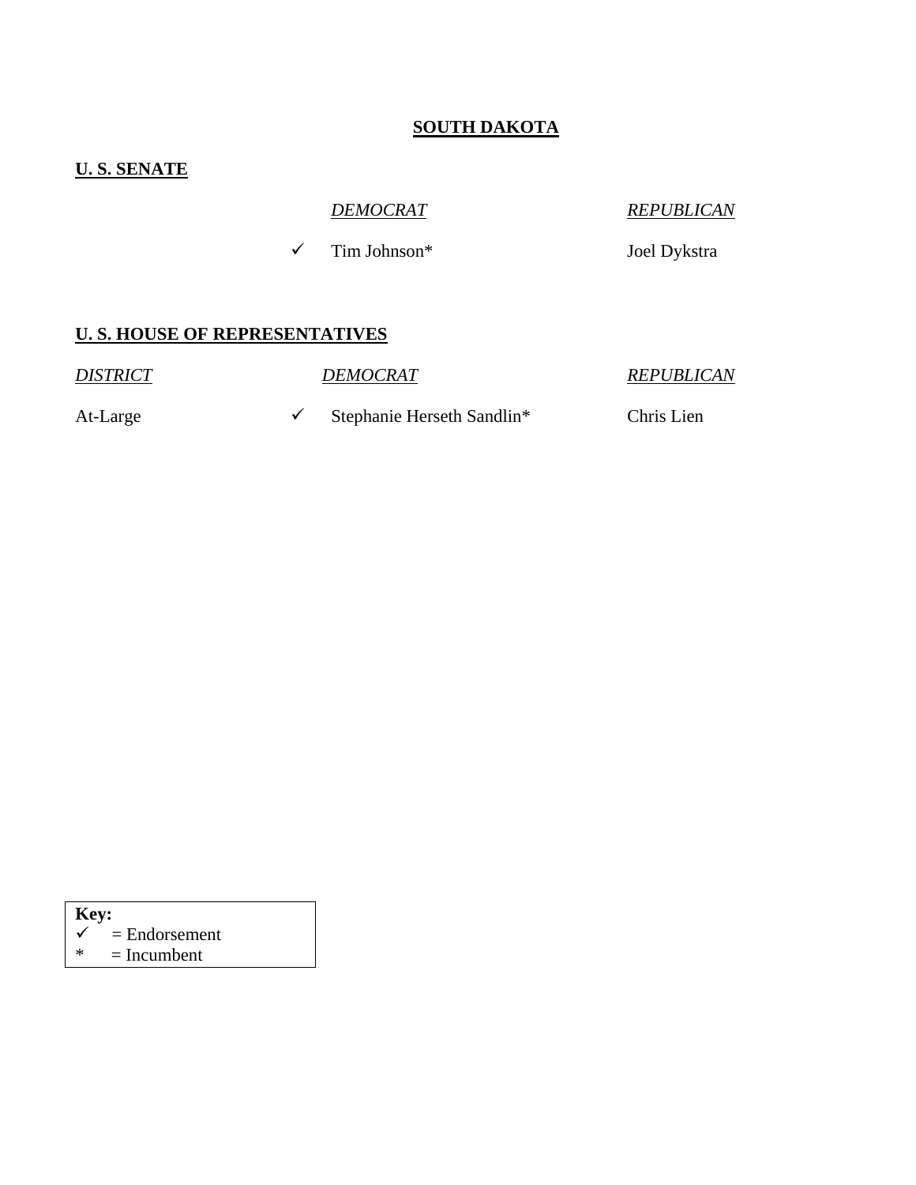# SOUTH DAKOTA

## U. S. SENATE

| | DEMOCRAT | REPUBLICAN |
|---|---|---|
| ✓ | Tim Johnson* | Joel Dykstra |

## U. S. HOUSE OF REPRESENTATIVES

| DISTRICT | | DEMOCRAT | REPUBLICAN |
|---|---|---|---|
| At-Large | ✓ | Stephanie Herseth Sandlin* | Chris Lien |

**Key:**
✓ = Endorsement
* = Incumbent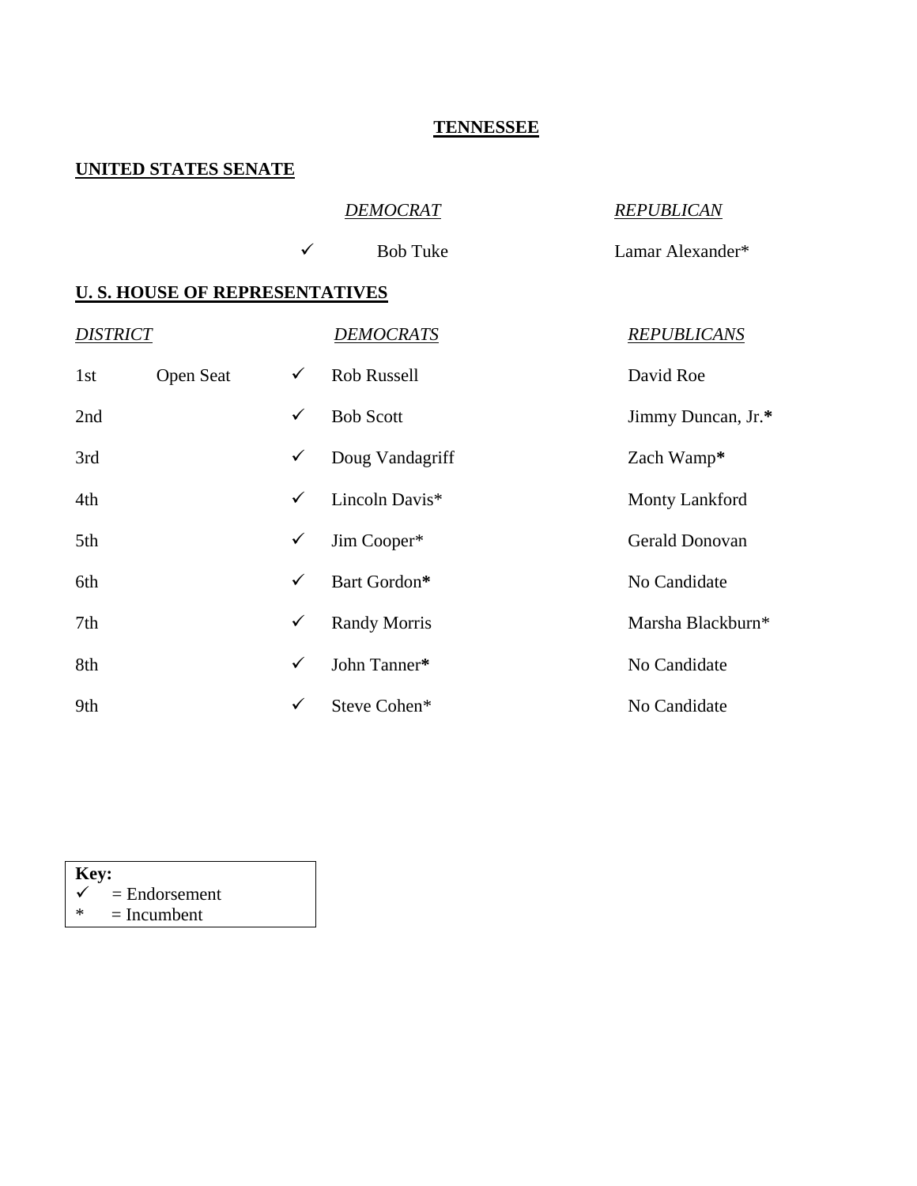# TENNESSEE

## UNITED STATES SENATE

| | *DEMOCRAT* | *REPUBLICAN* |
|---|---|---|
| ✓ | Bob Tuke | Lamar Alexander* |

## U. S. HOUSE OF REPRESENTATIVES

| *DISTRICT* | | | *DEMOCRATS* | *REPUBLICANS* |
|---|---|---|---|---|
| 1st | Open Seat | ✓ | Rob Russell | David Roe |
| 2nd | | ✓ | Bob Scott | Jimmy Duncan, Jr.* |
| 3rd | | ✓ | Doug Vandagriff | Zach Wamp* |
| 4th | | ✓ | Lincoln Davis* | Monty Lankford |
| 5th | | ✓ | Jim Cooper* | Gerald Donovan |
| 6th | | ✓ | Bart Gordon* | No Candidate |
| 7th | | ✓ | Randy Morris | Marsha Blackburn* |
| 8th | | ✓ | John Tanner* | No Candidate |
| 9th | | ✓ | Steve Cohen* | No Candidate |

**Key:**
✓ = Endorsement
* = Incumbent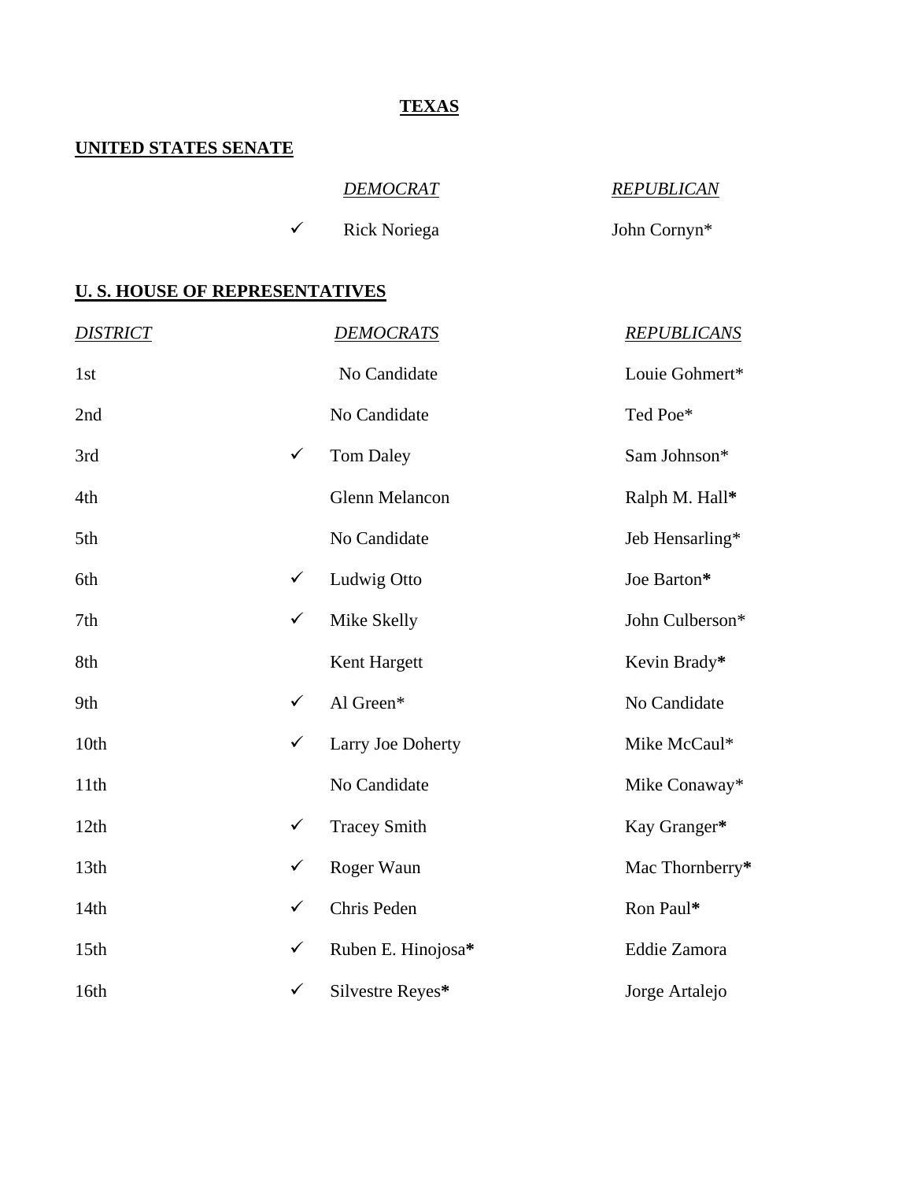# TEXAS

## UNITED STATES SENATE

| | *DEMOCRAT* | *REPUBLICAN* |
|---|---|---|
| ✓ | Rick Noriega | John Cornyn* |

## U. S. HOUSE OF REPRESENTATIVES

| *DISTRICT* | | *DEMOCRATS* | *REPUBLICANS* |
|---|---|---|---|
| 1st | | No Candidate | Louie Gohmert* |
| 2nd | | No Candidate | Ted Poe* |
| 3rd | ✓ | Tom Daley | Sam Johnson* |
| 4th | | Glenn Melancon | Ralph M. Hall* |
| 5th | | No Candidate | Jeb Hensarling* |
| 6th | ✓ | Ludwig Otto | Joe Barton* |
| 7th | ✓ | Mike Skelly | John Culberson* |
| 8th | | Kent Hargett | Kevin Brady* |
| 9th | ✓ | Al Green* | No Candidate |
| 10th | ✓ | Larry Joe Doherty | Mike McCaul* |
| 11th | | No Candidate | Mike Conaway* |
| 12th | ✓ | Tracey Smith | Kay Granger* |
| 13th | ✓ | Roger Waun | Mac Thornberry* |
| 14th | ✓ | Chris Peden | Ron Paul* |
| 15th | ✓ | Ruben E. Hinojosa* | Eddie Zamora |
| 16th | ✓ | Silvestre Reyes* | Jorge Artalejo |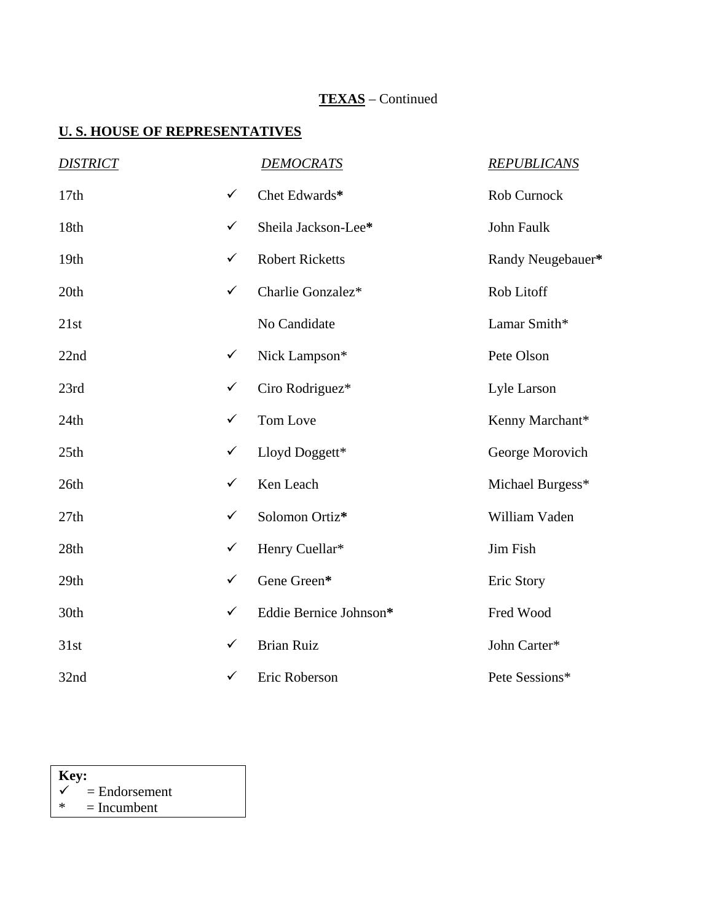**TEXAS** – Continued

## U. S. HOUSE OF REPRESENTATIVES

| *DISTRICT* | | *DEMOCRATS* | *REPUBLICANS* |
|---|---|---|---|
| 17th | ✓ | Chet Edwards* | Rob Curnock |
| 18th | ✓ | Sheila Jackson-Lee* | John Faulk |
| 19th | ✓ | Robert Ricketts | Randy Neugebauer* |
| 20th | ✓ | Charlie Gonzalez* | Rob Litoff |
| 21st | | No Candidate | Lamar Smith* |
| 22nd | ✓ | Nick Lampson* | Pete Olson |
| 23rd | ✓ | Ciro Rodriguez* | Lyle Larson |
| 24th | ✓ | Tom Love | Kenny Marchant* |
| 25th | ✓ | Lloyd Doggett* | George Morovich |
| 26th | ✓ | Ken Leach | Michael Burgess* |
| 27th | ✓ | Solomon Ortiz* | William Vaden |
| 28th | ✓ | Henry Cuellar* | Jim Fish |
| 29th | ✓ | Gene Green* | Eric Story |
| 30th | ✓ | Eddie Bernice Johnson* | Fred Wood |
| 31st | ✓ | Brian Ruiz | John Carter* |
| 32nd | ✓ | Eric Roberson | Pete Sessions* |

**Key:**
✓ = Endorsement
* = Incumbent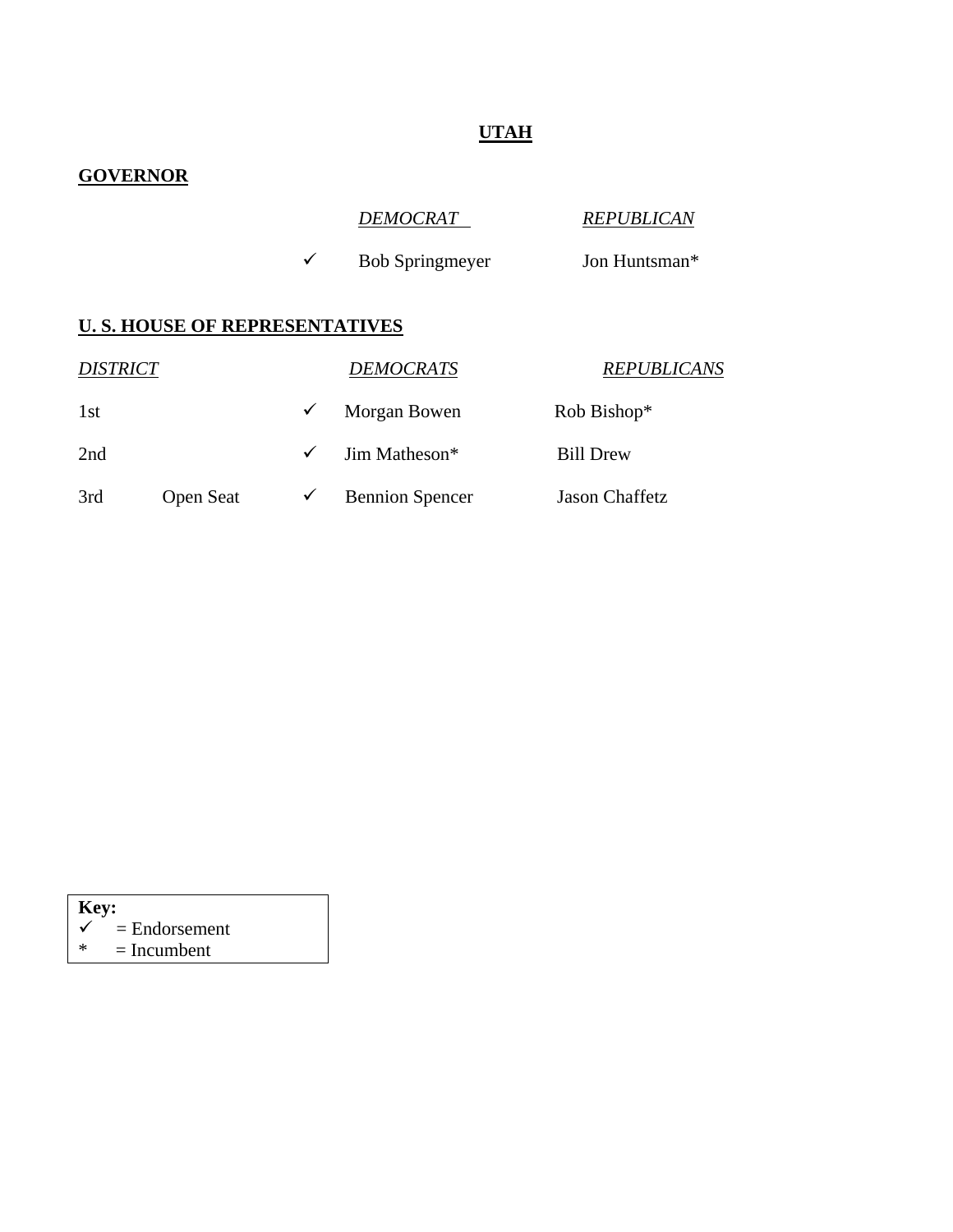# UTAH

## GOVERNOR

| | DEMOCRAT | REPUBLICAN |
|---|---|---|
| ✓ | Bob Springmeyer | Jon Huntsman* |

## U. S. HOUSE OF REPRESENTATIVES

| DISTRICT | | | DEMOCRATS | REPUBLICANS |
|---|---|---|---|---|
| 1st | | ✓ | Morgan Bowen | Rob Bishop* |
| 2nd | | ✓ | Jim Matheson* | Bill Drew |
| 3rd | Open Seat | ✓ | Bennion Spencer | Jason Chaffetz |

**Key:**
✓ = Endorsement
* = Incumbent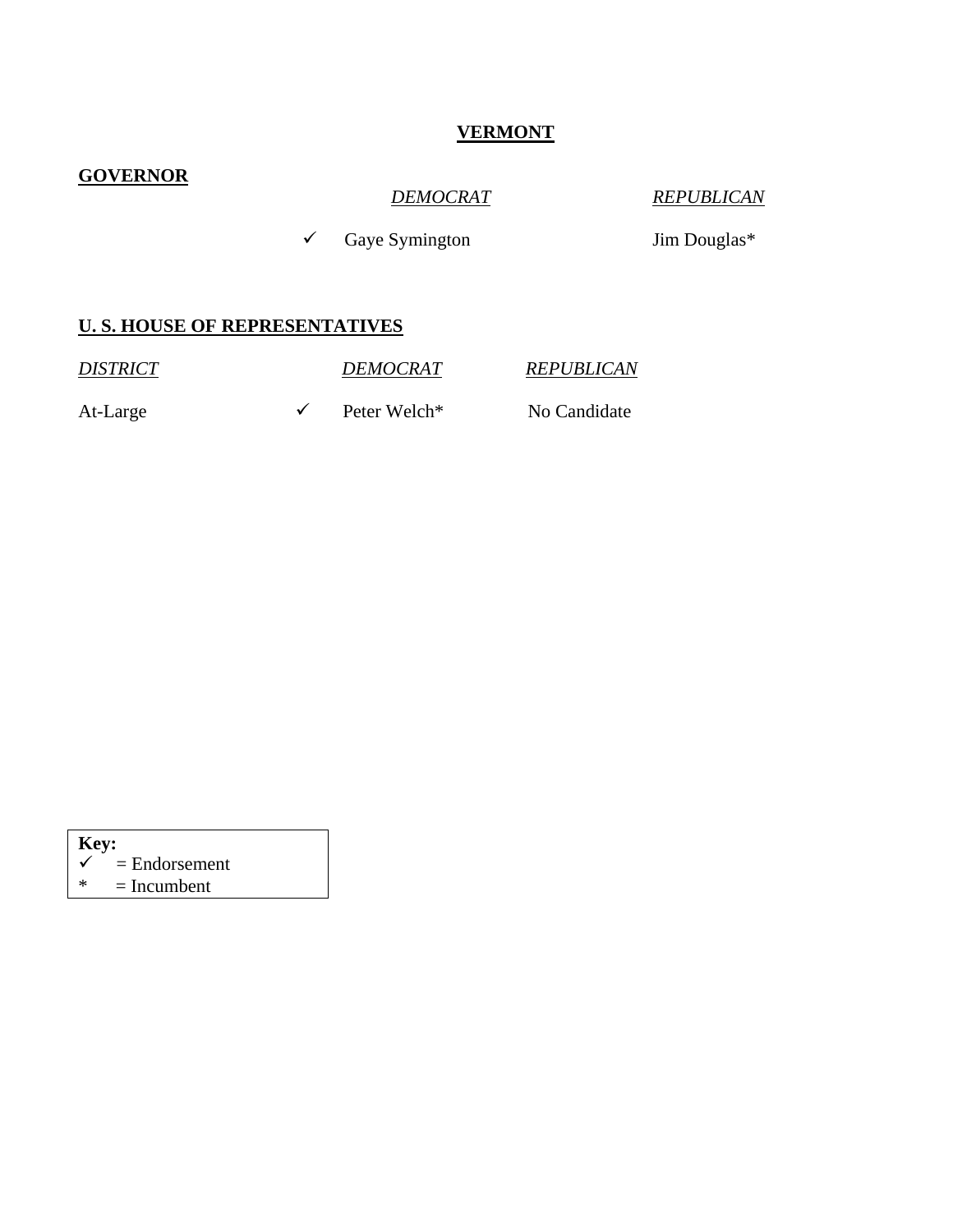# VERMONT

## GOVERNOR

| | DEMOCRAT | REPUBLICAN |
|---|---|---|
| ✓ | Gaye Symington | Jim Douglas* |

## U. S. HOUSE OF REPRESENTATIVES

| DISTRICT | | DEMOCRAT | REPUBLICAN |
|---|---|---|---|
| At-Large | ✓ | Peter Welch* | No Candidate |

**Key:**
✓ = Endorsement
* = Incumbent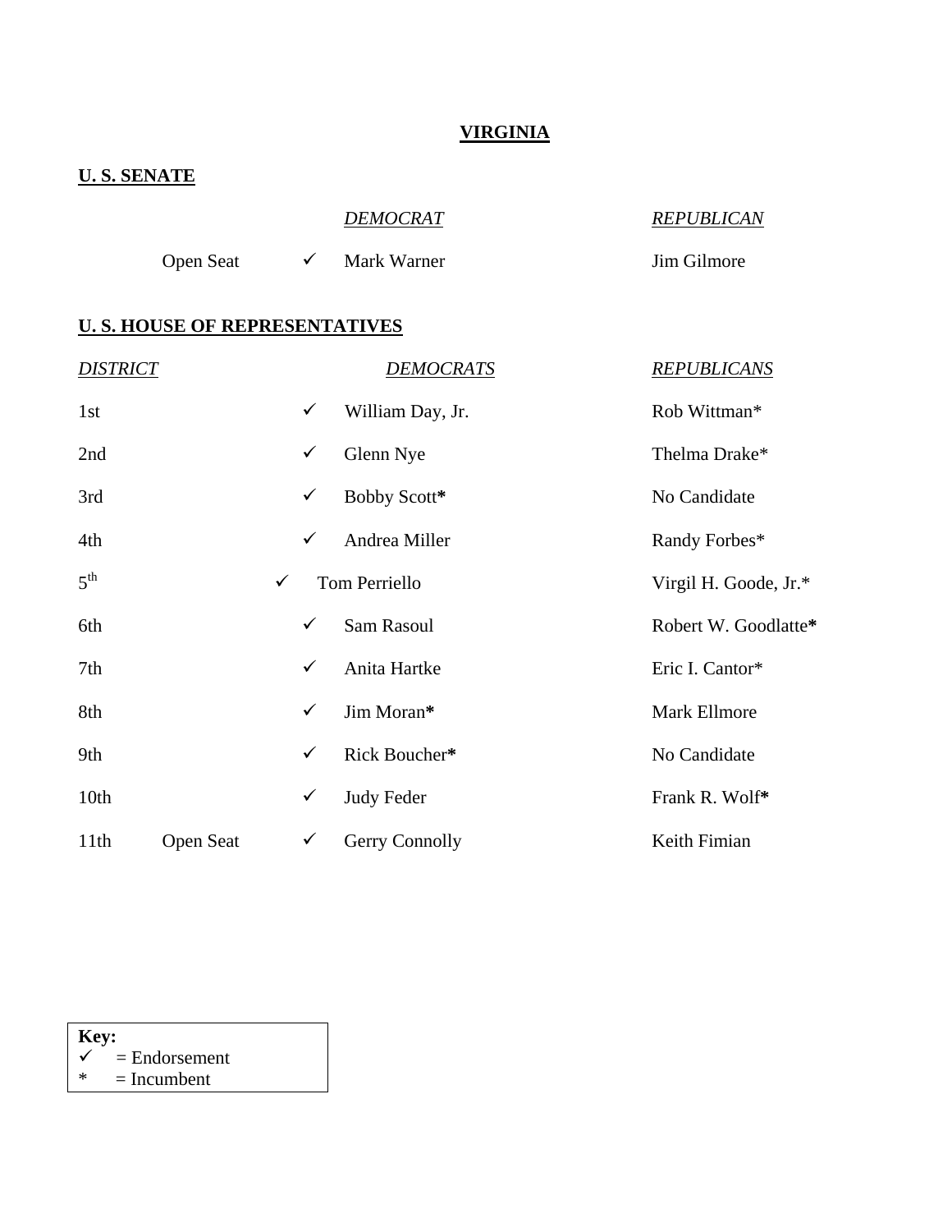# VIRGINIA

## U. S. SENATE

| | | DEMOCRAT | REPUBLICAN |
|---|---|---|---|
| Open Seat | ✓ | Mark Warner | Jim Gilmore |

## U. S. HOUSE OF REPRESENTATIVES

| DISTRICT | | | DEMOCRATS | REPUBLICANS |
|---|---|---|---|---|
| 1st | | ✓ | William Day, Jr. | Rob Wittman* |
| 2nd | | ✓ | Glenn Nye | Thelma Drake* |
| 3rd | | ✓ | Bobby Scott* | No Candidate |
| 4th | | ✓ | Andrea Miller | Randy Forbes* |
| 5th | | ✓ | Tom Perriello | Virgil H. Goode, Jr.* |
| 6th | | ✓ | Sam Rasoul | Robert W. Goodlatte* |
| 7th | | ✓ | Anita Hartke | Eric I. Cantor* |
| 8th | | ✓ | Jim Moran* | Mark Ellmore |
| 9th | | ✓ | Rick Boucher* | No Candidate |
| 10th | | ✓ | Judy Feder | Frank R. Wolf* |
| 11th | Open Seat | ✓ | Gerry Connolly | Keith Fimian |

**Key:**
✓ = Endorsement
* = Incumbent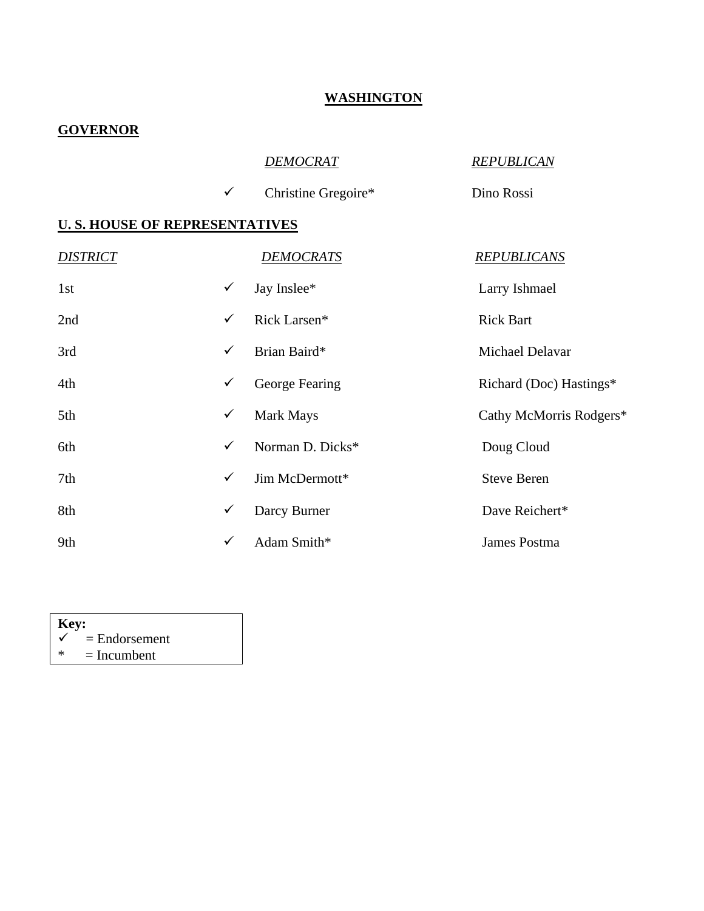# WASHINGTON

## GOVERNOR

| | DEMOCRAT | REPUBLICAN |
|---|---|---|
| ✓ | Christine Gregoire* | Dino Rossi |

## U. S. HOUSE OF REPRESENTATIVES

| DISTRICT | | DEMOCRATS | REPUBLICANS |
|---|---|---|---|
| 1st | ✓ | Jay Inslee* | Larry Ishmael |
| 2nd | ✓ | Rick Larsen* | Rick Bart |
| 3rd | ✓ | Brian Baird* | Michael Delavar |
| 4th | ✓ | George Fearing | Richard (Doc) Hastings* |
| 5th | ✓ | Mark Mays | Cathy McMorris Rodgers* |
| 6th | ✓ | Norman D. Dicks* | Doug Cloud |
| 7th | ✓ | Jim McDermott* | Steve Beren |
| 8th | ✓ | Darcy Burner | Dave Reichert* |
| 9th | ✓ | Adam Smith* | James Postma |

**Key:**
✓ = Endorsement
* = Incumbent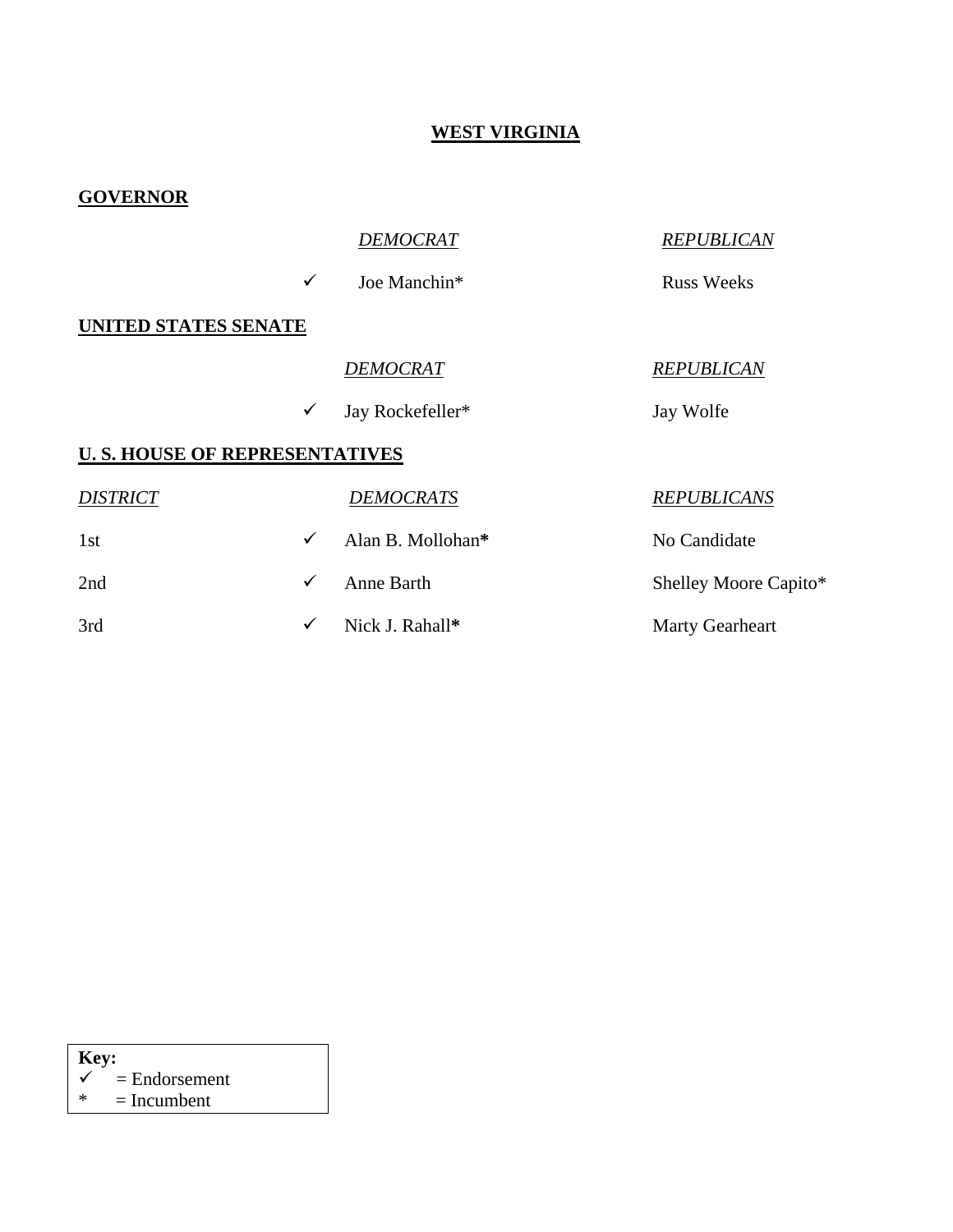# WEST VIRGINIA

## GOVERNOR

| | DEMOCRAT | REPUBLICAN |
|---|---|---|
| ✓ | Joe Manchin* | Russ Weeks |

## UNITED STATES SENATE

| | DEMOCRAT | REPUBLICAN |
|---|---|---|
| ✓ | Jay Rockefeller* | Jay Wolfe |

## U. S. HOUSE OF REPRESENTATIVES

| DISTRICT | | DEMOCRATS | REPUBLICANS |
|---|---|---|---|
| 1st | ✓ | Alan B. Mollohan* | No Candidate |
| 2nd | ✓ | Anne Barth | Shelley Moore Capito* |
| 3rd | ✓ | Nick J. Rahall* | Marty Gearheart |

**Key:**
✓ = Endorsement
* = Incumbent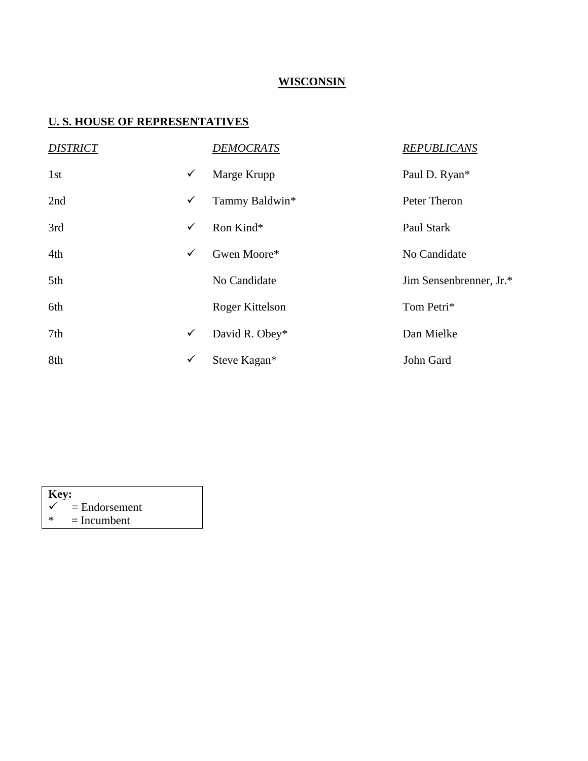# WISCONSIN

## U. S. HOUSE OF REPRESENTATIVES

| *DISTRICT* | | *DEMOCRATS* | *REPUBLICANS* |
|---|---|---|---|
| 1st | ✓ | Marge Krupp | Paul D. Ryan* |
| 2nd | ✓ | Tammy Baldwin* | Peter Theron |
| 3rd | ✓ | Ron Kind* | Paul Stark |
| 4th | ✓ | Gwen Moore* | No Candidate |
| 5th | | No Candidate | Jim Sensenbrenner, Jr.* |
| 6th | | Roger Kittelson | Tom Petri* |
| 7th | ✓ | David R. Obey* | Dan Mielke |
| 8th | ✓ | Steve Kagan* | John Gard |

**Key:**
✓ = Endorsement
* = Incumbent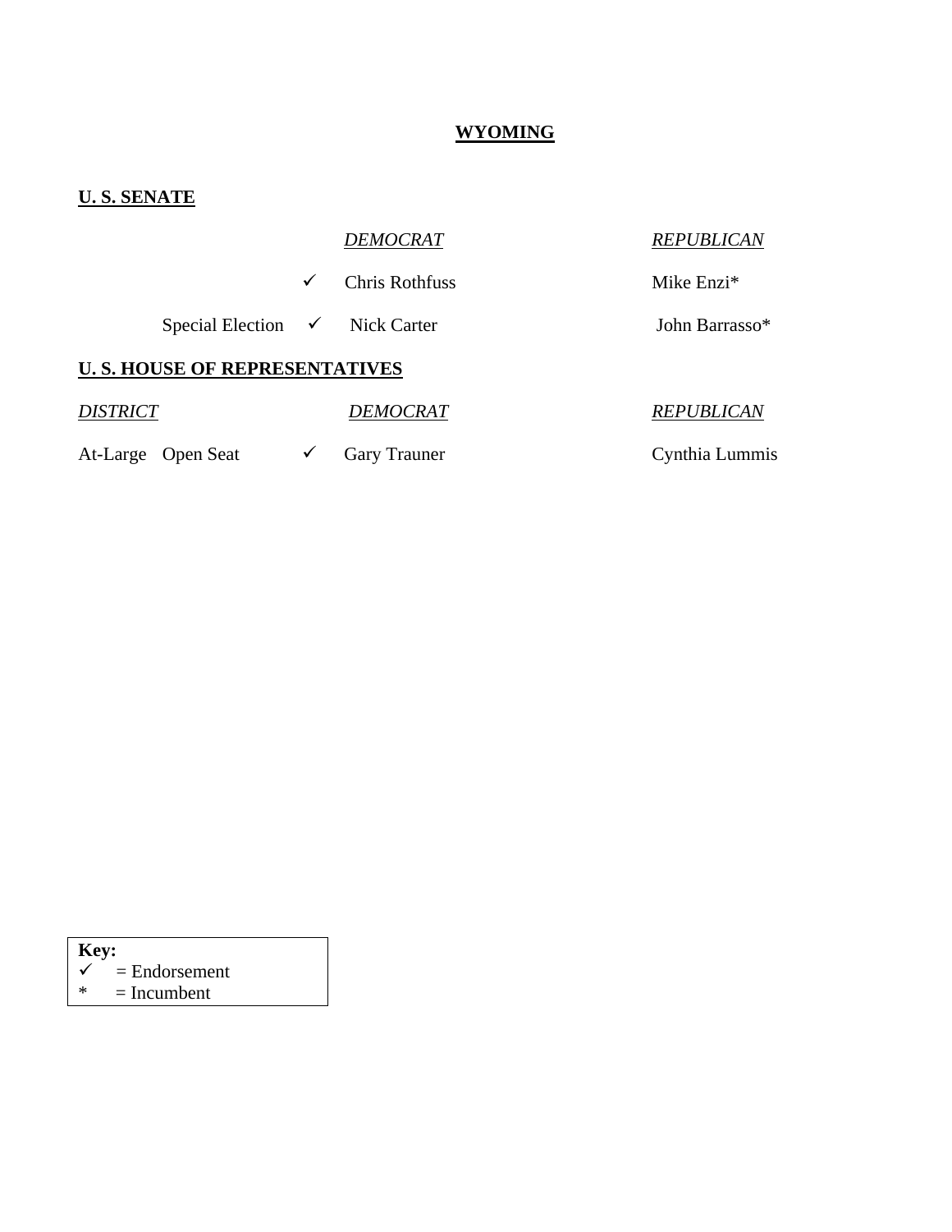# WYOMING

## U. S. SENATE

| | | DEMOCRAT | REPUBLICAN |
|---|---|---|---|
| | ✓ | Chris Rothfuss | Mike Enzi* |
| Special Election | ✓ | Nick Carter | John Barrasso* |

## U. S. HOUSE OF REPRESENTATIVES

| DISTRICT | | DEMOCRAT | REPUBLICAN |
|---|---|---|---|
| At-Large Open Seat | ✓ | Gary Trauner | Cynthia Lummis |

**Key:**
✓ = Endorsement
* = Incumbent